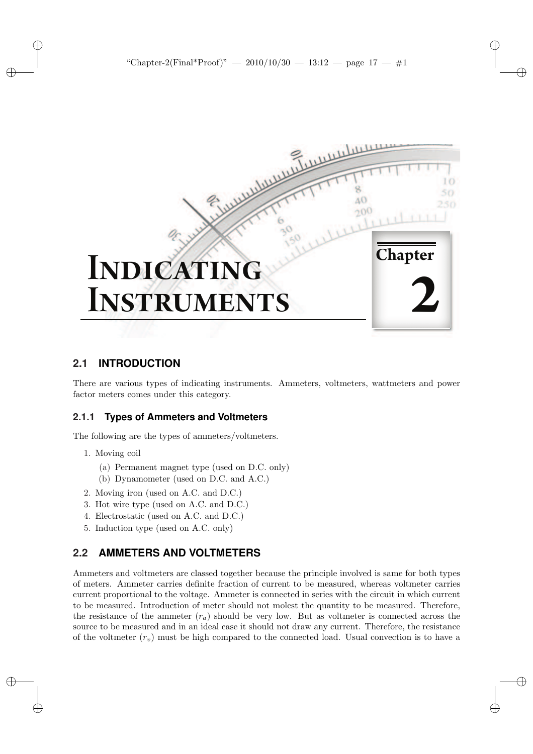# Indicating Instruments

Chapter 2

## 2.1 INTRODUCTION

There are various types of indicating instruments. Ammeters, voltmeters, wattmeters and power factor meters comes under this category.

### 2.1.1 Types of Ammeters and Voltmeters

The following are the types of ammeters/voltmeters.

1. Moving coil
   (a) Permanent magnet type (used on D.C. only)
   (b) Dynamometer (used on D.C. and A.C.)
2. Moving iron (used on A.C. and D.C.)
3. Hot wire type (used on A.C. and D.C.)
4. Electrostatic (used on A.C. and D.C.)
5. Induction type (used on A.C. only)

## 2.2 AMMETERS AND VOLTMETERS

Ammeters and voltmeters are classed together because the principle involved is same for both types of meters. Ammeter carries definite fraction of current to be measured, whereas voltmeter carries current proportional to the voltage. Ammeter is connected in series with the circuit in which current to be measured. Introduction of meter should not molest the quantity to be measured. Therefore, the resistance of the ammeter ($r_a$) should be very low. But as voltmeter is connected across the source to be measured and in an ideal case it should not draw any current. Therefore, the resistance of the voltmeter ($r_v$) must be high compared to the connected load. Usual convection is to have a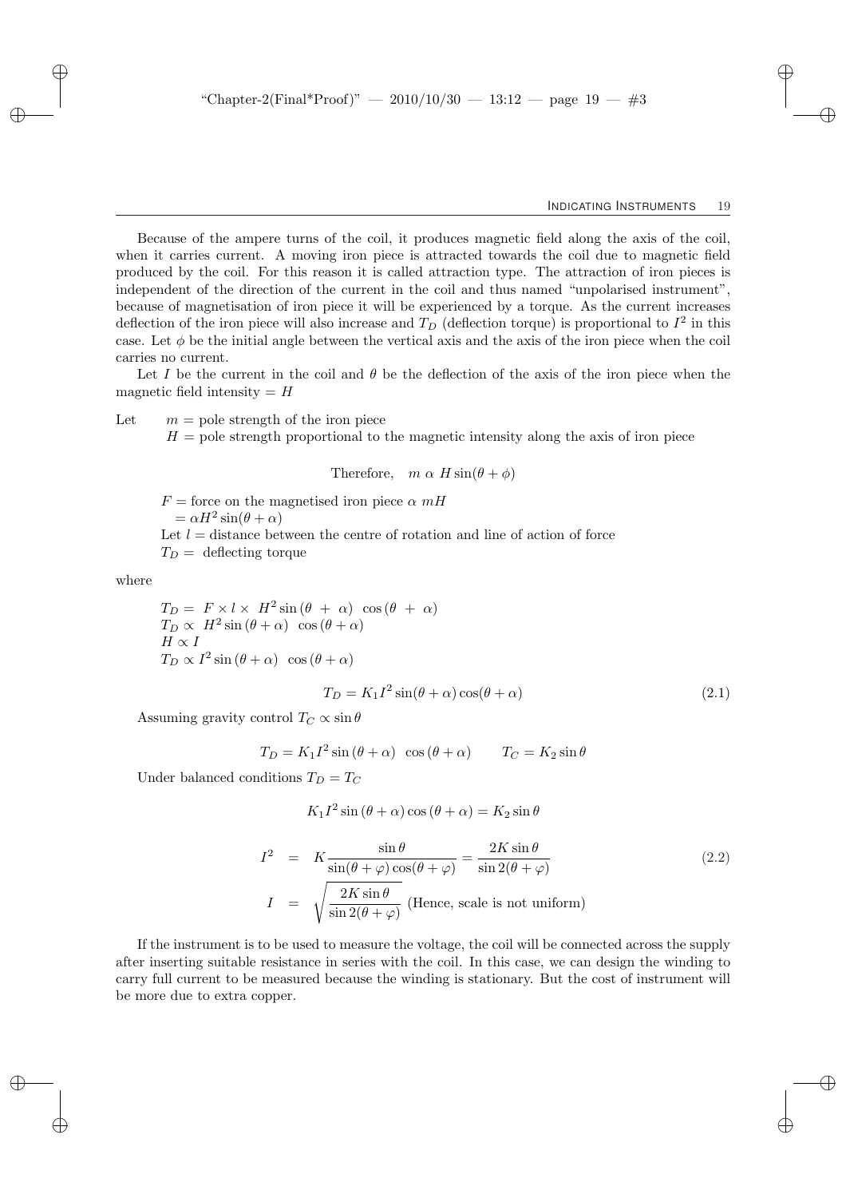Because of the ampere turns of the coil, it produces magnetic field along the axis of the coil, when it carries current. A moving iron piece is attracted towards the coil due to magnetic field produced by the coil. For this reason it is called attraction type. The attraction of iron pieces is independent of the direction of the current in the coil and thus named "unpolarised instrument", because of magnetisation of iron piece it will be experienced by a torque. As the current increases deflection of the iron piece will also increase and $T_D$ (deflection torque) is proportional to $I^2$ in this case. Let $\phi$ be the initial angle between the vertical axis and the axis of the iron piece when the coil carries no current.

Let $I$ be the current in the coil and $\theta$ be the deflection of the axis of the iron piece when the magnetic field intensity $= H$

Let $m$ = pole strength of the iron piece

$H$ = pole strength proportional to the magnetic intensity along the axis of iron piece

$$\text{Therefore,} \quad m \;\alpha\; H \sin(\theta + \phi)$$

$F$ = force on the magnetised iron piece $\alpha \; mH$

$= \alpha H^2 \sin(\theta + \alpha)$

Let $l$ = distance between the centre of rotation and line of action of force

$T_D =$ deflecting torque

where

$T_D = F \times l \times H^2 \sin(\theta + \alpha) \cos(\theta + \alpha)$

$T_D \propto H^2 \sin(\theta + \alpha) \cos(\theta + \alpha)$

$H \propto I$

$T_D \propto I^2 \sin(\theta + \alpha) \cos(\theta + \alpha)$

$$T_D = K_1 I^2 \sin(\theta + \alpha) \cos(\theta + \alpha) \tag{2.1}$$

Assuming gravity control $T_C \propto \sin\theta$

$$T_D = K_1 I^2 \sin(\theta + \alpha) \cos(\theta + \alpha) \qquad T_C = K_2 \sin\theta$$

Under balanced conditions $T_D = T_C$

$$K_1 I^2 \sin(\theta + \alpha) \cos(\theta + \alpha) = K_2 \sin\theta$$

$$I^2 = K \frac{\sin\theta}{\sin(\theta + \varphi)\cos(\theta + \varphi)} = \frac{2K \sin\theta}{\sin 2(\theta + \varphi)} \tag{2.2}$$

$$I = \sqrt{\frac{2K \sin\theta}{\sin 2(\theta + \varphi)}} \text{ (Hence, scale is not uniform)}$$

If the instrument is to be used to measure the voltage, the coil will be connected across the supply after inserting suitable resistance in series with the coil. In this case, we can design the winding to carry full current to be measured because the winding is stationary. But the cost of instrument will be more due to extra copper.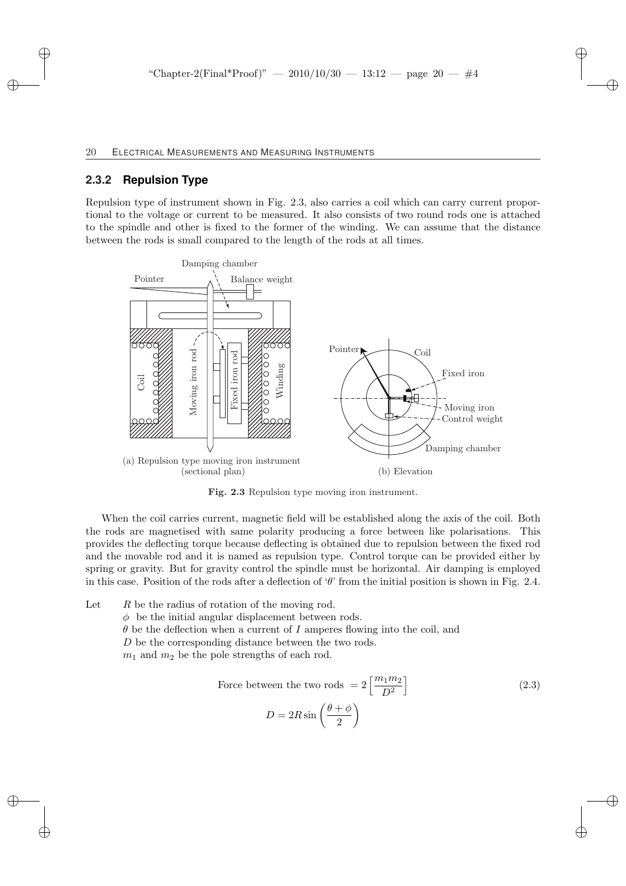### 2.3.2 Repulsion Type

Repulsion type of instrument shown in Fig. 2.3, also carries a coil which can carry current proportional to the voltage or current to be measured. It also consists of two round rods one is attached to the spindle and other is fixed to the former of the winding. We can assume that the distance between the rods is small compared to the length of the rods at all times.

(a) Repulsion type moving iron instrument (sectional plan)

(b) Elevation

**Fig. 2.3** Repulsion type moving iron instrument.

When the coil carries current, magnetic field will be established along the axis of the coil. Both the rods are magnetised with same polarity producing a force between like polarisations. This provides the deflecting torque because deflecting is obtained due to repulsion between the fixed rod and the movable rod and it is named as repulsion type. Control torque can be provided either by spring or gravity. But for gravity control the spindle must be horizontal. Air damping is employed in this case. Position of the rods after a deflection of '$\theta$' from the initial position is shown in Fig. 2.4.

Let $R$ be the radius of rotation of the moving rod.

$\phi$ be the initial angular displacement between rods.

$\theta$ be the deflection when a current of $I$ amperes flowing into the coil, and

$D$ be the corresponding distance between the two rods.

$m_1$ and $m_2$ be the pole strengths of each rod.

$$\text{Force between the two rods } = 2\left[\frac{m_1 m_2}{D^2}\right] \tag{2.3}$$

$$D = 2R\sin\left(\frac{\theta + \phi}{2}\right)$$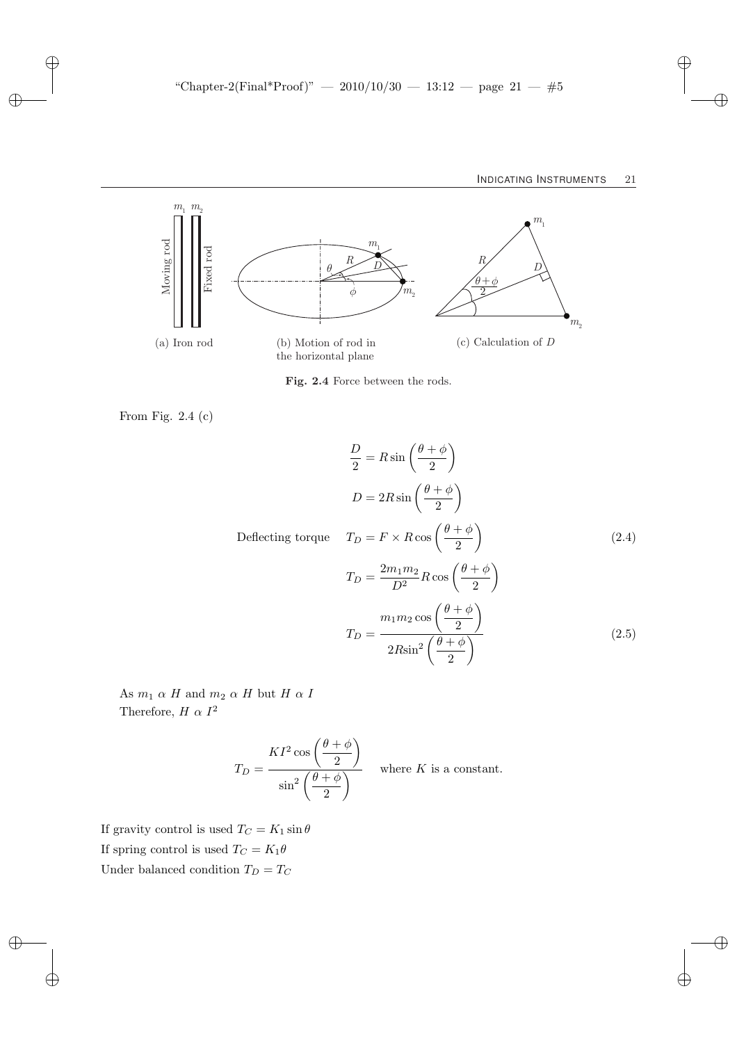(a) Iron rod

(b) Motion of rod in the horizontal plane

(c) Calculation of $D$

**Fig. 2.4** Force between the rods.

From Fig. 2.4 (c)

$$\frac{D}{2} = R\sin\left(\frac{\theta+\phi}{2}\right)$$

$$D = 2R\sin\left(\frac{\theta+\phi}{2}\right)$$

Deflecting torque
$$T_D = F \times R\cos\left(\frac{\theta+\phi}{2}\right) \tag{2.4}$$

$$T_D = \frac{2m_1m_2}{D^2}R\cos\left(\frac{\theta+\phi}{2}\right)$$

$$T_D = \frac{m_1m_2\cos\left(\dfrac{\theta+\phi}{2}\right)}{2R\sin^2\left(\dfrac{\theta+\phi}{2}\right)} \tag{2.5}$$

As $m_1 \;\alpha\; H$ and $m_2 \;\alpha\; H$ but $H \;\alpha\; I$

Therefore, $H \;\alpha\; I^2$

$$T_D = \frac{KI^2\cos\left(\dfrac{\theta+\phi}{2}\right)}{\sin^2\left(\dfrac{\theta+\phi}{2}\right)} \quad \text{where } K \text{ is a constant.}$$

If gravity control is used $T_C = K_1\sin\theta$

If spring control is used $T_C = K_1\theta$

Under balanced condition $T_D = T_C$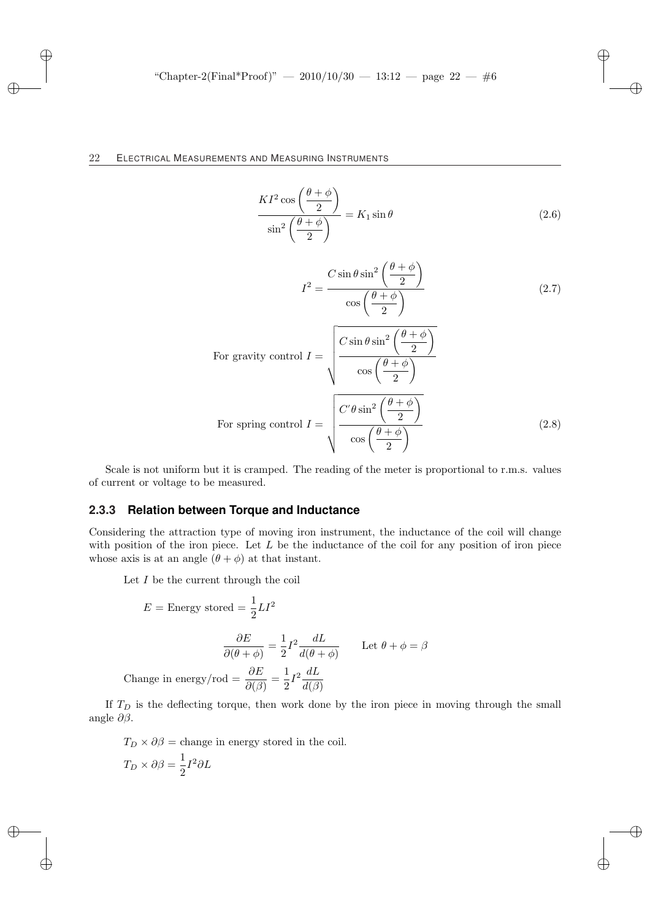$$\frac{KI^2 \cos\left(\frac{\theta + \phi}{2}\right)}{\sin^2\left(\frac{\theta + \phi}{2}\right)} = K_1 \sin\theta \tag{2.6}$$

$$I^2 = \frac{C \sin\theta \sin^2\left(\frac{\theta + \phi}{2}\right)}{\cos\left(\frac{\theta + \phi}{2}\right)} \tag{2.7}$$

$$\text{For gravity control } I = \sqrt{\frac{C \sin\theta \sin^2\left(\frac{\theta + \phi}{2}\right)}{\cos\left(\frac{\theta + \phi}{2}\right)}}$$

$$\text{For spring control } I = \sqrt{\frac{C' \theta \sin^2\left(\frac{\theta + \phi}{2}\right)}{\cos\left(\frac{\theta + \phi}{2}\right)}} \tag{2.8}$$

Scale is not uniform but it is cramped. The reading of the meter is proportional to r.m.s. values of current or voltage to be measured.

### 2.3.3 Relation between Torque and Inductance

Considering the attraction type of moving iron instrument, the inductance of the coil will change with position of the iron piece. Let $L$ be the inductance of the coil for any position of iron piece whose axis is at an angle $(\theta + \phi)$ at that instant.

Let $I$ be the current through the coil

$$E = \text{Energy stored} = \frac{1}{2} L I^2$$

$$\frac{\partial E}{\partial(\theta + \phi)} = \frac{1}{2} I^2 \frac{dL}{d(\theta + \phi)} \qquad \text{Let } \theta + \phi = \beta$$

$$\text{Change in energy/rod} = \frac{\partial E}{\partial(\beta)} = \frac{1}{2} I^2 \frac{dL}{d(\beta)}$$

If $T_D$ is the deflecting torque, then work done by the iron piece in moving through the small angle $\partial\beta$.

$$T_D \times \partial\beta = \text{change in energy stored in the coil.}$$

$$T_D \times \partial\beta = \frac{1}{2} I^2 \partial L$$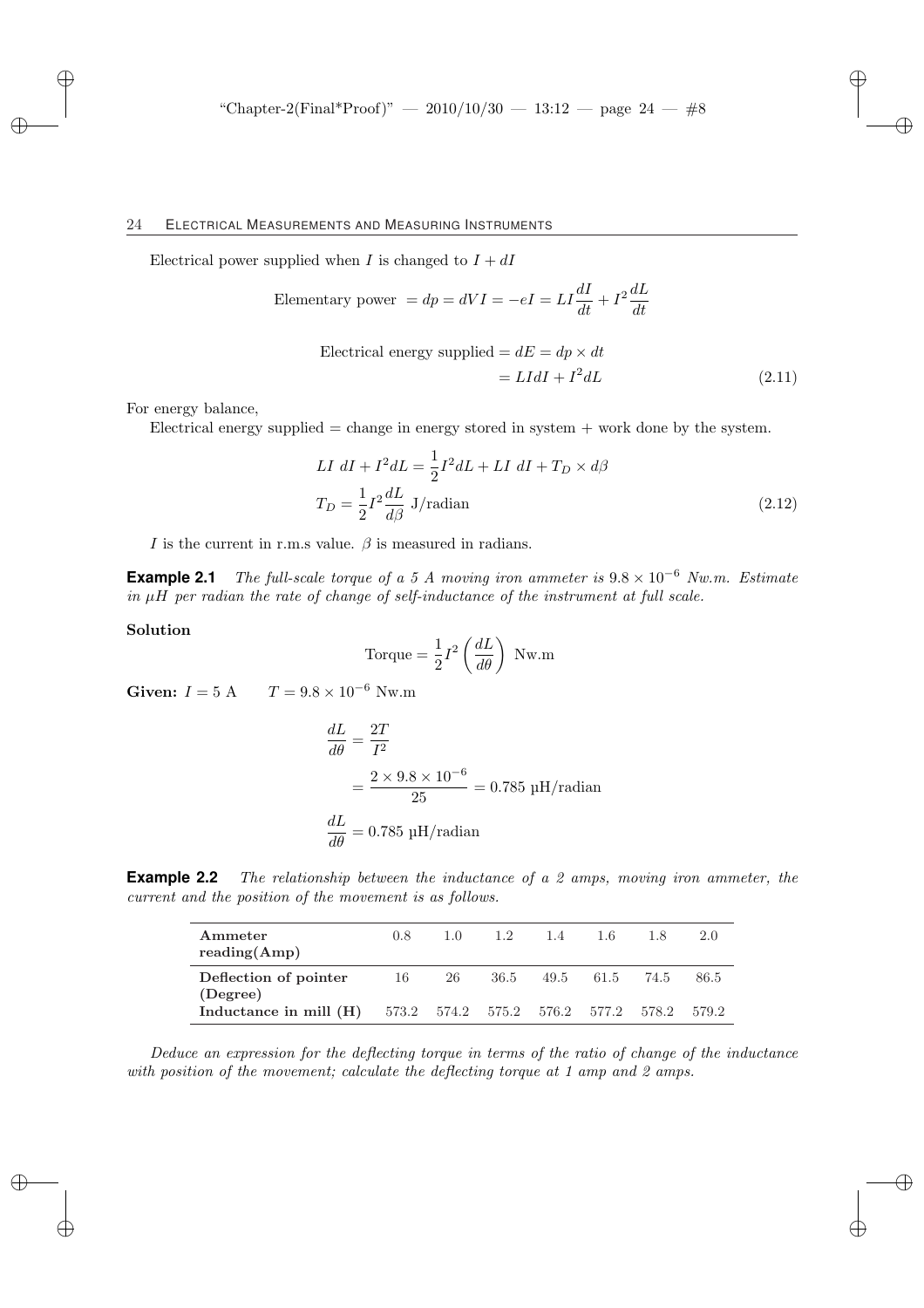Electrical power supplied when $I$ is changed to $I + dI$

$$\text{Elementary power } = dp = dVI = -eI = LI\frac{dI}{dt} + I^2\frac{dL}{dt}$$

$$\begin{aligned} \text{Electrical energy supplied} &= dE = dp \times dt \\ &= LIdI + I^2 dL \end{aligned} \tag{2.11}$$

For energy balance,

Electrical energy supplied = change in energy stored in system + work done by the system.

$$LI\ dI + I^2 dL = \frac{1}{2}I^2 dL + LI\ dI + T_D \times d\beta$$

$$T_D = \frac{1}{2}I^2\frac{dL}{d\beta} \text{ J/radian} \tag{2.12}$$

$I$ is the current in r.m.s value. $\beta$ is measured in radians.

**Example 2.1** *The full-scale torque of a 5 A moving iron ammeter is $9.8 \times 10^{-6}$ Nw.m. Estimate in $\mu H$ per radian the rate of change of self-inductance of the instrument at full scale.*

**Solution**

$$\text{Torque} = \frac{1}{2}I^2\left(\frac{dL}{d\theta}\right) \text{ Nw.m}$$

**Given:** $I = 5$ A $\quad T = 9.8 \times 10^{-6}$ Nw.m

$$\begin{aligned} \frac{dL}{d\theta} &= \frac{2T}{I^2} \\ &= \frac{2 \times 9.8 \times 10^{-6}}{25} = 0.785 \text{ µH/radian} \end{aligned}$$

$$\frac{dL}{d\theta} = 0.785 \text{ µH/radian}$$

**Example 2.2** *The relationship between the inductance of a 2 amps, moving iron ammeter, the current and the position of the movement is as follows.*

| **Ammeter reading(Amp)** | 0.8 | 1.0 | 1.2 | 1.4 | 1.6 | 1.8 | 2.0 |
|---|---|---|---|---|---|---|---|
| **Deflection of pointer (Degree)** | 16 | 26 | 36.5 | 49.5 | 61.5 | 74.5 | 86.5 |
| **Inductance in mill (H)** | 573.2 | 574.2 | 575.2 | 576.2 | 577.2 | 578.2 | 579.2 |

*Deduce an expression for the deflecting torque in terms of the ratio of change of the inductance with position of the movement; calculate the deflecting torque at 1 amp and 2 amps.*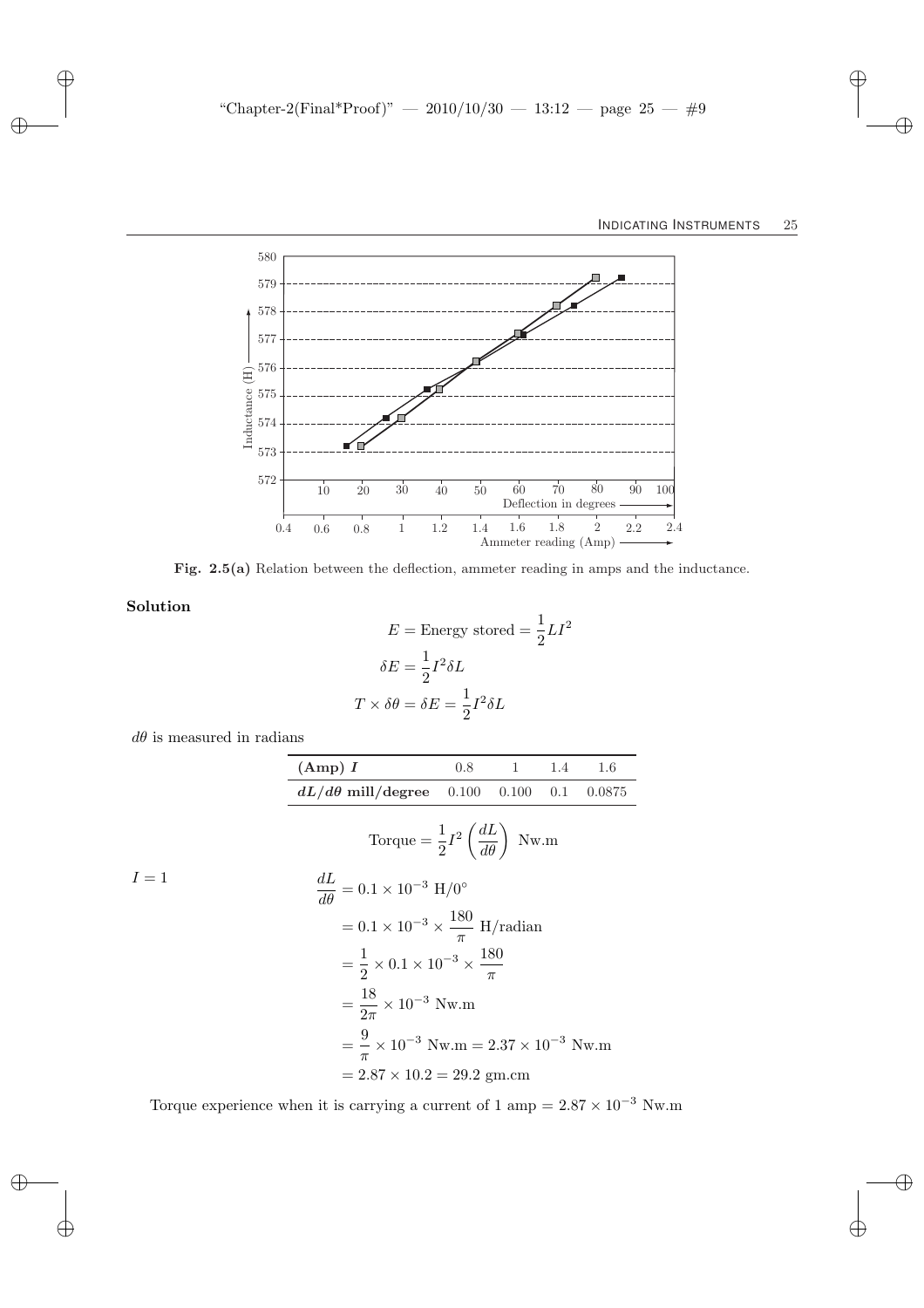Fig. 2.5(a) Relation between the deflection, ammeter reading in amps and the inductance.

**Solution**

$$E = \text{Energy stored} = \frac{1}{2}LI^2$$

$$\delta E = \frac{1}{2}I^2\delta L$$

$$T \times \delta\theta = \delta E = \frac{1}{2}I^2\delta L$$

$d\theta$ is measured in radians

| **(Amp) $I$** | 0.8 | 1 | 1.4 | 1.6 |
|---|---|---|---|---|
| **$dL/d\theta$ mill/degree** | 0.100 | 0.100 | 0.1 | 0.0875 |

$$\text{Torque} = \frac{1}{2}I^2\left(\frac{dL}{d\theta}\right) \text{ Nw.m}$$

$I = 1$

$$\begin{aligned}
\frac{dL}{d\theta} &= 0.1 \times 10^{-3} \text{ H}/0^\circ \\
&= 0.1 \times 10^{-3} \times \frac{180}{\pi} \text{ H/radian} \\
&= \frac{1}{2} \times 0.1 \times 10^{-3} \times \frac{180}{\pi} \\
&= \frac{18}{2\pi} \times 10^{-3} \text{ Nw.m} \\
&= \frac{9}{\pi} \times 10^{-3} \text{ Nw.m} = 2.37 \times 10^{-3} \text{ Nw.m} \\
&= 2.87 \times 10.2 = 29.2 \text{ gm.cm}
\end{aligned}$$

Torque experience when it is carrying a current of 1 amp $= 2.87 \times 10^{-3}$ Nw.m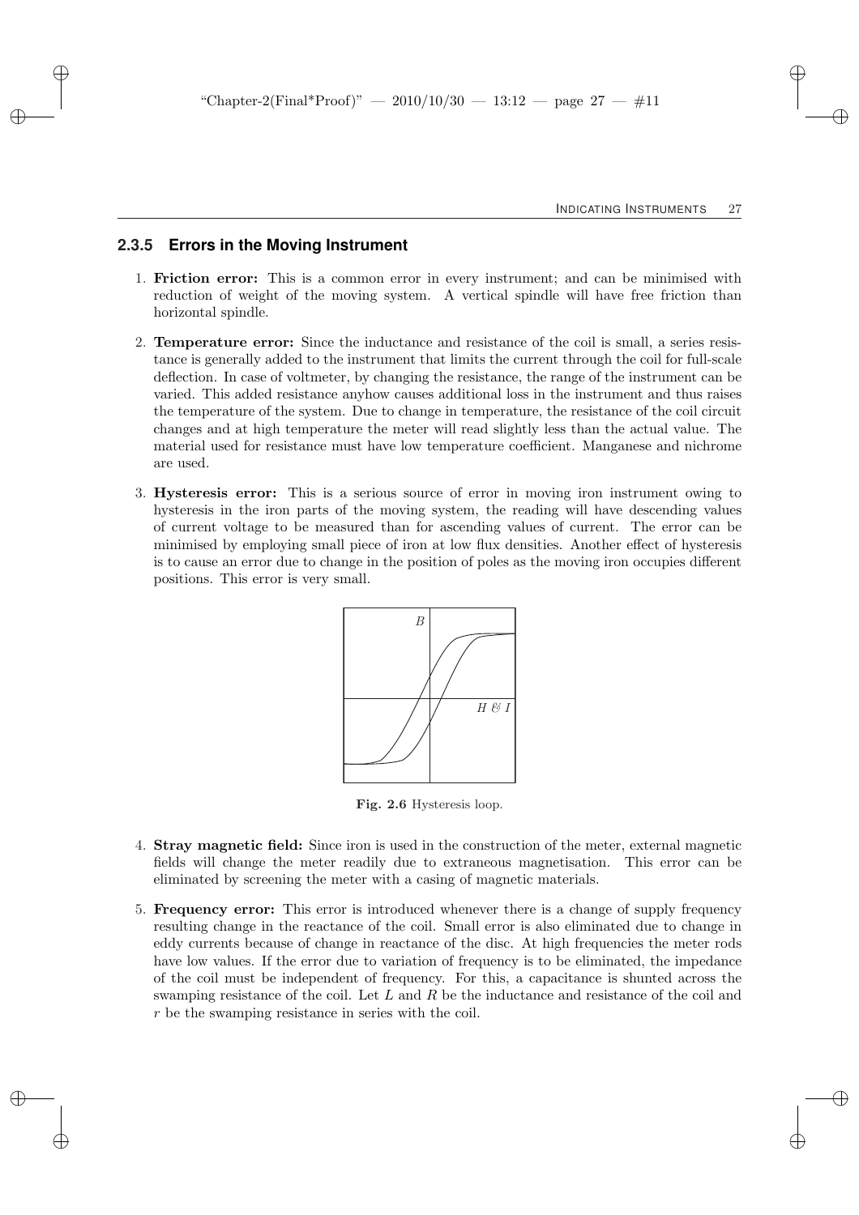### 2.3.5 Errors in the Moving Instrument

1. **Friction error:** This is a common error in every instrument; and can be minimised with reduction of weight of the moving system. A vertical spindle will have free friction than horizontal spindle.

2. **Temperature error:** Since the inductance and resistance of the coil is small, a series resistance is generally added to the instrument that limits the current through the coil for full-scale deflection. In case of voltmeter, by changing the resistance, the range of the instrument can be varied. This added resistance anyhow causes additional loss in the instrument and thus raises the temperature of the system. Due to change in temperature, the resistance of the coil circuit changes and at high temperature the meter will read slightly less than the actual value. The material used for resistance must have low temperature coefficient. Manganese and nichrome are used.

3. **Hysteresis error:** This is a serious source of error in moving iron instrument owing to hysteresis in the iron parts of the moving system, the reading will have descending values of current voltage to be measured than for ascending values of current. The error can be minimised by employing small piece of iron at low flux densities. Another effect of hysteresis is to cause an error due to change in the position of poles as the moving iron occupies different positions. This error is very small.

**Fig. 2.6** Hysteresis loop.

4. **Stray magnetic field:** Since iron is used in the construction of the meter, external magnetic fields will change the meter readily due to extraneous magnetisation. This error can be eliminated by screening the meter with a casing of magnetic materials.

5. **Frequency error:** This error is introduced whenever there is a change of supply frequency resulting change in the reactance of the coil. Small error is also eliminated due to change in eddy currents because of change in reactance of the disc. At high frequencies the meter rods have low values. If the error due to variation of frequency is to be eliminated, the impedance of the coil must be independent of frequency. For this, a capacitance is shunted across the swamping resistance of the coil. Let $L$ and $R$ be the inductance and resistance of the coil and $r$ be the swamping resistance in series with the coil.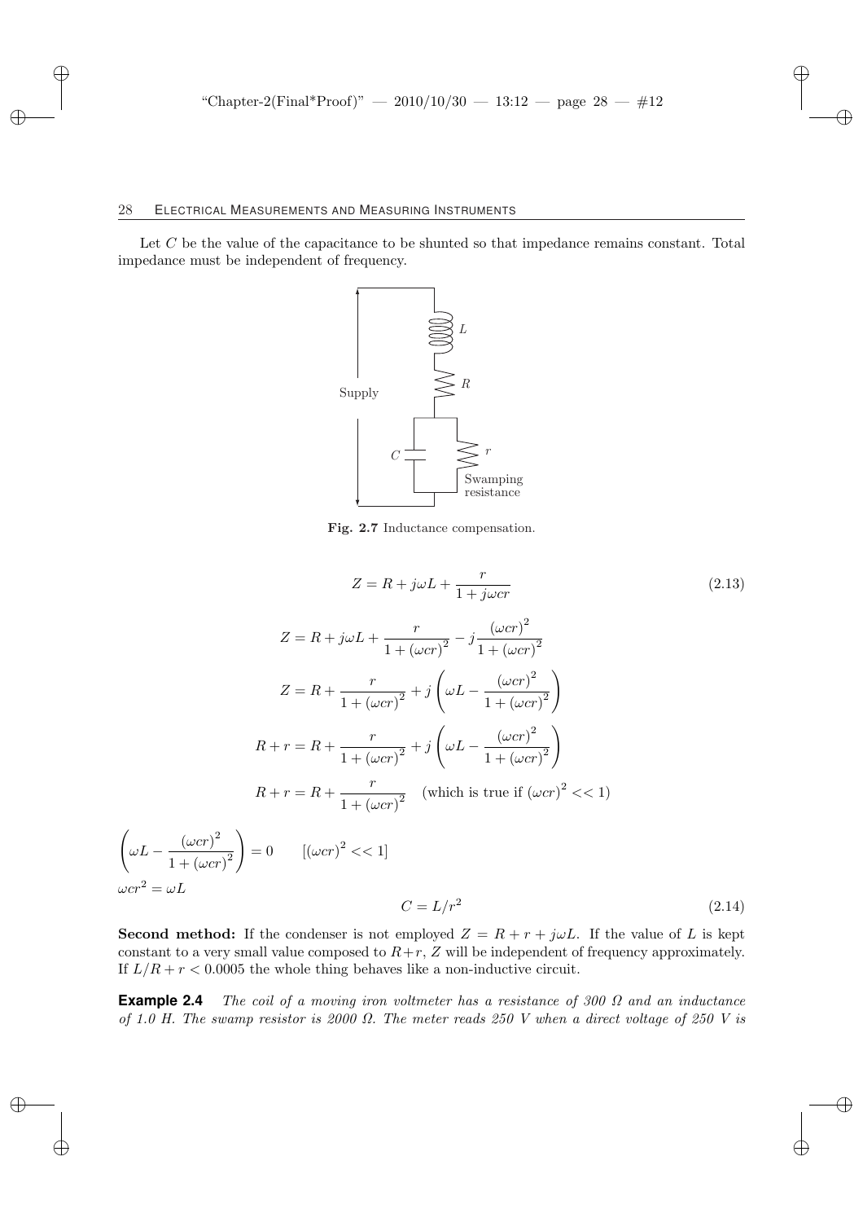Let $C$ be the value of the capacitance to be shunted so that impedance remains constant. Total impedance must be independent of frequency.

**Fig. 2.7** Inductance compensation.

$$Z = R + j\omega L + \frac{r}{1 + j\omega cr} \tag{2.13}$$

$$Z = R + j\omega L + \frac{r}{1 + (\omega cr)^2} - j\frac{(\omega cr)^2}{1 + (\omega cr)^2}$$

$$Z = R + \frac{r}{1 + (\omega cr)^2} + j\left(\omega L - \frac{(\omega cr)^2}{1 + (\omega cr)^2}\right)$$

$$R + r = R + \frac{r}{1 + (\omega cr)^2} + j\left(\omega L - \frac{(\omega cr)^2}{1 + (\omega cr)^2}\right)$$

$$R + r = R + \frac{r}{1 + (\omega cr)^2} \quad \text{(which is true if } (\omega cr)^2 << 1\text{)}$$

$$\left(\omega L - \frac{(\omega cr)^2}{1 + (\omega cr)^2}\right) = 0 \qquad [(\omega cr)^2 << 1]$$

$$\omega cr^2 = \omega L$$

$$C = L/r^2 \tag{2.14}$$

**Second method:** If the condenser is not employed $Z = R + r + j\omega L$. If the value of $L$ is kept constant to a very small value composed to $R+r$, $Z$ will be independent of frequency approximately. If $L/R + r < 0.0005$ the whole thing behaves like a non-inductive circuit.

**Example 2.4** *The coil of a moving iron voltmeter has a resistance of 300 Ω and an inductance of 1.0 H. The swamp resistor is 2000 Ω. The meter reads 250 V when a direct voltage of 250 V is*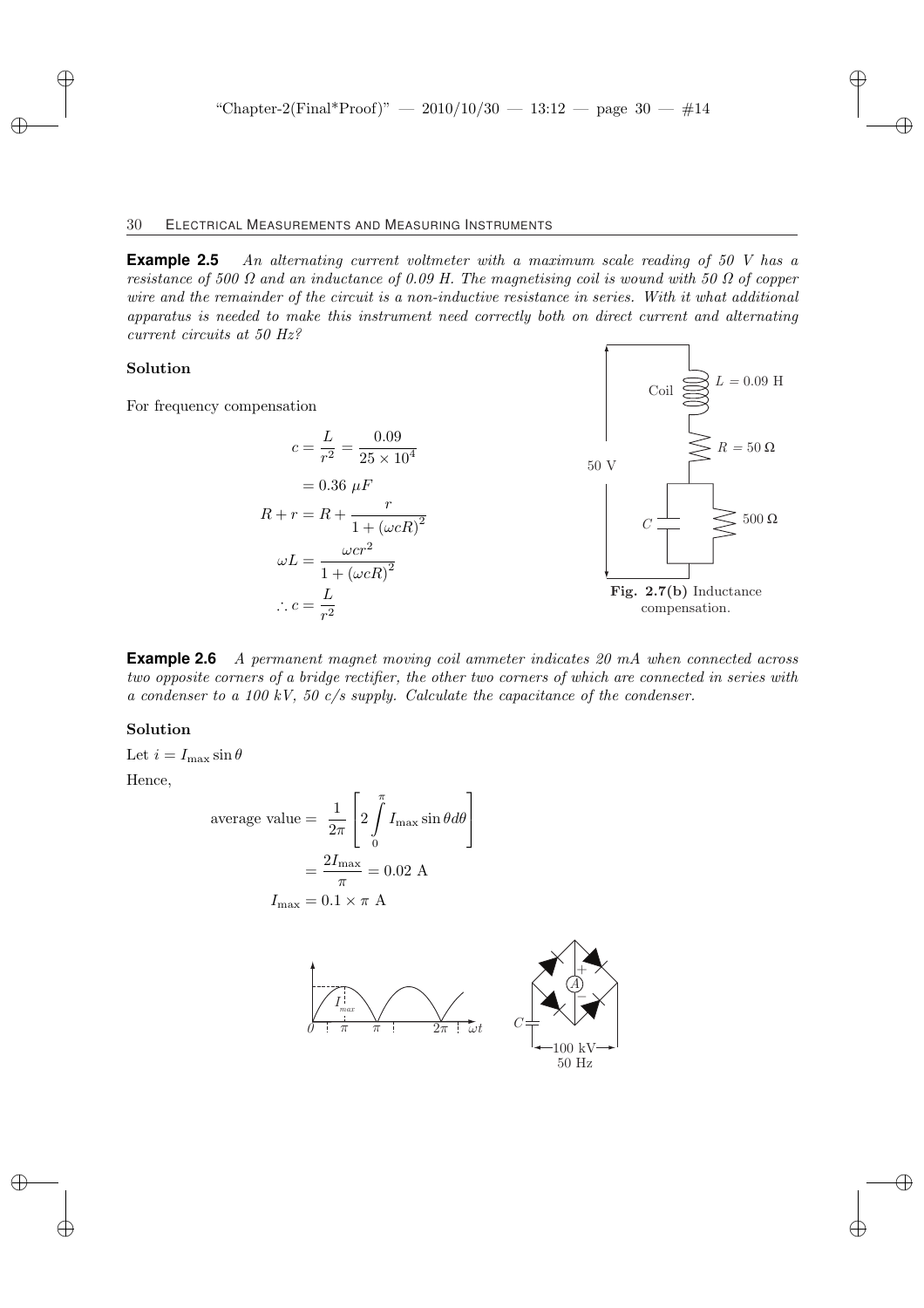**Example 2.5** *An alternating current voltmeter with a maximum scale reading of 50 V has a resistance of 500 Ω and an inductance of 0.09 H. The magnetising coil is wound with 50 Ω of copper wire and the remainder of the circuit is a non-inductive resistance in series. With it what additional apparatus is needed to make this instrument need correctly both on direct current and alternating current circuits at 50 Hz?*

**Solution**

For frequency compensation

$$c = \frac{L}{r^2} = \frac{0.09}{25 \times 10^4}$$

$$= 0.36 \ \mu F$$

$$R + r = R + \frac{r}{1 + (\omega c R)^2}$$

$$\omega L = \frac{\omega c r^2}{1 + (\omega c R)^2}$$

$$\therefore c = \frac{L}{r^2}$$

**Fig. 2.7(b)** Inductance compensation.

**Example 2.6** *A permanent magnet moving coil ammeter indicates 20 mA when connected across two opposite corners of a bridge rectifier, the other two corners of which are connected in series with a condenser to a 100 kV, 50 c/s supply. Calculate the capacitance of the condenser.*

**Solution**

Let $i = I_{\max} \sin \theta$

Hence,

$$\text{average value} = \frac{1}{2\pi} \left[ 2 \int_0^{\pi} I_{\max} \sin \theta d\theta \right]$$

$$= \frac{2I_{\max}}{\pi} = 0.02 \text{ A}$$

$$I_{\max} = 0.1 \times \pi \text{ A}$$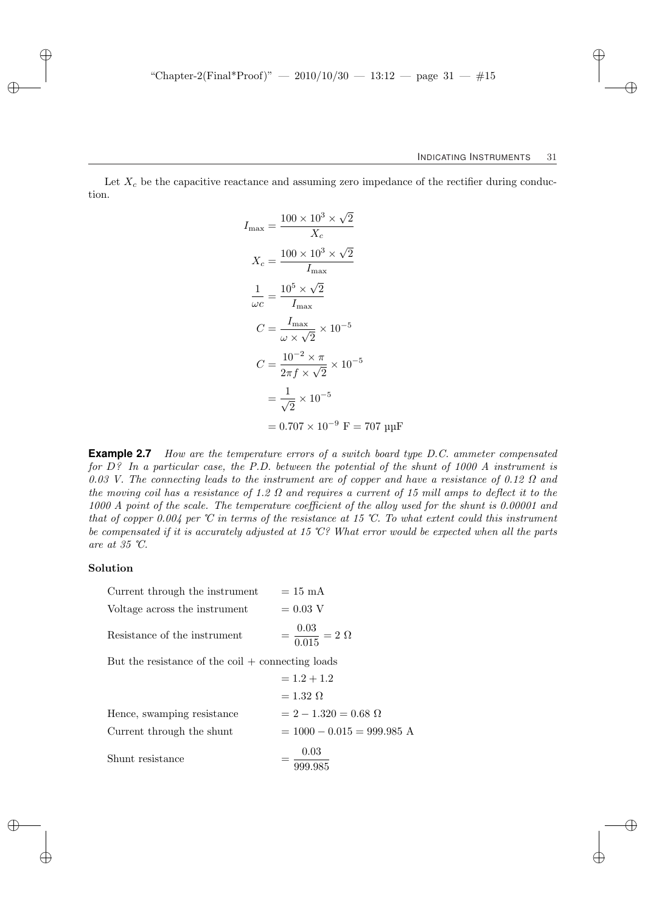Let $X_c$ be the capacitive reactance and assuming zero impedance of the rectifier during conduction.

$$I_{\max} = \frac{100 \times 10^3 \times \sqrt{2}}{X_c}$$

$$X_c = \frac{100 \times 10^3 \times \sqrt{2}}{I_{\max}}$$

$$\frac{1}{\omega c} = \frac{10^5 \times \sqrt{2}}{I_{\max}}$$

$$C = \frac{I_{\max}}{\omega \times \sqrt{2}} \times 10^{-5}$$

$$C = \frac{10^{-2} \times \pi}{2\pi f \times \sqrt{2}} \times 10^{-5}$$

$$= \frac{1}{\sqrt{2}} \times 10^{-5}$$

$$= 0.707 \times 10^{-9} \text{ F} = 707 \text{ µµF}$$

**Example 2.7** *How are the temperature errors of a switch board type D.C. ammeter compensated for D? In a particular case, the P.D. between the potential of the shunt of 1000 A instrument is 0.03 V. The connecting leads to the instrument are of copper and have a resistance of 0.12 Ω and the moving coil has a resistance of 1.2 Ω and requires a current of 15 mill amps to deflect it to the 1000 A point of the scale. The temperature coefficient of the alloy used for the shunt is 0.00001 and that of copper 0.004 per ℃ in terms of the resistance at 15 ℃. To what extent could this instrument be compensated if it is accurately adjusted at 15 ℃? What error would be expected when all the parts are at 35 ℃.*

**Solution**

Current through the instrument $= 15$ mA

Voltage across the instrument $= 0.03$ V

Resistance of the instrument $= \dfrac{0.03}{0.015} = 2\ \Omega$

But the resistance of the coil + connecting loads

$= 1.2 + 1.2$

$= 1.32\ \Omega$

Hence, swamping resistance $= 2 - 1.320 = 0.68\ \Omega$

Current through the shunt $= 1000 - 0.015 = 999.985$ A

Shunt resistance $= \dfrac{0.03}{999.985}$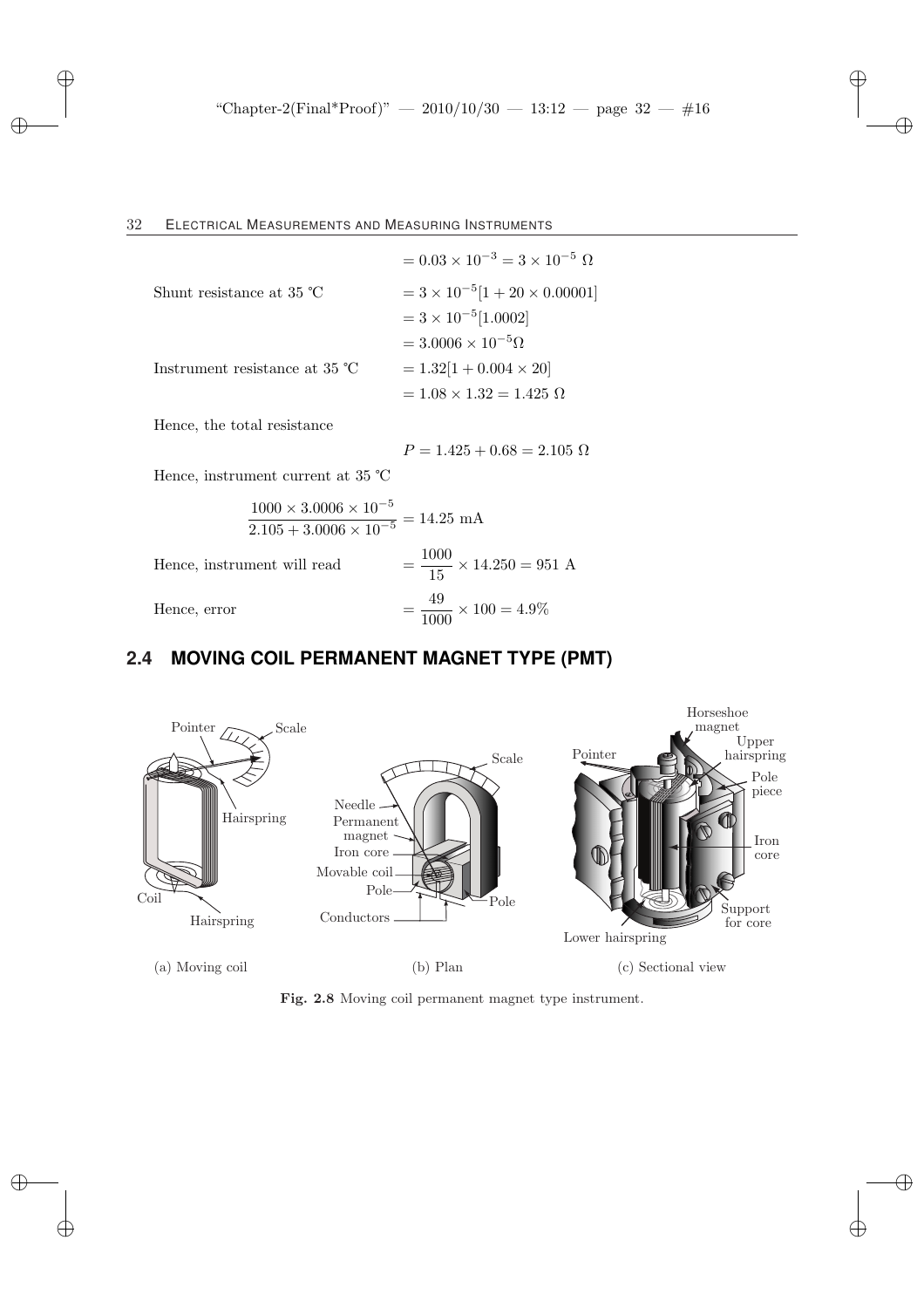$$= 0.03 \times 10^{-3} = 3 \times 10^{-5}\ \Omega$$

Shunt resistance at 35 °C $= 3 \times 10^{-5}[1 + 20 \times 0.00001]$

$= 3 \times 10^{-5}[1.0002]$

$= 3.0006 \times 10^{-5}\Omega$

Instrument resistance at 35 °C $= 1.32[1 + 0.004 \times 20]$

$= 1.08 \times 1.32 = 1.425\ \Omega$

Hence, the total resistance

$$P = 1.425 + 0.68 = 2.105\ \Omega$$

Hence, instrument current at 35 °C

$$\frac{1000 \times 3.0006 \times 10^{-5}}{2.105 + 3.0006 \times 10^{-5}} = 14.25 \text{ mA}$$

Hence, instrument will read $= \dfrac{1000}{15} \times 14.250 = 951$ A

Hence, error $= \dfrac{49}{1000} \times 100 = 4.9\%$

## 2.4 MOVING COIL PERMANENT MAGNET TYPE (PMT)

(a) Moving coil (b) Plan (c) Sectional view

**Fig. 2.8** Moving coil permanent magnet type instrument.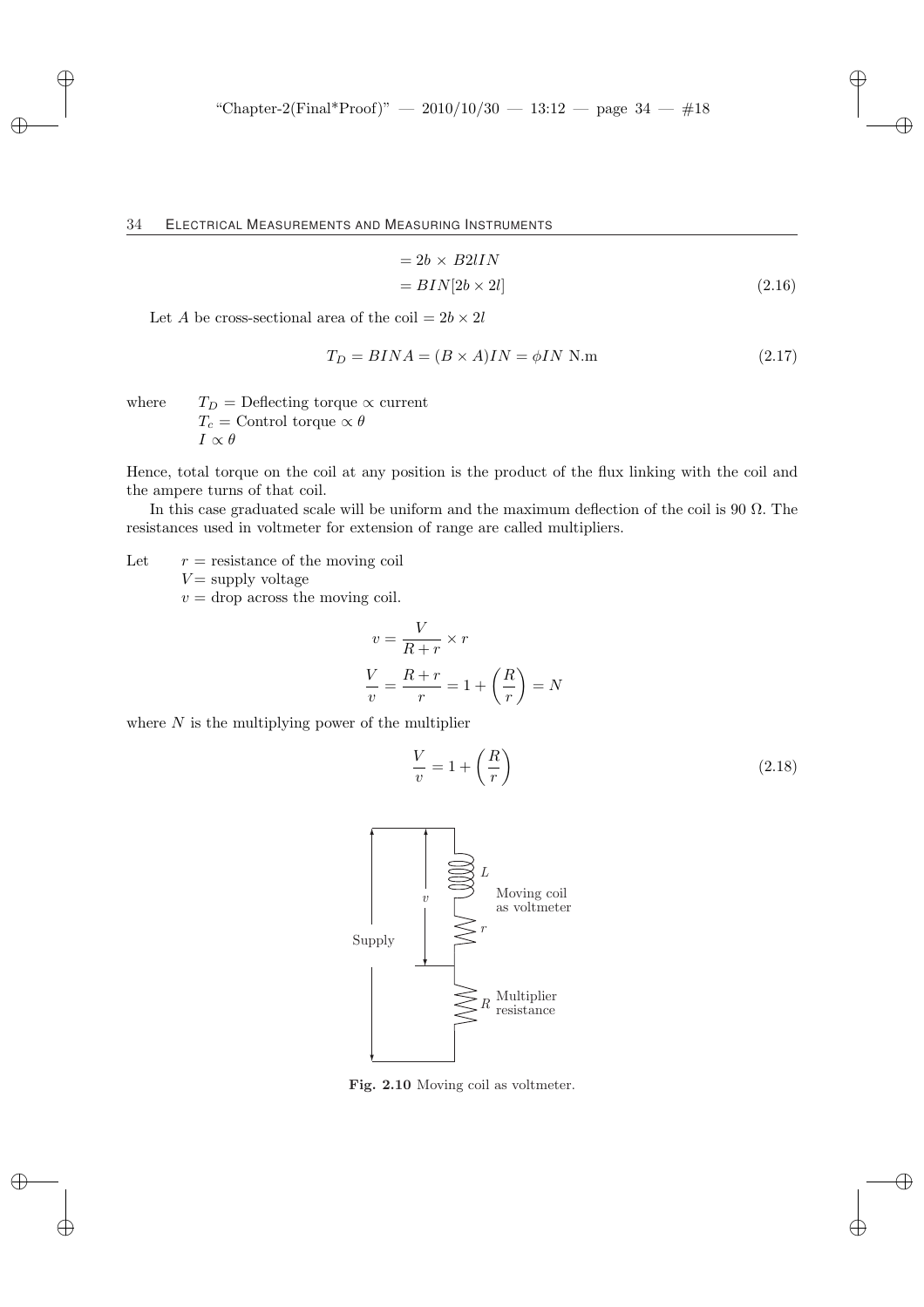$$= 2b \times B2lIN$$

$$= BIN[2b \times 2l] \tag{2.16}$$

Let $A$ be cross-sectional area of the coil $= 2b \times 2l$

$$T_D = BINA = (B \times A)IN = \phi IN \text{ N.m} \tag{2.17}$$

where $T_D$ = Deflecting torque $\propto$ current
$T_c$ = Control torque $\propto \theta$
$I \propto \theta$

Hence, total torque on the coil at any position is the product of the flux linking with the coil and the ampere turns of that coil.

In this case graduated scale will be uniform and the maximum deflection of the coil is 90 Ω. The resistances used in voltmeter for extension of range are called multipliers.

Let $r$ = resistance of the moving coil
$V$ = supply voltage
$v$ = drop across the moving coil.

$$v = \frac{V}{R + r} \times r$$

$$\frac{V}{v} = \frac{R + r}{r} = 1 + \left(\frac{R}{r}\right) = N$$

where $N$ is the multiplying power of the multiplier

$$\frac{V}{v} = 1 + \left(\frac{R}{r}\right) \tag{2.18}$$

**Fig. 2.10** Moving coil as voltmeter.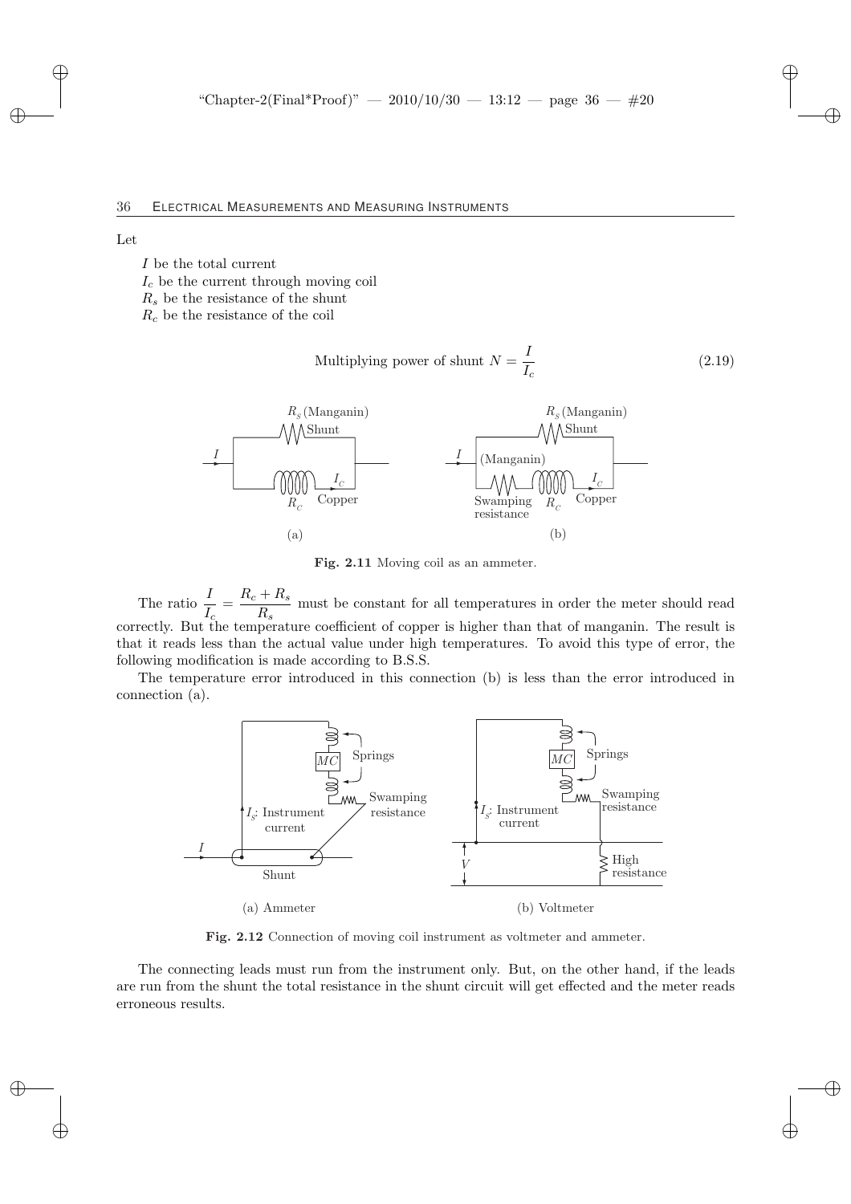Let

$I$ be the total current
$I_c$ be the current through moving coil
$R_s$ be the resistance of the shunt
$R_c$ be the resistance of the coil

$$\text{Multiplying power of shunt } N = \frac{I}{I_c} \tag{2.19}$$

**Fig. 2.11** Moving coil as an ammeter.

The ratio $\dfrac{I}{I_c} = \dfrac{R_c + R_s}{R_s}$ must be constant for all temperatures in order the meter should read correctly. But the temperature coefficient of copper is higher than that of manganin. The result is that it reads less than the actual value under high temperatures. To avoid this type of error, the following modification is made according to B.S.S.

The temperature error introduced in this connection (b) is less than the error introduced in connection (a).

**Fig. 2.12** Connection of moving coil instrument as voltmeter and ammeter.

The connecting leads must run from the instrument only. But, on the other hand, if the leads are run from the shunt the total resistance in the shunt circuit will get effected and the meter reads erroneous results.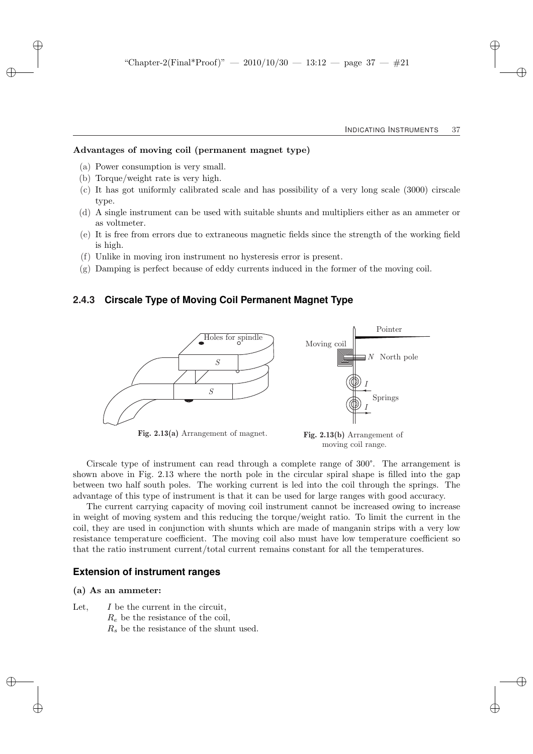**Advantages of moving coil (permanent magnet type)**

(a) Power consumption is very small.
(b) Torque/weight rate is very high.
(c) It has got uniformly calibrated scale and has possibility of a very long scale (3000) cirscale type.
(d) A single instrument can be used with suitable shunts and multipliers either as an ammeter or as voltmeter.
(e) It is free from errors due to extraneous magnetic fields since the strength of the working field is high.
(f) Unlike in moving iron instrument no hysteresis error is present.
(g) Damping is perfect because of eddy currents induced in the former of the moving coil.

### 2.4.3 Cirscale Type of Moving Coil Permanent Magnet Type

**Fig. 2.13(a)** Arrangement of magnet.

**Fig. 2.13(b)** Arrangement of moving coil range.

Cirscale type of instrument can read through a complete range of 300°. The arrangement is shown above in Fig. 2.13 where the north pole in the circular spiral shape is filled into the gap between two half south poles. The working current is led into the coil through the springs. The advantage of this type of instrument is that it can be used for large ranges with good accuracy.

The current carrying capacity of moving coil instrument cannot be increased owing to increase in weight of moving system and this reducing the torque/weight ratio. To limit the current in the coil, they are used in conjunction with shunts which are made of manganin strips with a very low resistance temperature coefficient. The moving coil also must have low temperature coefficient so that the ratio instrument current/total current remains constant for all the temperatures.

### Extension of instrument ranges

**(a) As an ammeter:**

Let, $I$ be the current in the circuit,
$R_e$ be the resistance of the coil,
$R_s$ be the resistance of the shunt used.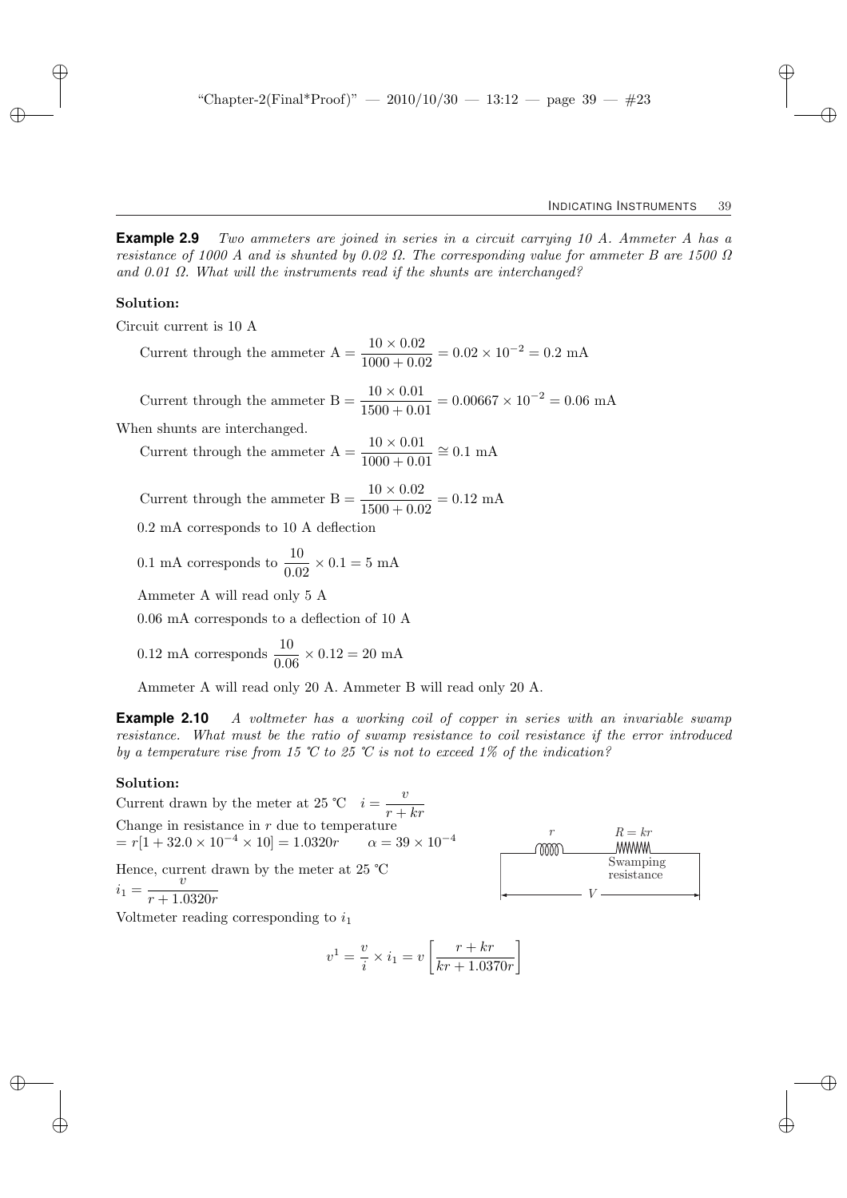**Example 2.9** *Two ammeters are joined in series in a circuit carrying 10 A. Ammeter A has a resistance of 1000 A and is shunted by 0.02 Ω. The corresponding value for ammeter B are 1500 Ω and 0.01 Ω. What will the instruments read if the shunts are interchanged?*

**Solution:**

Circuit current is 10 A

$$\text{Current through the ammeter A} = \frac{10 \times 0.02}{1000 + 0.02} = 0.02 \times 10^{-2} = 0.2 \text{ mA}$$

$$\text{Current through the ammeter B} = \frac{10 \times 0.01}{1500 + 0.01} = 0.00667 \times 10^{-2} = 0.06 \text{ mA}$$

When shunts are interchanged.

$$\text{Current through the ammeter A} = \frac{10 \times 0.01}{1000 + 0.01} \cong 0.1 \text{ mA}$$

$$\text{Current through the ammeter B} = \frac{10 \times 0.02}{1500 + 0.02} = 0.12 \text{ mA}$$

0.2 mA corresponds to 10 A deflection

0.1 mA corresponds to $\dfrac{10}{0.02} \times 0.1 = 5$ mA

Ammeter A will read only 5 A

0.06 mA corresponds to a deflection of 10 A

0.12 mA corresponds $\dfrac{10}{0.06} \times 0.12 = 20$ mA

Ammeter A will read only 20 A. Ammeter B will read only 20 A.

**Example 2.10** *A voltmeter has a working coil of copper in series with an invariable swamp resistance. What must be the ratio of swamp resistance to coil resistance if the error introduced by a temperature rise from 15 ℃ to 25 ℃ is not to exceed 1% of the indication?*

**Solution:**

Current drawn by the meter at 25 °C $\quad i = \dfrac{v}{r + kr}$

Change in resistance in $r$ due to temperature
$= r[1 + 32.0 \times 10^{-4} \times 10] = 1.0320r \qquad \alpha = 39 \times 10^{-4}$

Hence, current drawn by the meter at 25 °C

$i_1 = \dfrac{v}{r + 1.0320r}$

$r$ $\quad R = kr$ Swamping resistance $\quad V$

Voltmeter reading corresponding to $i_1$

$$v^1 = \frac{v}{i} \times i_1 = v\left[\frac{r + kr}{kr + 1.0370r}\right]$$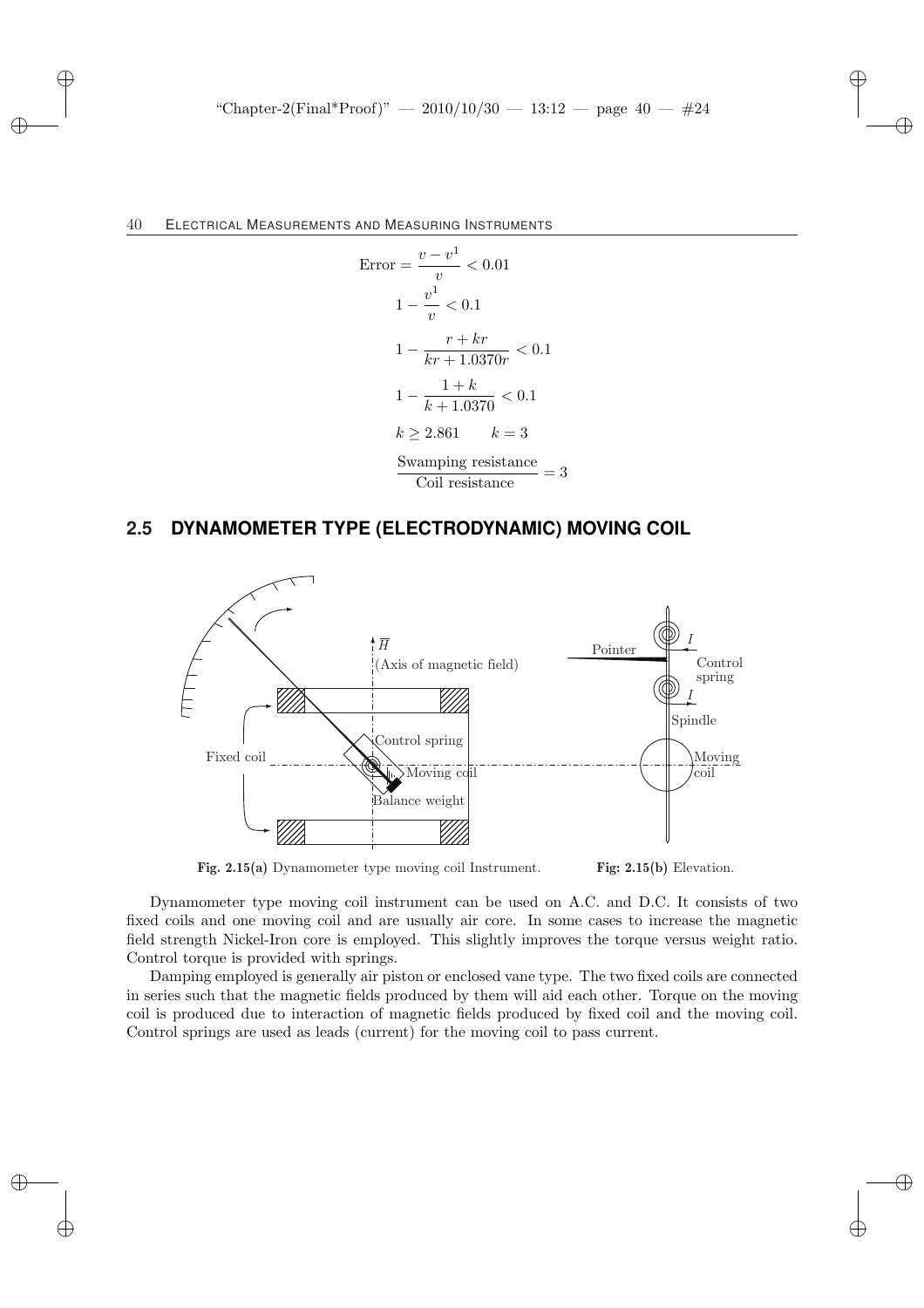$$\text{Error} = \frac{v - v^1}{v} < 0.01$$

$$1 - \frac{v^1}{v} < 0.1$$

$$1 - \frac{r + kr}{kr + 1.0370r} < 0.1$$

$$1 - \frac{1 + k}{k + 1.0370} < 0.1$$

$$k \geq 2.861 \qquad k = 3$$

$$\frac{\text{Swamping resistance}}{\text{Coil resistance}} = 3$$

## 2.5 DYNAMOMETER TYPE (ELECTRODYNAMIC) MOVING COIL

**Fig. 2.15(a)** Dynamometer type moving coil Instrument. **Fig: 2.15(b)** Elevation.

Dynamometer type moving coil instrument can be used on A.C. and D.C. It consists of two fixed coils and one moving coil and are usually air core. In some cases to increase the magnetic field strength Nickel-Iron core is employed. This slightly improves the torque versus weight ratio. Control torque is provided with springs.

Damping employed is generally air piston or enclosed vane type. The two fixed coils are connected in series such that the magnetic fields produced by them will aid each other. Torque on the moving coil is produced due to interaction of magnetic fields produced by fixed coil and the moving coil. Control springs are used as leads (current) for the moving coil to pass current.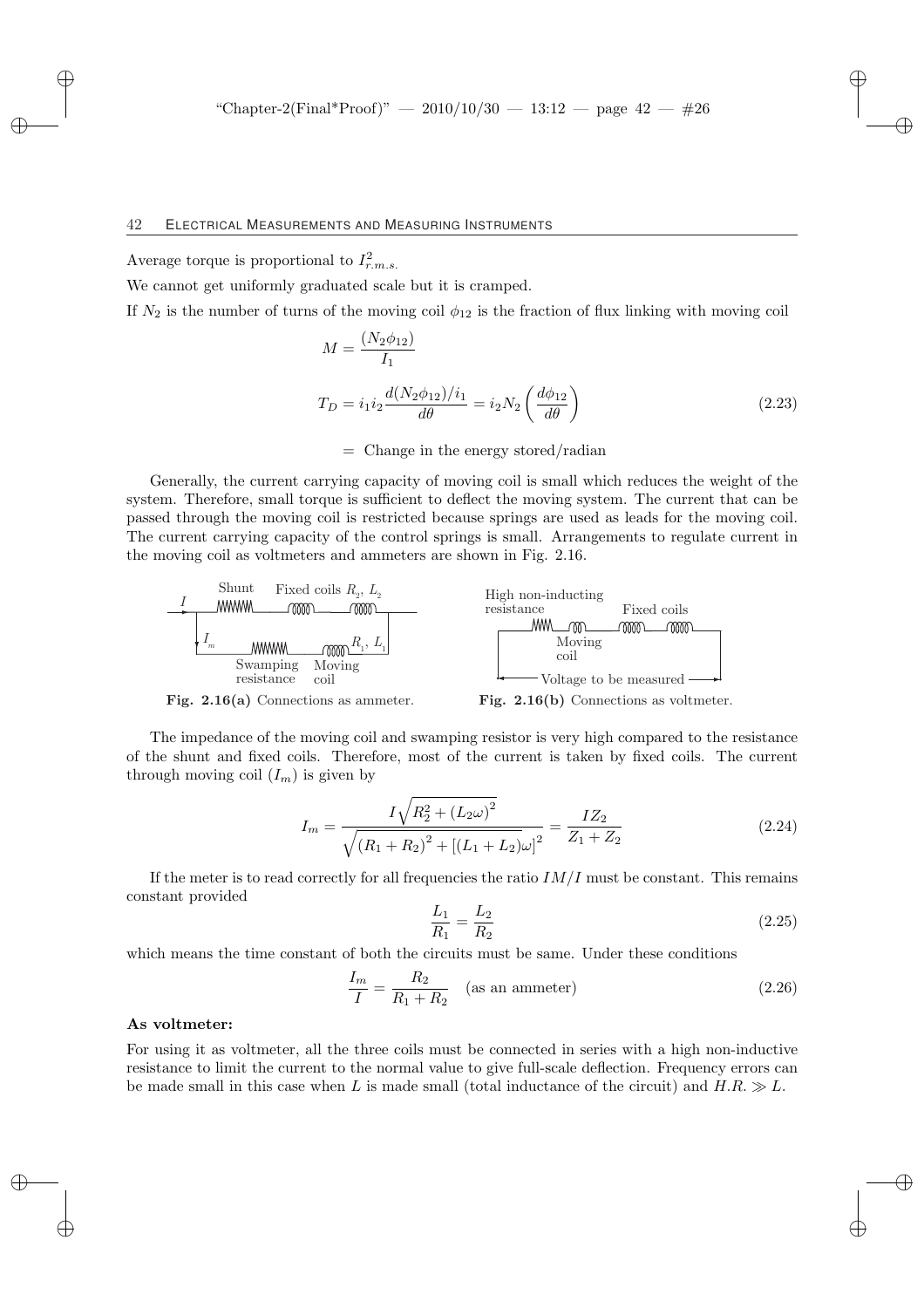Average torque is proportional to $I^2_{r.m.s.}$

We cannot get uniformly graduated scale but it is cramped.

If $N_2$ is the number of turns of the moving coil $\phi_{12}$ is the fraction of flux linking with moving coil

$$M = \frac{(N_2\phi_{12})}{I_1}$$

$$T_D = i_1 i_2 \frac{d(N_2\phi_{12})/i_1}{d\theta} = i_2 N_2 \left(\frac{d\phi_{12}}{d\theta}\right) \tag{2.23}$$

$$= \text{ Change in the energy stored/radian}$$

Generally, the current carrying capacity of moving coil is small which reduces the weight of the system. Therefore, small torque is sufficient to deflect the moving system. The current that can be passed through the moving coil is restricted because springs are used as leads for the moving coil. The current carrying capacity of the control springs is small. Arrangements to regulate current in the moving coil as voltmeters and ammeters are shown in Fig. 2.16.

**Fig. 2.16(a)** Connections as ammeter.

**Fig. 2.16(b)** Connections as voltmeter.

The impedance of the moving coil and swamping resistor is very high compared to the resistance of the shunt and fixed coils. Therefore, most of the current is taken by fixed coils. The current through moving coil ($I_m$) is given by

$$I_m = \frac{I\sqrt{R_2^2 + (L_2\omega)^2}}{\sqrt{(R_1 + R_2)^2 + [(L_1 + L_2)\omega]^2}} = \frac{IZ_2}{Z_1 + Z_2} \tag{2.24}$$

If the meter is to read correctly for all frequencies the ratio $IM/I$ must be constant. This remains constant provided

$$\frac{L_1}{R_1} = \frac{L_2}{R_2} \tag{2.25}$$

which means the time constant of both the circuits must be same. Under these conditions

$$\frac{I_m}{I} = \frac{R_2}{R_1 + R_2} \quad \text{(as an ammeter)} \tag{2.26}$$

**As voltmeter:**

For using it as voltmeter, all the three coils must be connected in series with a high non-inductive resistance to limit the current to the normal value to give full-scale deflection. Frequency errors can be made small in this case when $L$ is made small (total inductance of the circuit) and $H.R. \gg L$.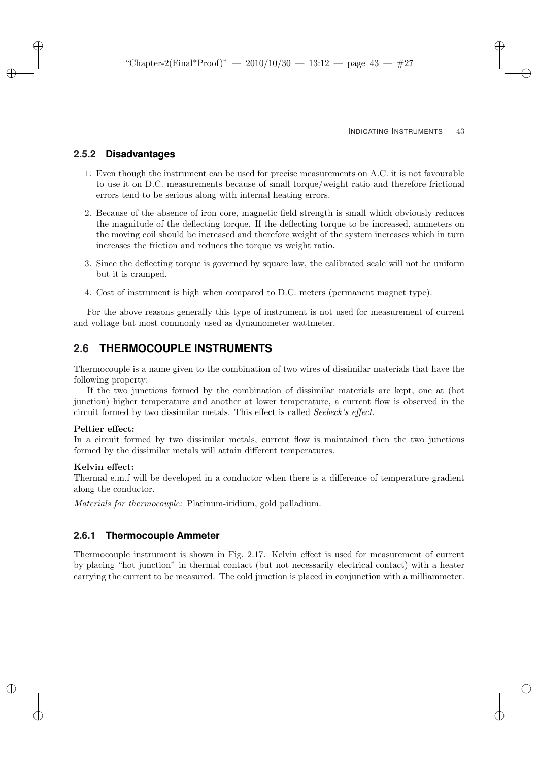### 2.5.2 Disadvantages

1. Even though the instrument can be used for precise measurements on A.C. it is not favourable to use it on D.C. measurements because of small torque/weight ratio and therefore frictional errors tend to be serious along with internal heating errors.
2. Because of the absence of iron core, magnetic field strength is small which obviously reduces the magnitude of the deflecting torque. If the deflecting torque to be increased, ammeters on the moving coil should be increased and therefore weight of the system increases which in turn increases the friction and reduces the torque vs weight ratio.
3. Since the deflecting torque is governed by square law, the calibrated scale will not be uniform but it is cramped.
4. Cost of instrument is high when compared to D.C. meters (permanent magnet type).

For the above reasons generally this type of instrument is not used for measurement of current and voltage but most commonly used as dynamometer wattmeter.

## 2.6 THERMOCOUPLE INSTRUMENTS

Thermocouple is a name given to the combination of two wires of dissimilar materials that have the following property:

If the two junctions formed by the combination of dissimilar materials are kept, one at (hot junction) higher temperature and another at lower temperature, a current flow is observed in the circuit formed by two dissimilar metals. This effect is called *Seebeck's effect*.

**Peltier effect:**
In a circuit formed by two dissimilar metals, current flow is maintained then the two junctions formed by the dissimilar metals will attain different temperatures.

**Kelvin effect:**
Thermal e.m.f will be developed in a conductor when there is a difference of temperature gradient along the conductor.

*Materials for thermocouple:* Platinum-iridium, gold palladium.

### 2.6.1 Thermocouple Ammeter

Thermocouple instrument is shown in Fig. 2.17. Kelvin effect is used for measurement of current by placing "hot junction" in thermal contact (but not necessarily electrical contact) with a heater carrying the current to be measured. The cold junction is placed in conjunction with a milliammeter.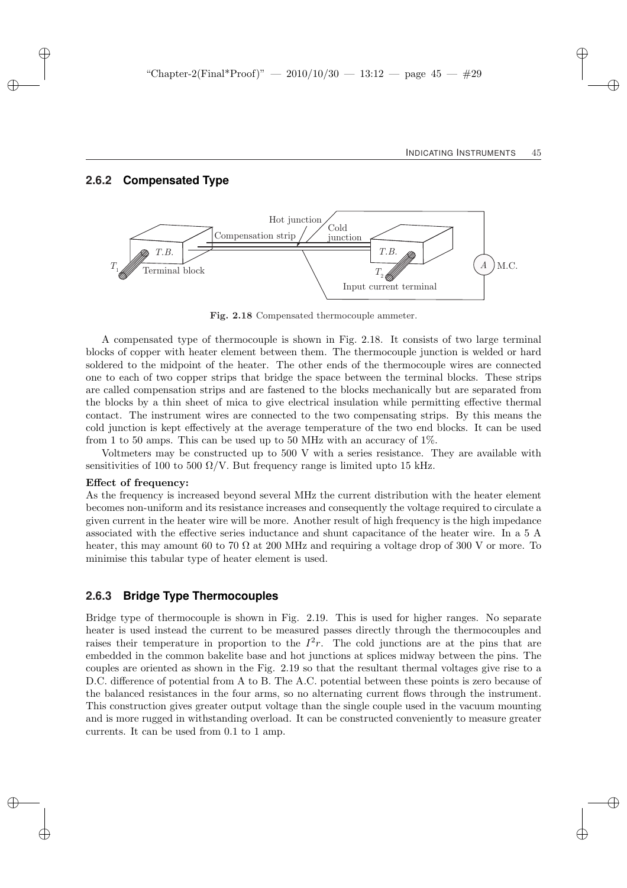### 2.6.2 Compensated Type

Fig. 2.18 Compensated thermocouple ammeter.

A compensated type of thermocouple is shown in Fig. 2.18. It consists of two large terminal blocks of copper with heater element between them. The thermocouple junction is welded or hard soldered to the midpoint of the heater. The other ends of the thermocouple wires are connected one to each of two copper strips that bridge the space between the terminal blocks. These strips are called compensation strips and are fastened to the blocks mechanically but are separated from the blocks by a thin sheet of mica to give electrical insulation while permitting effective thermal contact. The instrument wires are connected to the two compensating strips. By this means the cold junction is kept effectively at the average temperature of the two end blocks. It can be used from 1 to 50 amps. This can be used up to 50 MHz with an accuracy of 1%.

Voltmeters may be constructed up to 500 V with a series resistance. They are available with sensitivities of 100 to 500 Ω/V. But frequency range is limited upto 15 kHz.

**Effect of frequency:**
As the frequency is increased beyond several MHz the current distribution with the heater element becomes non-uniform and its resistance increases and consequently the voltage required to circulate a given current in the heater wire will be more. Another result of high frequency is the high impedance associated with the effective series inductance and shunt capacitance of the heater wire. In a 5 A heater, this may amount 60 to 70 Ω at 200 MHz and requiring a voltage drop of 300 V or more. To minimise this tabular type of heater element is used.

### 2.6.3 Bridge Type Thermocouples

Bridge type of thermocouple is shown in Fig. 2.19. This is used for higher ranges. No separate heater is used instead the current to be measured passes directly through the thermocouples and raises their temperature in proportion to the $I^2r$. The cold junctions are at the pins that are embedded in the common bakelite base and hot junctions at splices midway between the pins. The couples are oriented as shown in the Fig. 2.19 so that the resultant thermal voltages give rise to a D.C. difference of potential from A to B. The A.C. potential between these points is zero because of the balanced resistances in the four arms, so no alternating current flows through the instrument. This construction gives greater output voltage than the single couple used in the vacuum mounting and is more rugged in withstanding overload. It can be constructed conveniently to measure greater currents. It can be used from 0.1 to 1 amp.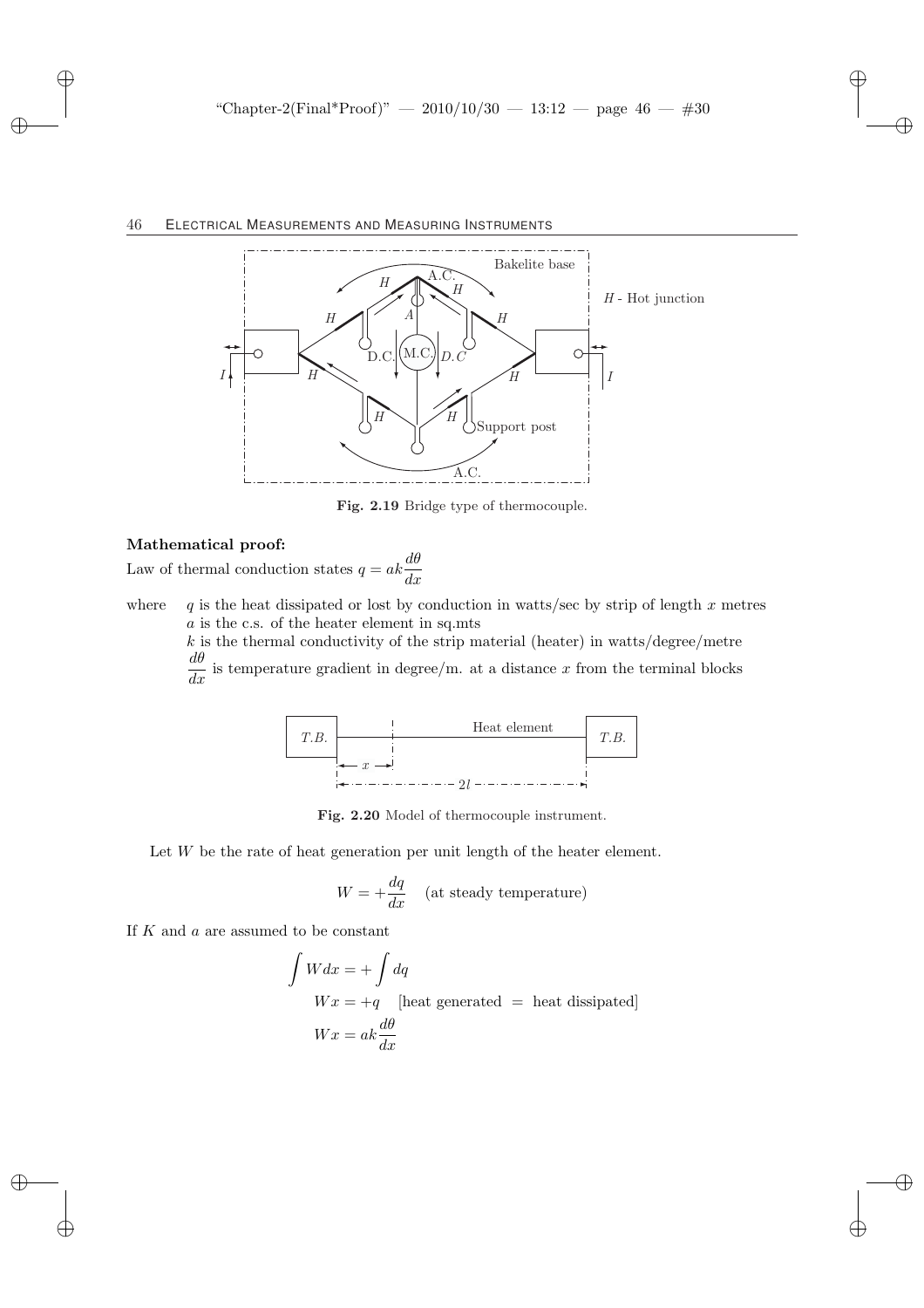Fig. 2.19 Bridge type of thermocouple.

**Mathematical proof:**

Law of thermal conduction states $q = ak\dfrac{d\theta}{dx}$

where $q$ is the heat dissipated or lost by conduction in watts/sec by strip of length $x$ metres
$a$ is the c.s. of the heater element in sq.mts
$k$ is the thermal conductivity of the strip material (heater) in watts/degree/metre
$\dfrac{d\theta}{dx}$ is temperature gradient in degree/m. at a distance $x$ from the terminal blocks

Fig. 2.20 Model of thermocouple instrument.

Let $W$ be the rate of heat generation per unit length of the heater element.

$$W = +\frac{dq}{dx} \quad \text{(at steady temperature)}$$

If $K$ and $a$ are assumed to be constant

$$\int W dx = +\int dq$$

$$Wx = +q \quad \text{[heat generated = heat dissipated]}$$

$$Wx = ak\frac{d\theta}{dx}$$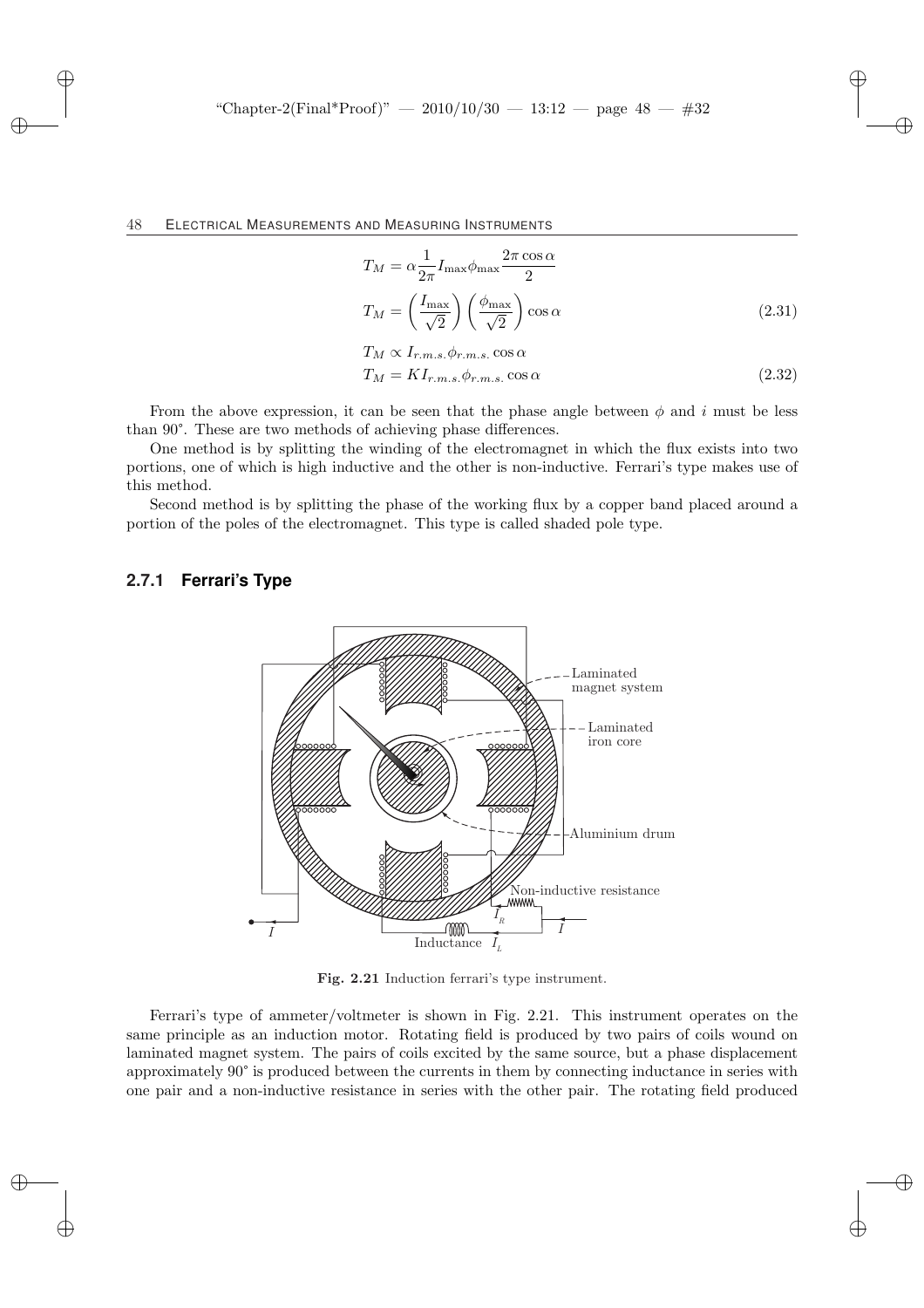$$T_M = \alpha \frac{1}{2\pi} I_{\max} \phi_{\max} \frac{2\pi \cos \alpha}{2}$$

$$T_M = \left(\frac{I_{\max}}{\sqrt{2}}\right)\left(\frac{\phi_{\max}}{\sqrt{2}}\right) \cos \alpha \tag{2.31}$$

$$T_M \propto I_{r.m.s.} \phi_{r.m.s.} \cos \alpha$$

$$T_M = K I_{r.m.s.} \phi_{r.m.s.} \cos \alpha \tag{2.32}$$

From the above expression, it can be seen that the phase angle between $\phi$ and $i$ must be less than 90°. These are two methods of achieving phase differences.

One method is by splitting the winding of the electromagnet in which the flux exists into two portions, one of which is high inductive and the other is non-inductive. Ferrari's type makes use of this method.

Second method is by splitting the phase of the working flux by a copper band placed around a portion of the poles of the electromagnet. This type is called shaded pole type.

### 2.7.1 Ferrari's Type

**Fig. 2.21** Induction ferrari's type instrument.

Ferrari's type of ammeter/voltmeter is shown in Fig. 2.21. This instrument operates on the same principle as an induction motor. Rotating field is produced by two pairs of coils wound on laminated magnet system. The pairs of coils excited by the same source, but a phase displacement approximately 90° is produced between the currents in them by connecting inductance in series with one pair and a non-inductive resistance in series with the other pair. The rotating field produced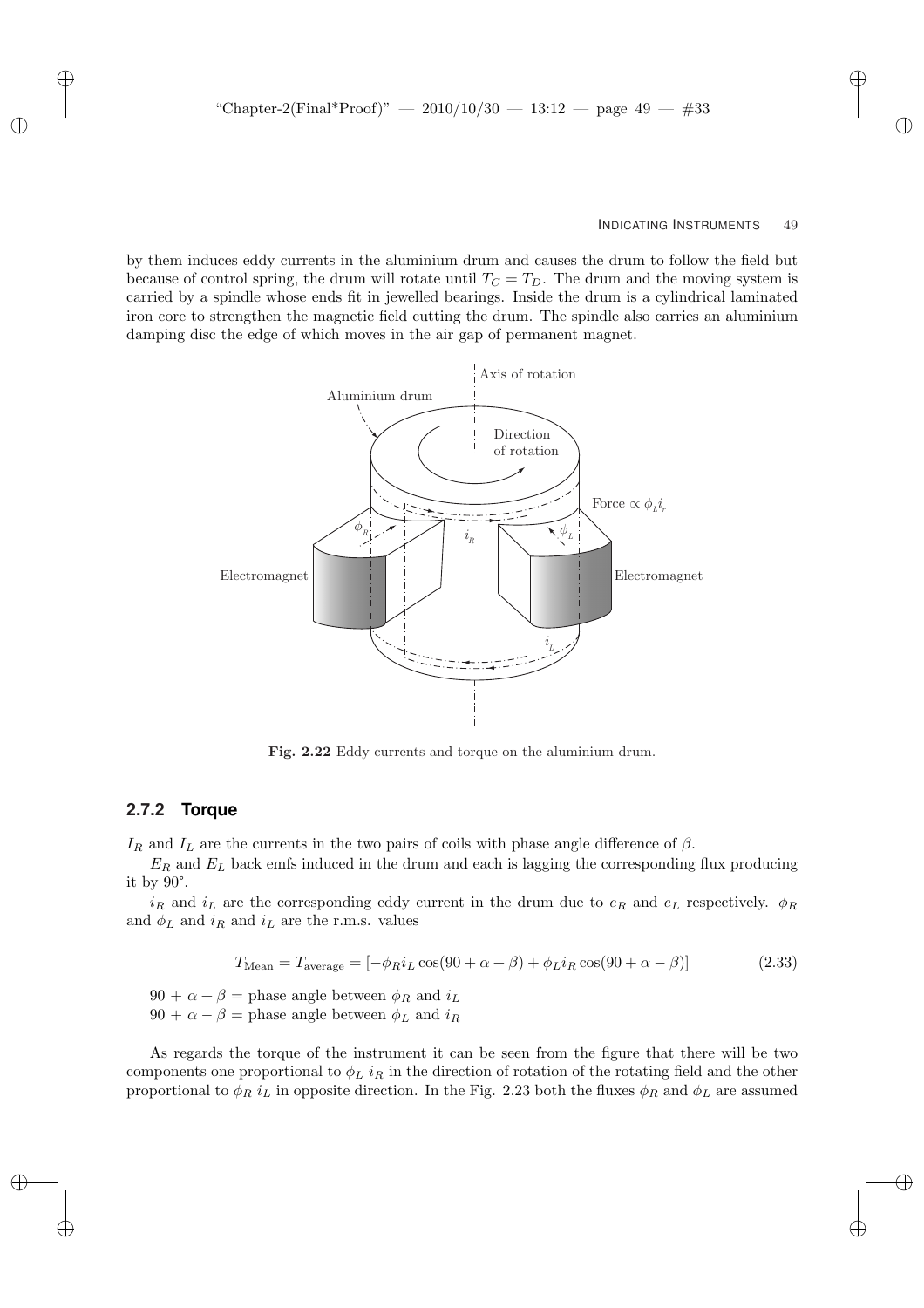by them induces eddy currents in the aluminium drum and causes the drum to follow the field but because of control spring, the drum will rotate until $T_C = T_D$. The drum and the moving system is carried by a spindle whose ends fit in jewelled bearings. Inside the drum is a cylindrical laminated iron core to strengthen the magnetic field cutting the drum. The spindle also carries an aluminium damping disc the edge of which moves in the air gap of permanent magnet.

**Fig. 2.22** Eddy currents and torque on the aluminium drum.

### 2.7.2 Torque

$I_R$ and $I_L$ are the currents in the two pairs of coils with phase angle difference of $\beta$.

$E_R$ and $E_L$ back emfs induced in the drum and each is lagging the corresponding flux producing it by 90°.

$i_R$ and $i_L$ are the corresponding eddy current in the drum due to $e_R$ and $e_L$ respectively. $\phi_R$ and $\phi_L$ and $i_R$ and $i_L$ are the r.m.s. values

$$T_{\text{Mean}} = T_{\text{average}} = [-\phi_R i_L \cos(90 + \alpha + \beta) + \phi_L i_R \cos(90 + \alpha - \beta)] \tag{2.33}$$

$90 + \alpha + \beta =$ phase angle between $\phi_R$ and $i_L$

$90 + \alpha - \beta =$ phase angle between $\phi_L$ and $i_R$

As regards the torque of the instrument it can be seen from the figure that there will be two components one proportional to $\phi_L\, i_R$ in the direction of rotation of the rotating field and the other proportional to $\phi_R\, i_L$ in opposite direction. In the Fig. 2.23 both the fluxes $\phi_R$ and $\phi_L$ are assumed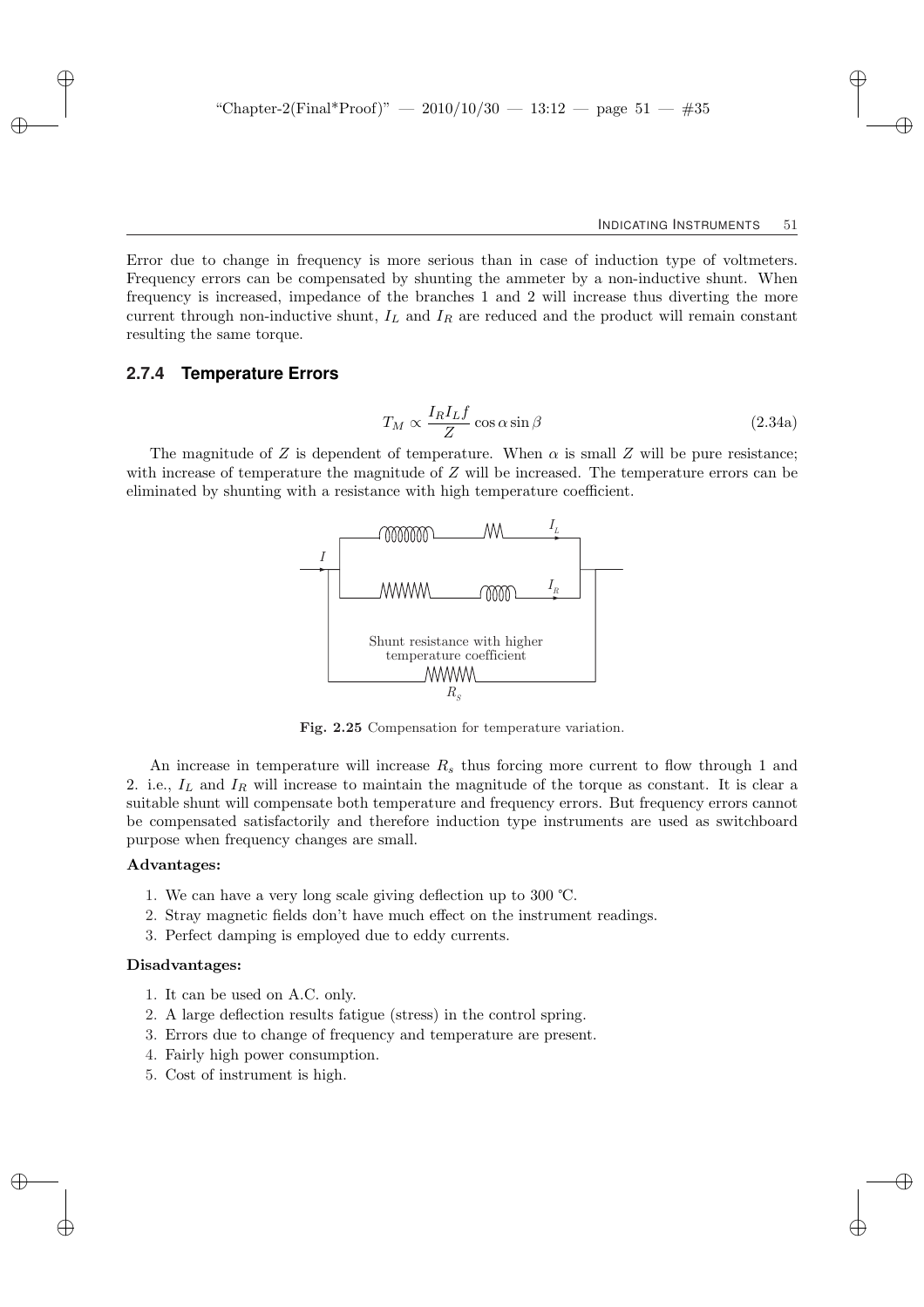Error due to change in frequency is more serious than in case of induction type of voltmeters. Frequency errors can be compensated by shunting the ammeter by a non-inductive shunt. When frequency is increased, impedance of the branches 1 and 2 will increase thus diverting the more current through non-inductive shunt, $I_L$ and $I_R$ are reduced and the product will remain constant resulting the same torque.

### 2.7.4 Temperature Errors

$$T_M \propto \frac{I_R I_L f}{Z} \cos\alpha \sin\beta \tag{2.34a}$$

The magnitude of $Z$ is dependent of temperature. When $\alpha$ is small $Z$ will be pure resistance; with increase of temperature the magnitude of $Z$ will be increased. The temperature errors can be eliminated by shunting with a resistance with high temperature coefficient.

**Fig. 2.25** Compensation for temperature variation.

An increase in temperature will increase $R_s$ thus forcing more current to flow through 1 and 2. i.e., $I_L$ and $I_R$ will increase to maintain the magnitude of the torque as constant. It is clear a suitable shunt will compensate both temperature and frequency errors. But frequency errors cannot be compensated satisfactorily and therefore induction type instruments are used as switchboard purpose when frequency changes are small.

**Advantages:**

1. We can have a very long scale giving deflection up to 300 ℃.
2. Stray magnetic fields don't have much effect on the instrument readings.
3. Perfect damping is employed due to eddy currents.

**Disadvantages:**

1. It can be used on A.C. only.
2. A large deflection results fatigue (stress) in the control spring.
3. Errors due to change of frequency and temperature are present.
4. Fairly high power consumption.
5. Cost of instrument is high.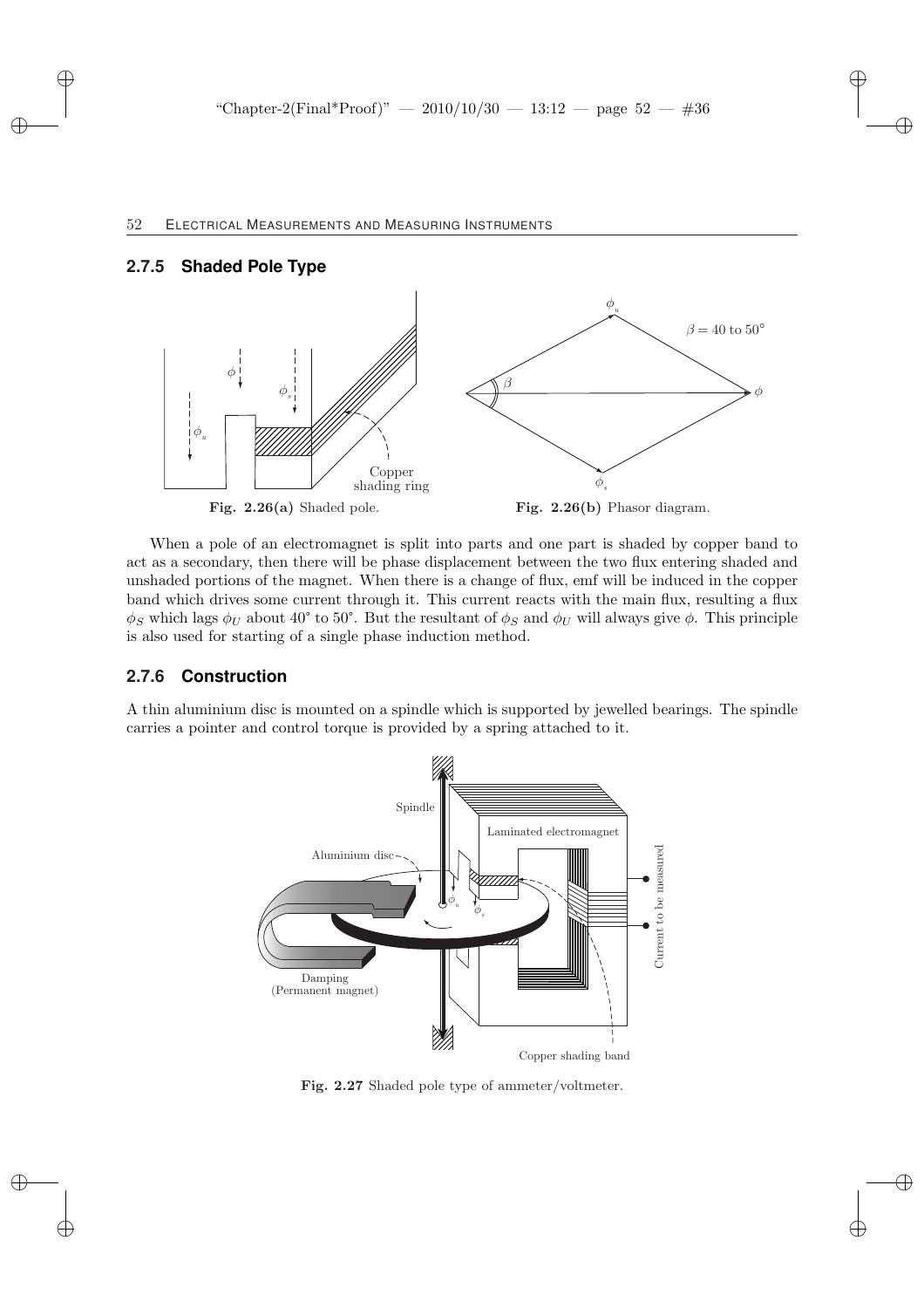## 2.7.5 Shaded Pole Type

Fig. 2.26(a) Shaded pole.

Fig. 2.26(b) Phasor diagram.

When a pole of an electromagnet is split into parts and one part is shaded by copper band to act as a secondary, then there will be phase displacement between the two flux entering shaded and unshaded portions of the magnet. When there is a change of flux, emf will be induced in the copper band which drives some current through it. This current reacts with the main flux, resulting a flux $\phi_S$ which lags $\phi_U$ about 40° to 50°. But the resultant of $\phi_S$ and $\phi_U$ will always give $\phi$. This principle is also used for starting of a single phase induction method.

## 2.7.6 Construction

A thin aluminium disc is mounted on a spindle which is supported by jewelled bearings. The spindle carries a pointer and control torque is provided by a spring attached to it.

Fig. 2.27 Shaded pole type of ammeter/voltmeter.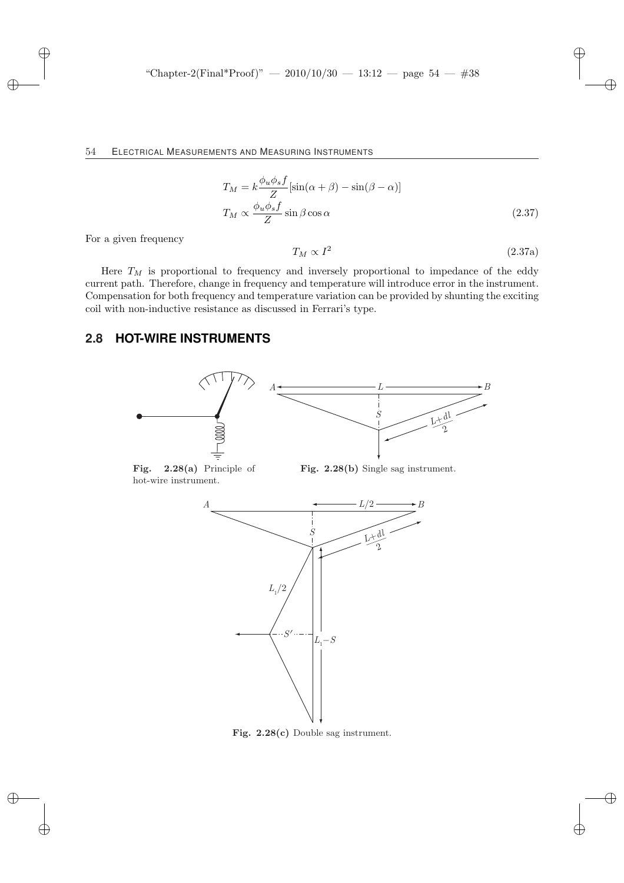$$T_M = k\frac{\phi_u \phi_s f}{Z}[\sin(\alpha+\beta) - \sin(\beta-\alpha)]$$

$$T_M \propto \frac{\phi_u \phi_s f}{Z}\sin\beta\cos\alpha \tag{2.37}$$

For a given frequency

$$T_M \propto I^2 \tag{2.37a}$$

Here $T_M$ is proportional to frequency and inversely proportional to impedance of the eddy current path. Therefore, change in frequency and temperature will introduce error in the instrument. Compensation for both frequency and temperature variation can be provided by shunting the exciting coil with non-inductive resistance as discussed in Ferrari's type.

## 2.8 HOT-WIRE INSTRUMENTS

**Fig. 2.28(a)** Principle of hot-wire instrument.

**Fig. 2.28(b)** Single sag instrument.

**Fig. 2.28(c)** Double sag instrument.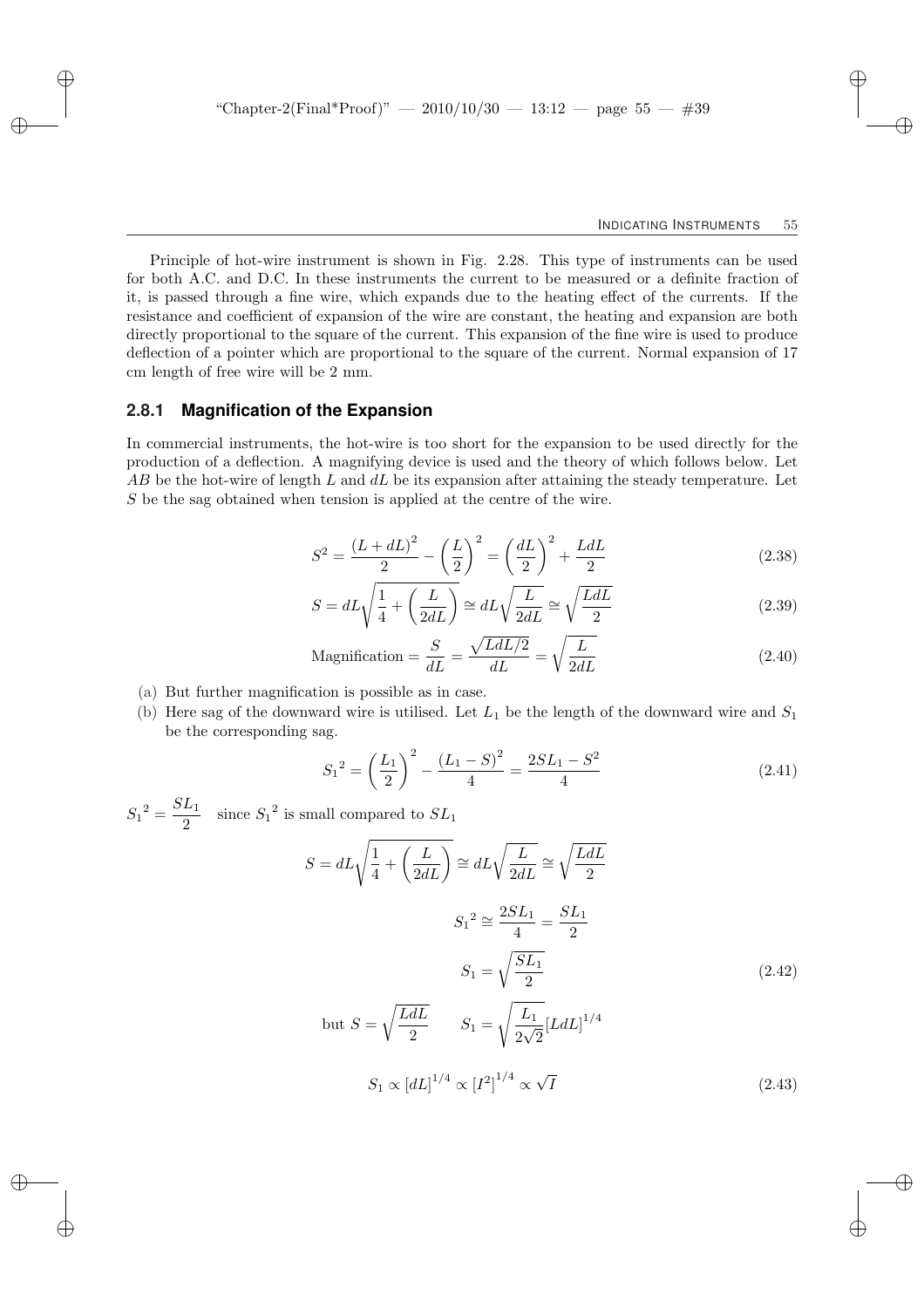Principle of hot-wire instrument is shown in Fig. 2.28. This type of instruments can be used for both A.C. and D.C. In these instruments the current to be measured or a definite fraction of it, is passed through a fine wire, which expands due to the heating effect of the currents. If the resistance and coefficient of expansion of the wire are constant, the heating and expansion are both directly proportional to the square of the current. This expansion of the fine wire is used to produce deflection of a pointer which are proportional to the square of the current. Normal expansion of 17 cm length of free wire will be 2 mm.

### 2.8.1 Magnification of the Expansion

In commercial instruments, the hot-wire is too short for the expansion to be used directly for the production of a deflection. A magnifying device is used and the theory of which follows below. Let $AB$ be the hot-wire of length $L$ and $dL$ be its expansion after attaining the steady temperature. Let $S$ be the sag obtained when tension is applied at the centre of the wire.

$$S^2 = \frac{(L+dL)^2}{2} - \left(\frac{L}{2}\right)^2 = \left(\frac{dL}{2}\right)^2 + \frac{LdL}{2} \tag{2.38}$$

$$S = dL\sqrt{\frac{1}{4} + \left(\frac{L}{2dL}\right)} \cong dL\sqrt{\frac{L}{2dL}} \cong \sqrt{\frac{LdL}{2}} \tag{2.39}$$

$$\text{Magnification} = \frac{S}{dL} = \frac{\sqrt{LdL/2}}{dL} = \sqrt{\frac{L}{2dL}} \tag{2.40}$$

(a) But further magnification is possible as in case.

(b) Here sag of the downward wire is utilised. Let $L_1$ be the length of the downward wire and $S_1$ be the corresponding sag.

$$S_1{}^2 = \left(\frac{L_1}{2}\right)^2 - \frac{(L_1 - S)^2}{4} = \frac{2SL_1 - S^2}{4} \tag{2.41}$$

$S_1{}^2 = \dfrac{SL_1}{2}$ since $S_1{}^2$ is small compared to $SL_1$

$$S = dL\sqrt{\frac{1}{4} + \left(\frac{L}{2dL}\right)} \cong dL\sqrt{\frac{L}{2dL}} \cong \sqrt{\frac{LdL}{2}}$$

$$S_1{}^2 \cong \frac{2SL_1}{4} = \frac{SL_1}{2}$$

$$S_1 = \sqrt{\frac{SL_1}{2}} \tag{2.42}$$

$$\text{but } S = \sqrt{\frac{LdL}{2}} \qquad S_1 = \sqrt{\frac{L_1}{2\sqrt{2}}}[LdL]^{1/4}$$

$$S_1 \propto [dL]^{1/4} \propto [I^2]^{1/4} \propto \sqrt{I} \tag{2.43}$$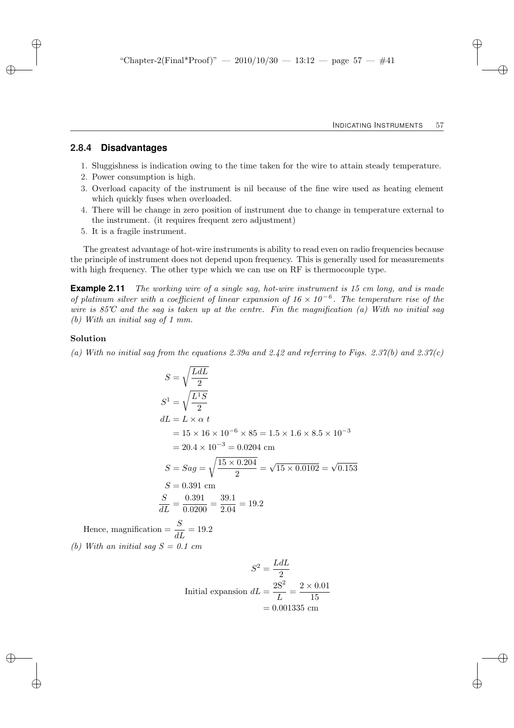### 2.8.4 Disadvantages

1. Sluggishness is indication owing to the time taken for the wire to attain steady temperature.
2. Power consumption is high.
3. Overload capacity of the instrument is nil because of the fine wire used as heating element which quickly fuses when overloaded.
4. There will be change in zero position of instrument due to change in temperature external to the instrument. (it requires frequent zero adjustment)
5. It is a fragile instrument.

The greatest advantage of hot-wire instruments is ability to read even on radio frequencies because the principle of instrument does not depend upon frequency. This is generally used for measurements with high frequency. The other type which we can use on RF is thermocouple type.

**Example 2.11** *The working wire of a single sag, hot-wire instrument is 15 cm long, and is made of platinum silver with a coefficient of linear expansion of $16 \times 10^{-6}$. The temperature rise of the wire is 85°C and the sag is taken up at the centre. Fin the magnification (a) With no initial sag (b) With an initial sag of 1 mm.*

**Solution**

*(a) With no initial sag from the equations 2.39a and 2.42 and referring to Figs. 2.37(b) and 2.37(c)*

$$S = \sqrt{\frac{LdL}{2}}$$

$$S^1 = \sqrt{\frac{L^1 S}{2}}$$

$$dL = L \times \alpha\ t$$

$$= 15 \times 16 \times 10^{-6} \times 85 = 1.5 \times 1.6 \times 8.5 \times 10^{-3}$$

$$= 20.4 \times 10^{-3} = 0.0204 \text{ cm}$$

$$S = Sag = \sqrt{\frac{15 \times 0.204}{2}} = \sqrt{15 \times 0.0102} = \sqrt{0.153}$$

$$S = 0.391 \text{ cm}$$

$$\frac{S}{dL} = \frac{0.391}{0.0200} = \frac{39.1}{2.04} = 19.2$$

Hence, magnification $= \dfrac{S}{dL} = 19.2$

*(b) With an initial sag $S = 0.1$ cm*

$$S^2 = \frac{LdL}{2}$$

$$\text{Initial expansion } dL = \frac{2S^2}{L} = \frac{2 \times 0.01}{15}$$

$$= 0.001335 \text{ cm}$$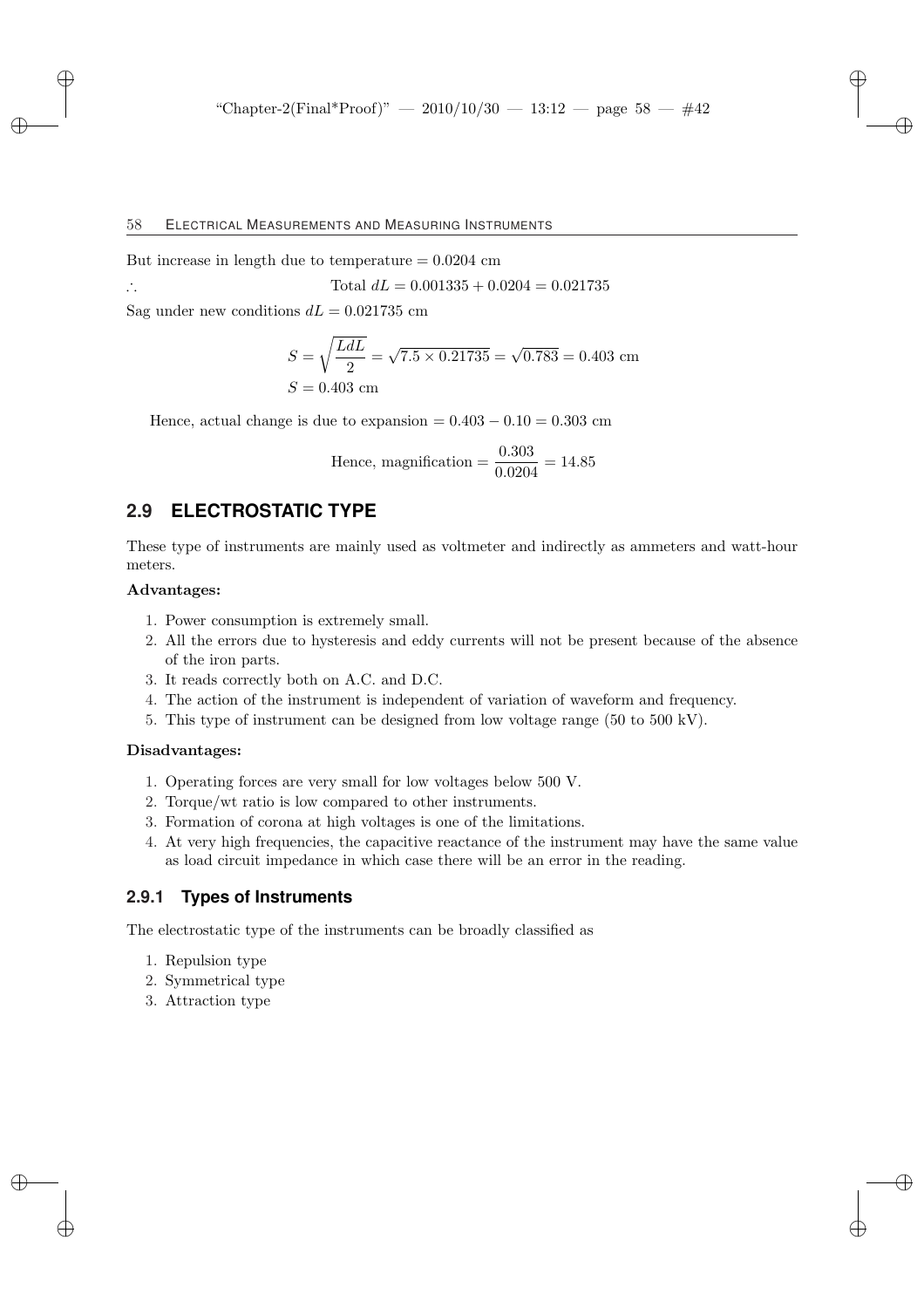But increase in length due to temperature = 0.0204 cm

$\therefore$ Total $dL = 0.001335 + 0.0204 = 0.021735$

Sag under new conditions $dL = 0.021735$ cm

$$S = \sqrt{\frac{LdL}{2}} = \sqrt{7.5 \times 0.21735} = \sqrt{0.783} = 0.403 \text{ cm}$$

$$S = 0.403 \text{ cm}$$

Hence, actual change is due to expansion $= 0.403 - 0.10 = 0.303$ cm

$$\text{Hence, magnification} = \frac{0.303}{0.0204} = 14.85$$

## 2.9 ELECTROSTATIC TYPE

These type of instruments are mainly used as voltmeter and indirectly as ammeters and watt-hour meters.

**Advantages:**

1. Power consumption is extremely small.
2. All the errors due to hysteresis and eddy currents will not be present because of the absence of the iron parts.
3. It reads correctly both on A.C. and D.C.
4. The action of the instrument is independent of variation of waveform and frequency.
5. This type of instrument can be designed from low voltage range (50 to 500 kV).

**Disadvantages:**

1. Operating forces are very small for low voltages below 500 V.
2. Torque/wt ratio is low compared to other instruments.
3. Formation of corona at high voltages is one of the limitations.
4. At very high frequencies, the capacitive reactance of the instrument may have the same value as load circuit impedance in which case there will be an error in the reading.

### 2.9.1 Types of Instruments

The electrostatic type of the instruments can be broadly classified as

1. Repulsion type
2. Symmetrical type
3. Attraction type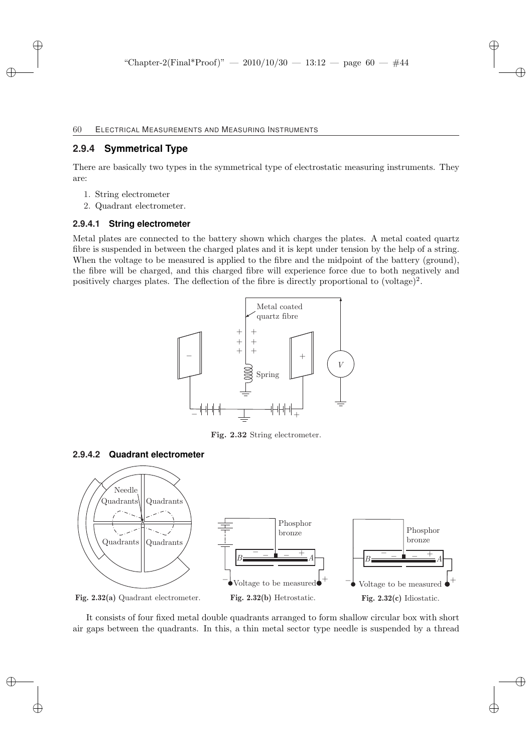## 2.9.4 Symmetrical Type

There are basically two types in the symmetrical type of electrostatic measuring instruments. They are:

1. String electrometer
2. Quadrant electrometer.

### 2.9.4.1 String electrometer

Metal plates are connected to the battery shown which charges the plates. A metal coated quartz fibre is suspended in between the charged plates and it is kept under tension by the help of a string. When the voltage to be measured is applied to the fibre and the midpoint of the battery (ground), the fibre will be charged, and this charged fibre will experience force due to both negatively and positively charges plates. The deflection of the fibre is directly proportional to (voltage)$^2$.

**Fig. 2.32** String electrometer.

### 2.9.4.2 Quadrant electrometer

**Fig. 2.32(a)** Quadrant electrometer.

**Fig. 2.32(b)** Hetrostatic.

**Fig. 2.32(c)** Idiostatic.

It consists of four fixed metal double quadrants arranged to form shallow circular box with short air gaps between the quadrants. In this, a thin metal sector type needle is suspended by a thread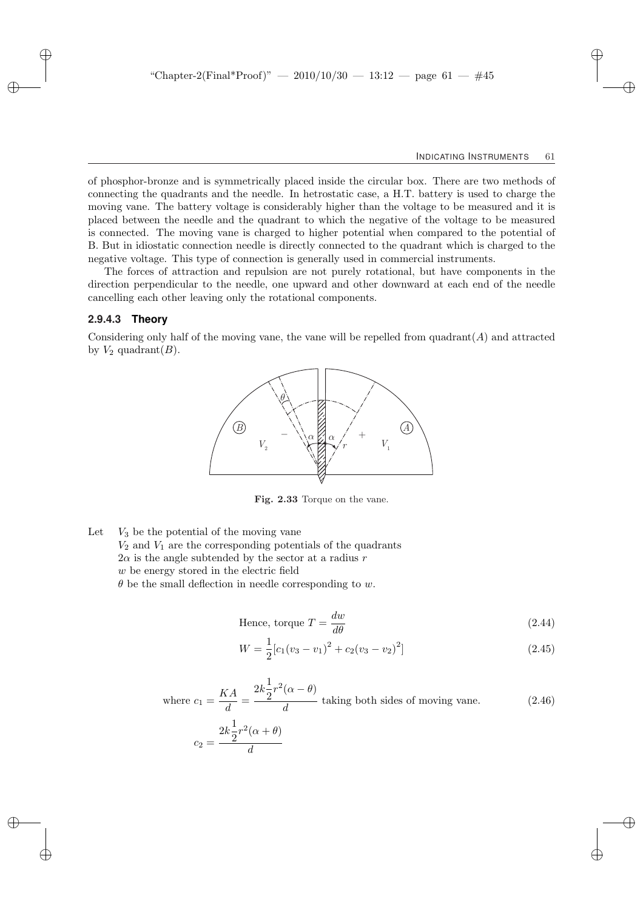of phosphor-bronze and is symmetrically placed inside the circular box. There are two methods of connecting the quadrants and the needle. In hetrostatic case, a H.T. battery is used to charge the moving vane. The battery voltage is considerably higher than the voltage to be measured and it is placed between the needle and the quadrant to which the negative of the voltage to be measured is connected. The moving vane is charged to higher potential when compared to the potential of B. But in idiostatic connection needle is directly connected to the quadrant which is charged to the negative voltage. This type of connection is generally used in commercial instruments.

The forces of attraction and repulsion are not purely rotational, but have components in the direction perpendicular to the needle, one upward and other downward at each end of the needle cancelling each other leaving only the rotational components.

### 2.9.4.3 Theory

Considering only half of the moving vane, the vane will be repelled from quadrant($A$) and attracted by $V_2$ quadrant($B$).

**Fig. 2.33** Torque on the vane.

Let $V_3$ be the potential of the moving vane

$V_2$ and $V_1$ are the corresponding potentials of the quadrants

$2\alpha$ is the angle subtended by the sector at a radius $r$

$w$ be energy stored in the electric field

$\theta$ be the small deflection in needle corresponding to $w$.

$$\text{Hence, torque } T = \frac{dw}{d\theta} \tag{2.44}$$

$$W = \frac{1}{2}[c_1(v_3 - v_1)^2 + c_2(v_3 - v_2)^2] \tag{2.45}$$

$$\text{where } c_1 = \frac{KA}{d} = \frac{2k\frac{1}{2}r^2(\alpha - \theta)}{d} \text{ taking both sides of moving vane.} \tag{2.46}$$

$$c_2 = \frac{2k\frac{1}{2}r^2(\alpha + \theta)}{d}$$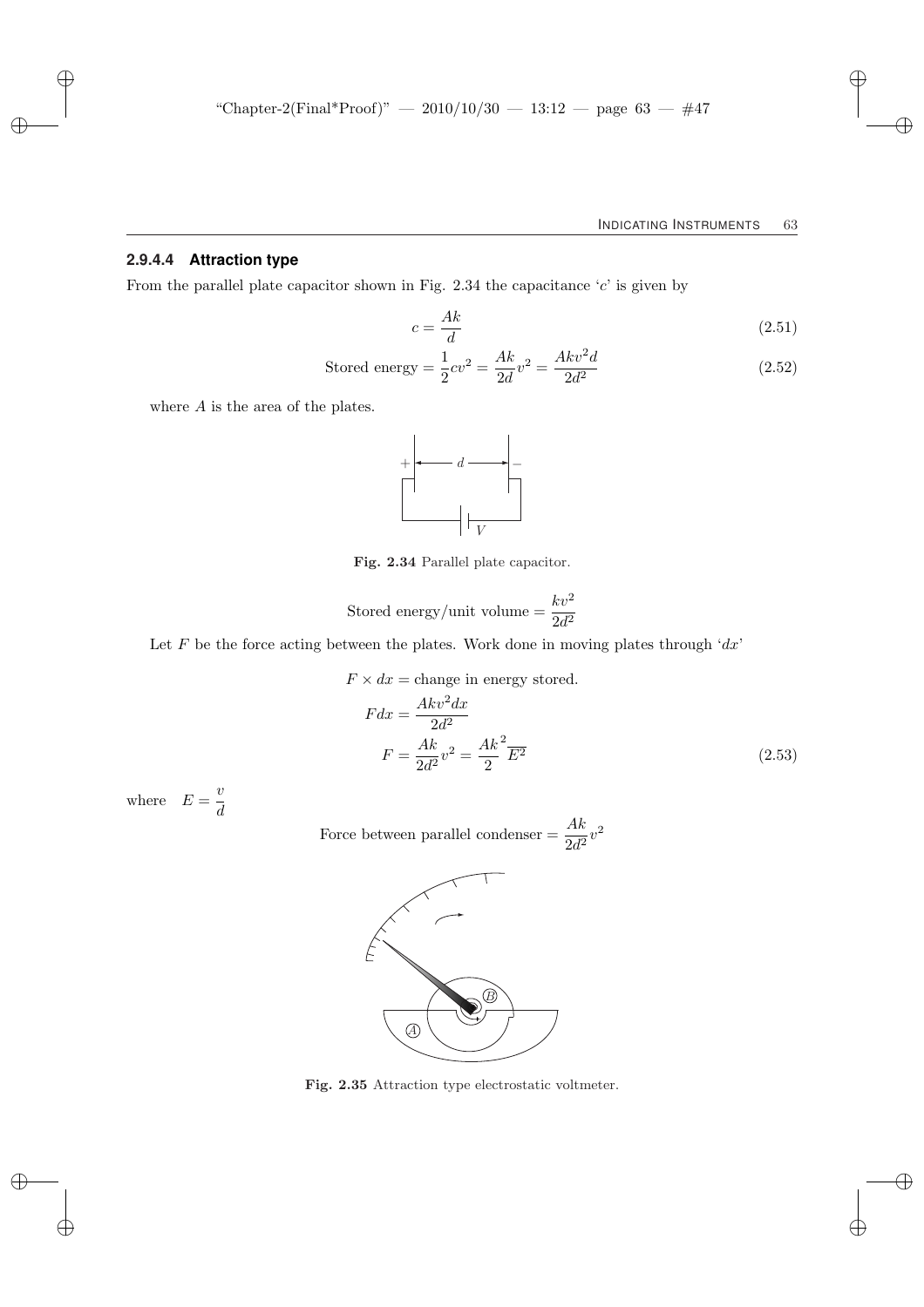#### 2.9.4.4 Attraction type

From the parallel plate capacitor shown in Fig. 2.34 the capacitance '$c$' is given by

$$c = \frac{Ak}{d} \tag{2.51}$$

$$\text{Stored energy} = \frac{1}{2}cv^2 = \frac{Ak}{2d}v^2 = \frac{Akv^2d}{2d^2} \tag{2.52}$$

where $A$ is the area of the plates.

**Fig. 2.34** Parallel plate capacitor.

$$\text{Stored energy/unit volume} = \frac{kv^2}{2d^2}$$

Let $F$ be the force acting between the plates. Work done in moving plates through '$dx$'

$$F \times dx = \text{change in energy stored.}$$

$$Fdx = \frac{Akv^2dx}{2d^2}$$

$$F = \frac{Ak}{2d^2}v^2 = \frac{Ak}{2}^2 E^2 \tag{2.53}$$

where $\quad E = \dfrac{v}{d}$

$$\text{Force between parallel condenser} = \frac{Ak}{2d^2}v^2$$

**Fig. 2.35** Attraction type electrostatic voltmeter.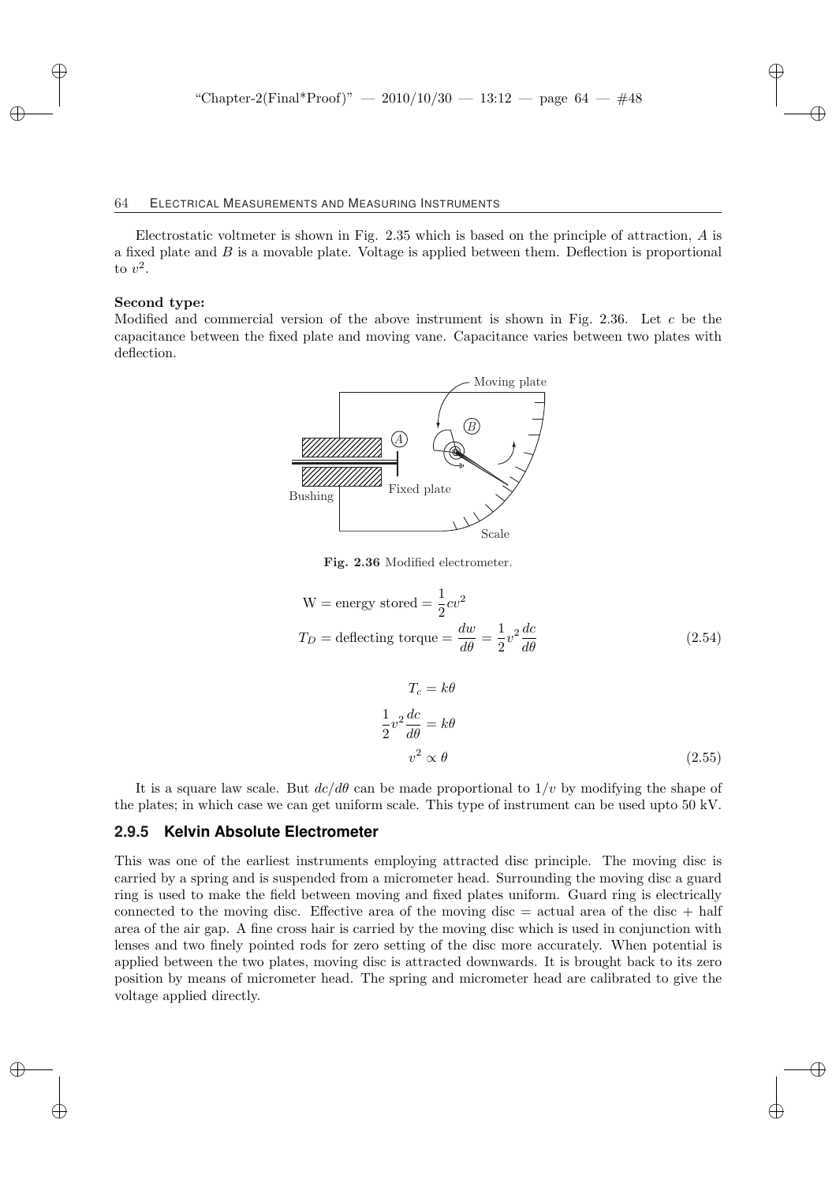Electrostatic voltmeter is shown in Fig. 2.35 which is based on the principle of attraction, $A$ is a fixed plate and $B$ is a movable plate. Voltage is applied between them. Deflection is proportional to $v^2$.

**Second type:**

Modified and commercial version of the above instrument is shown in Fig. 2.36. Let $c$ be the capacitance between the fixed plate and moving vane. Capacitance varies between two plates with deflection.

**Fig. 2.36** Modified electrometer.

$$\text{W} = \text{energy stored} = \frac{1}{2}cv^2$$

$$T_D = \text{deflecting torque} = \frac{dw}{d\theta} = \frac{1}{2}v^2\frac{dc}{d\theta} \tag{2.54}$$

$$T_c = k\theta$$

$$\frac{1}{2}v^2\frac{dc}{d\theta} = k\theta$$

$$v^2 \propto \theta \tag{2.55}$$

It is a square law scale. But $dc/d\theta$ can be made proportional to $1/v$ by modifying the shape of the plates; in which case we can get uniform scale. This type of instrument can be used upto 50 kV.

### 2.9.5 Kelvin Absolute Electrometer

This was one of the earliest instruments employing attracted disc principle. The moving disc is carried by a spring and is suspended from a micrometer head. Surrounding the moving disc a guard ring is used to make the field between moving and fixed plates uniform. Guard ring is electrically connected to the moving disc. Effective area of the moving disc = actual area of the disc + half area of the air gap. A fine cross hair is carried by the moving disc which is used in conjunction with lenses and two finely pointed rods for zero setting of the disc more accurately. When potential is applied between the two plates, moving disc is attracted downwards. It is brought back to its zero position by means of micrometer head. The spring and micrometer head are calibrated to give the voltage applied directly.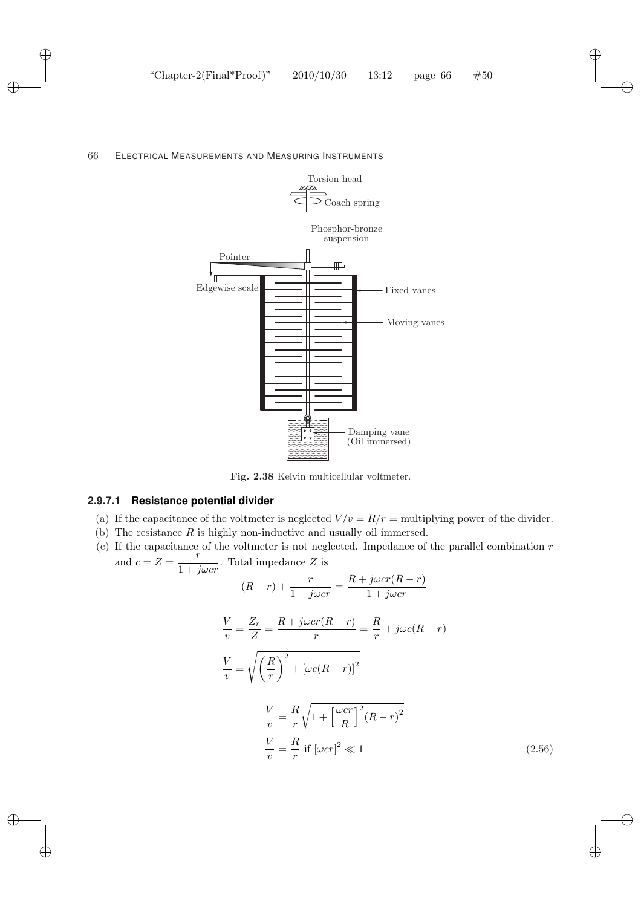Fig. 2.38 Kelvin multicellular voltmeter.

#### 2.9.7.1 Resistance potential divider

(a) If the capacitance of the voltmeter is neglected $V/v = R/r$ = multiplying power of the divider.

(b) The resistance $R$ is highly non-inductive and usually oil immersed.

(c) If the capacitance of the voltmeter is not neglected. Impedance of the parallel combination $r$ and $c = Z = \dfrac{r}{1 + j\omega cr}$. Total impedance $Z$ is

$$(R - r) + \frac{r}{1 + j\omega cr} = \frac{R + j\omega cr(R - r)}{1 + j\omega cr}$$

$$\frac{V}{v} = \frac{Z_r}{Z} = \frac{R + j\omega cr(R - r)}{r} = \frac{R}{r} + j\omega c(R - r)$$

$$\frac{V}{v} = \sqrt{\left(\frac{R}{r}\right)^2 + [\omega c(R - r)]^2}$$

$$\frac{V}{v} = \frac{R}{r}\sqrt{1 + \left[\frac{\omega cr}{R}\right]^2 (R - r)^2}$$

$$\frac{V}{v} = \frac{R}{r} \text{ if } [\omega cr]^2 \ll 1 \tag{2.56}$$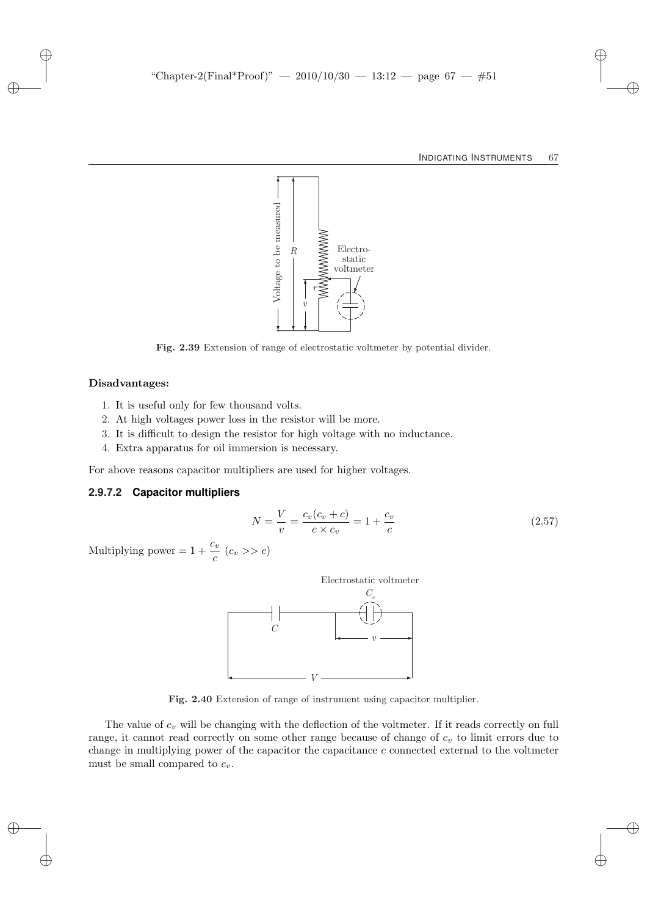Fig. 2.39 Extension of range of electrostatic voltmeter by potential divider.

**Disadvantages:**

1. It is useful only for few thousand volts.
2. At high voltages power loss in the resistor will be more.
3. It is difficult to design the resistor for high voltage with no inductance.
4. Extra apparatus for oil immersion is necessary.

For above reasons capacitor multipliers are used for higher voltages.

### 2.9.7.2 Capacitor multipliers

$$N = \frac{V}{v} = \frac{c_v(c_v + c)}{c \times c_v} = 1 + \frac{c_v}{c} \tag{2.57}$$

Multiplying power $= 1 + \dfrac{c_v}{c}$ $(c_v >> c)$

Fig. 2.40 Extension of range of instrument using capacitor multiplier.

The value of $c_v$ will be changing with the deflection of the voltmeter. If it reads correctly on full range, it cannot read correctly on some other range because of change of $c_v$ to limit errors due to change in multiplying power of the capacitor the capacitance $c$ connected external to the voltmeter must be small compared to $c_v$.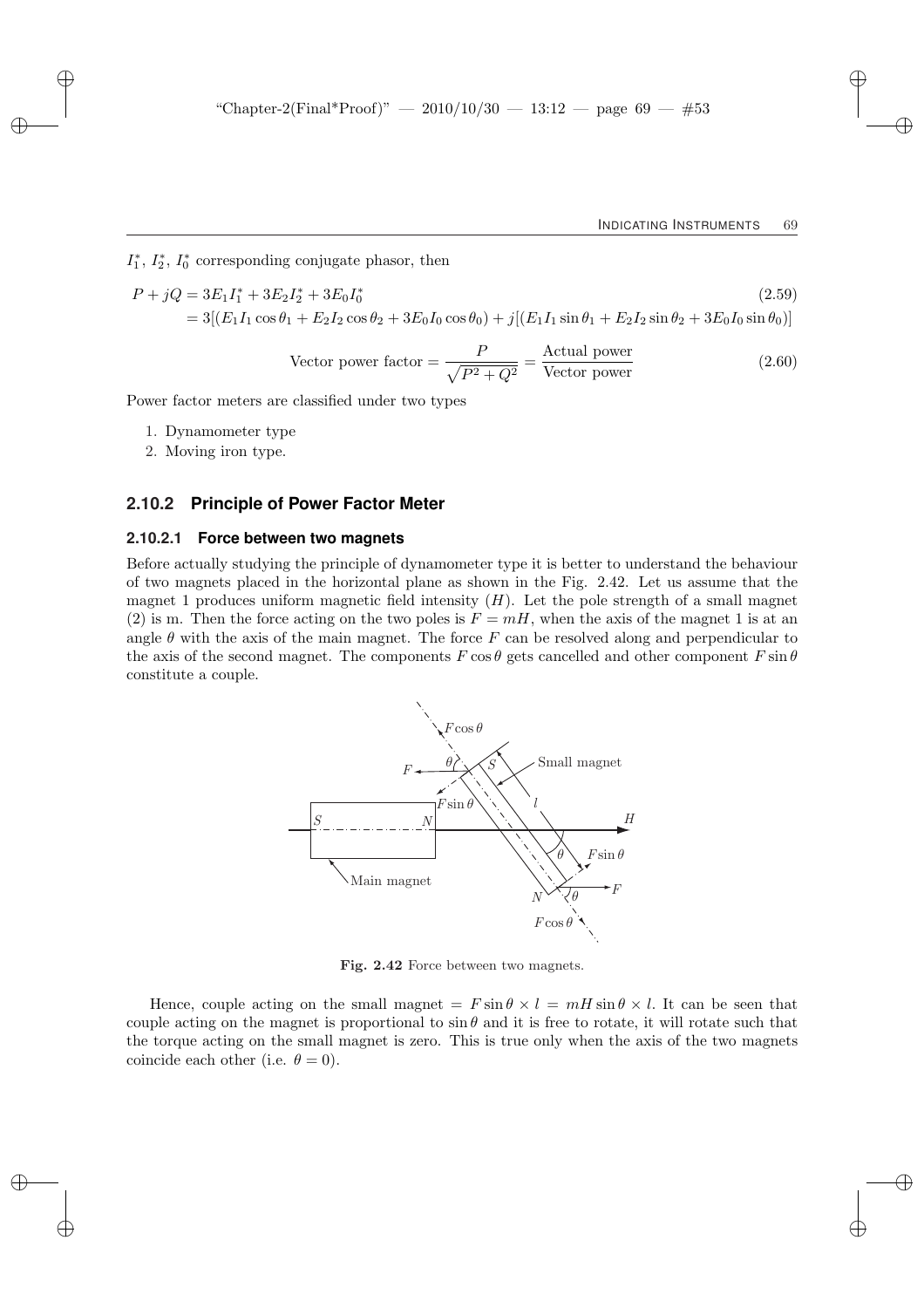$I_1^*$, $I_2^*$, $I_0^*$ corresponding conjugate phasor, then

$$P + jQ = 3E_1I_1^* + 3E_2I_2^* + 3E_0I_0^* \tag{2.59}$$

$$= 3[(E_1I_1\cos\theta_1 + E_2I_2\cos\theta_2 + 3E_0I_0\cos\theta_0) + j[(E_1I_1\sin\theta_1 + E_2I_2\sin\theta_2 + 3E_0I_0\sin\theta_0)]$$

$$\text{Vector power factor} = \frac{P}{\sqrt{P^2 + Q^2}} = \frac{\text{Actual power}}{\text{Vector power}} \tag{2.60}$$

Power factor meters are classified under two types

1. Dynamometer type
2. Moving iron type.

### 2.10.2 Principle of Power Factor Meter

#### 2.10.2.1 Force between two magnets

Before actually studying the principle of dynamometer type it is better to understand the behaviour of two magnets placed in the horizontal plane as shown in the Fig. 2.42. Let us assume that the magnet 1 produces uniform magnetic field intensity ($H$). Let the pole strength of a small magnet (2) is m. Then the force acting on the two poles is $F = mH$, when the axis of the magnet 1 is at an angle $\theta$ with the axis of the main magnet. The force $F$ can be resolved along and perpendicular to the axis of the second magnet. The components $F\cos\theta$ gets cancelled and other component $F\sin\theta$ constitute a couple.

**Fig. 2.42** Force between two magnets.

Hence, couple acting on the small magnet $= F\sin\theta \times l = mH\sin\theta \times l$. It can be seen that couple acting on the magnet is proportional to $\sin\theta$ and it is free to rotate, it will rotate such that the torque acting on the small magnet is zero. This is true only when the axis of the two magnets coincide each other (i.e. $\theta = 0$).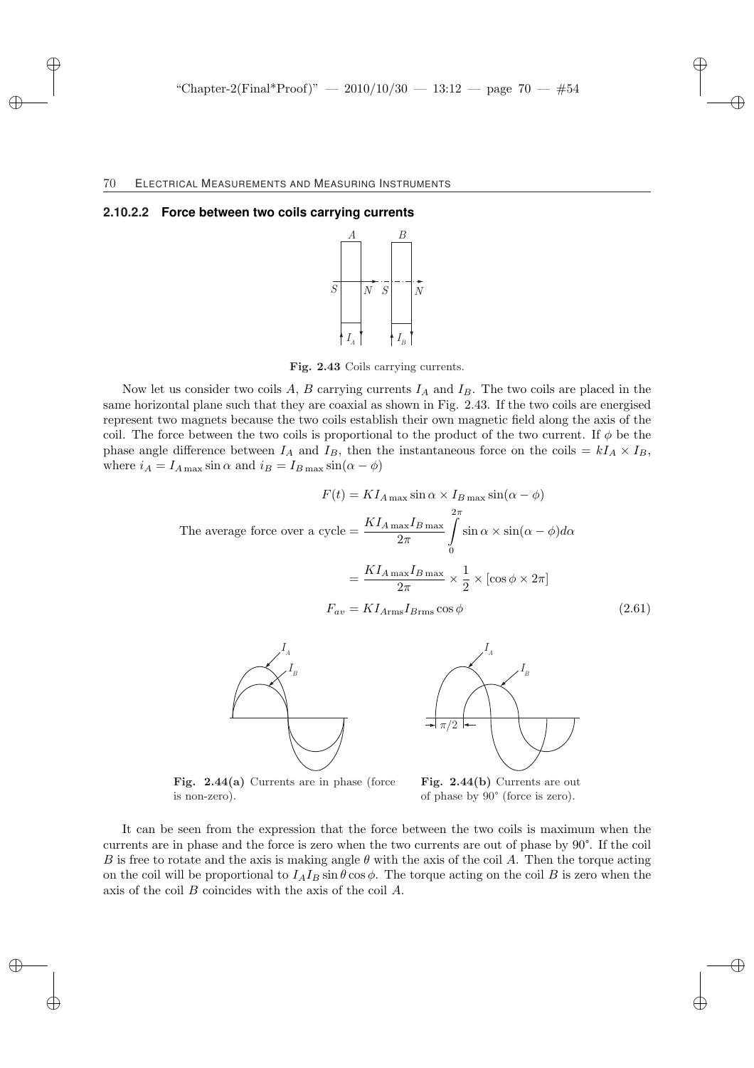#### 2.10.2.2 Force between two coils carrying currents

Fig. 2.43 Coils carrying currents.

Now let us consider two coils $A$, $B$ carrying currents $I_A$ and $I_B$. The two coils are placed in the same horizontal plane such that they are coaxial as shown in Fig. 2.43. If the two coils are energised represent two magnets because the two coils establish their own magnetic field along the axis of the coil. The force between the two coils is proportional to the product of the two current. If $\phi$ be the phase angle difference between $I_A$ and $I_B$, then the instantaneous force on the coils $= kI_A \times I_B$, where $i_A = I_{A\max} \sin\alpha$ and $i_B = I_{B\max} \sin(\alpha - \phi)$

$$F(t) = KI_{A\max} \sin\alpha \times I_{B\max} \sin(\alpha - \phi)$$

$$\text{The average force over a cycle} = \frac{KI_{A\max} I_{B\max}}{2\pi} \int_0^{2\pi} \sin\alpha \times \sin(\alpha - \phi) d\alpha$$

$$= \frac{KI_{A\max} I_{B\max}}{2\pi} \times \frac{1}{2} \times [\cos\phi \times 2\pi]$$

$$F_{av} = KI_{A\text{rms}} I_{B\text{rms}} \cos\phi \tag{2.61}$$

Fig. 2.44(a) Currents are in phase (force is non-zero).

Fig. 2.44(b) Currents are out of phase by 90° (force is zero).

It can be seen from the expression that the force between the two coils is maximum when the currents are in phase and the force is zero when the two currents are out of phase by 90°. If the coil $B$ is free to rotate and the axis is making angle $\theta$ with the axis of the coil $A$. Then the torque acting on the coil will be proportional to $I_A I_B \sin\theta \cos\phi$. The torque acting on the coil $B$ is zero when the axis of the coil $B$ coincides with the axis of the coil $A$.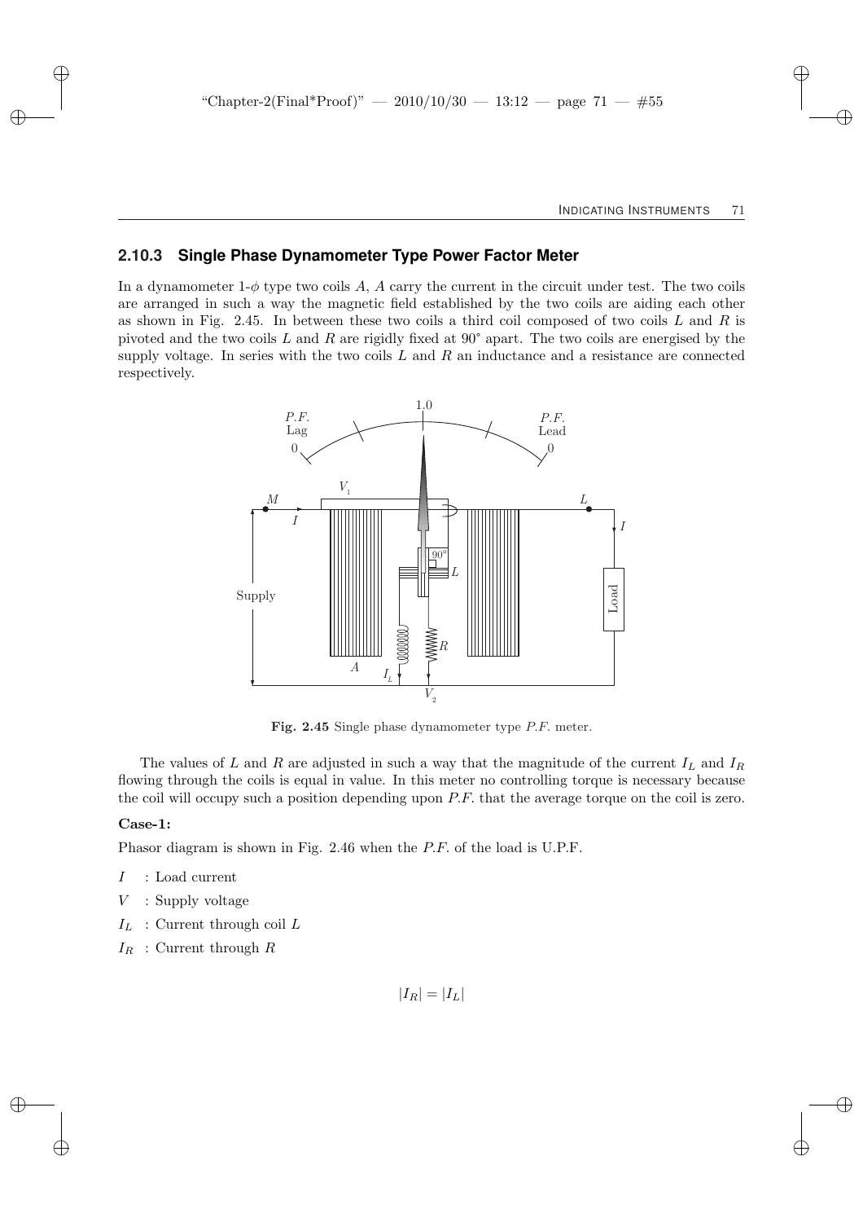### 2.10.3 Single Phase Dynamometer Type Power Factor Meter

In a dynamometer 1-$\phi$ type two coils $A$, $A$ carry the current in the circuit under test. The two coils are arranged in such a way the magnetic field established by the two coils are aiding each other as shown in Fig. 2.45. In between these two coils a third coil composed of two coils $L$ and $R$ is pivoted and the two coils $L$ and $R$ are rigidly fixed at 90° apart. The two coils are energised by the supply voltage. In series with the two coils $L$ and $R$ an inductance and a resistance are connected respectively.

**Fig. 2.45** Single phase dynamometer type *P.F.* meter.

The values of $L$ and $R$ are adjusted in such a way that the magnitude of the current $I_L$ and $I_R$ flowing through the coils is equal in value. In this meter no controlling torque is necessary because the coil will occupy such a position depending upon *P.F.* that the average torque on the coil is zero.

**Case-1:**

Phasor diagram is shown in Fig. 2.46 when the *P.F.* of the load is U.P.F.

- $I$ : Load current
- $V$ : Supply voltage
- $I_L$ : Current through coil $L$
- $I_R$ : Current through $R$

$$|I_R| = |I_L|$$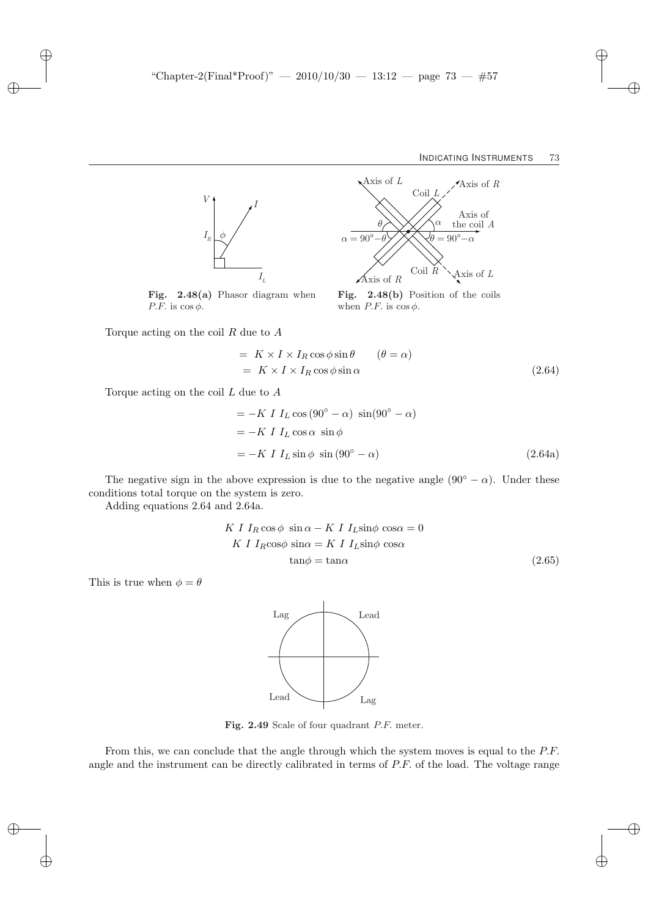Fig. 2.48(a) Phasor diagram when $P.F.$ is $\cos\phi$.

Fig. 2.48(b) Position of the coils when $P.F.$ is $\cos\phi$.

Torque acting on the coil $R$ due to $A$

$$
\begin{aligned}
&= K \times I \times I_R \cos\phi \sin\theta \qquad (\theta = \alpha) \\
&= K \times I \times I_R \cos\phi \sin\alpha \qquad (2.64)
\end{aligned}
$$

Torque acting on the coil $L$ due to $A$

$$
\begin{aligned}
&= -K\ I\ I_L \cos(90^\circ - \alpha)\ \sin(90^\circ - \alpha) \\
&= -K\ I\ I_L \cos\alpha\ \sin\phi \\
&= -K\ I\ I_L \sin\phi\ \sin(90^\circ - \alpha) \qquad (2.64a)
\end{aligned}
$$

The negative sign in the above expression is due to the negative angle $(90^\circ - \alpha)$. Under these conditions total torque on the system is zero.

Adding equations 2.64 and 2.64a.

$$
\begin{aligned}
K\ I\ I_R \cos\phi\ \sin\alpha - K\ I\ I_L \sin\phi\ \cos\alpha &= 0 \\
K\ I\ I_R \cos\phi\ \sin\alpha &= K\ I\ I_L \sin\phi\ \cos\alpha \\
\tan\phi &= \tan\alpha \qquad (2.65)
\end{aligned}
$$

This is true when $\phi = \theta$

Fig. 2.49 Scale of four quadrant $P.F.$ meter.

From this, we can conclude that the angle through which the system moves is equal to the $P.F.$ angle and the instrument can be directly calibrated in terms of $P.F.$ of the load. The voltage range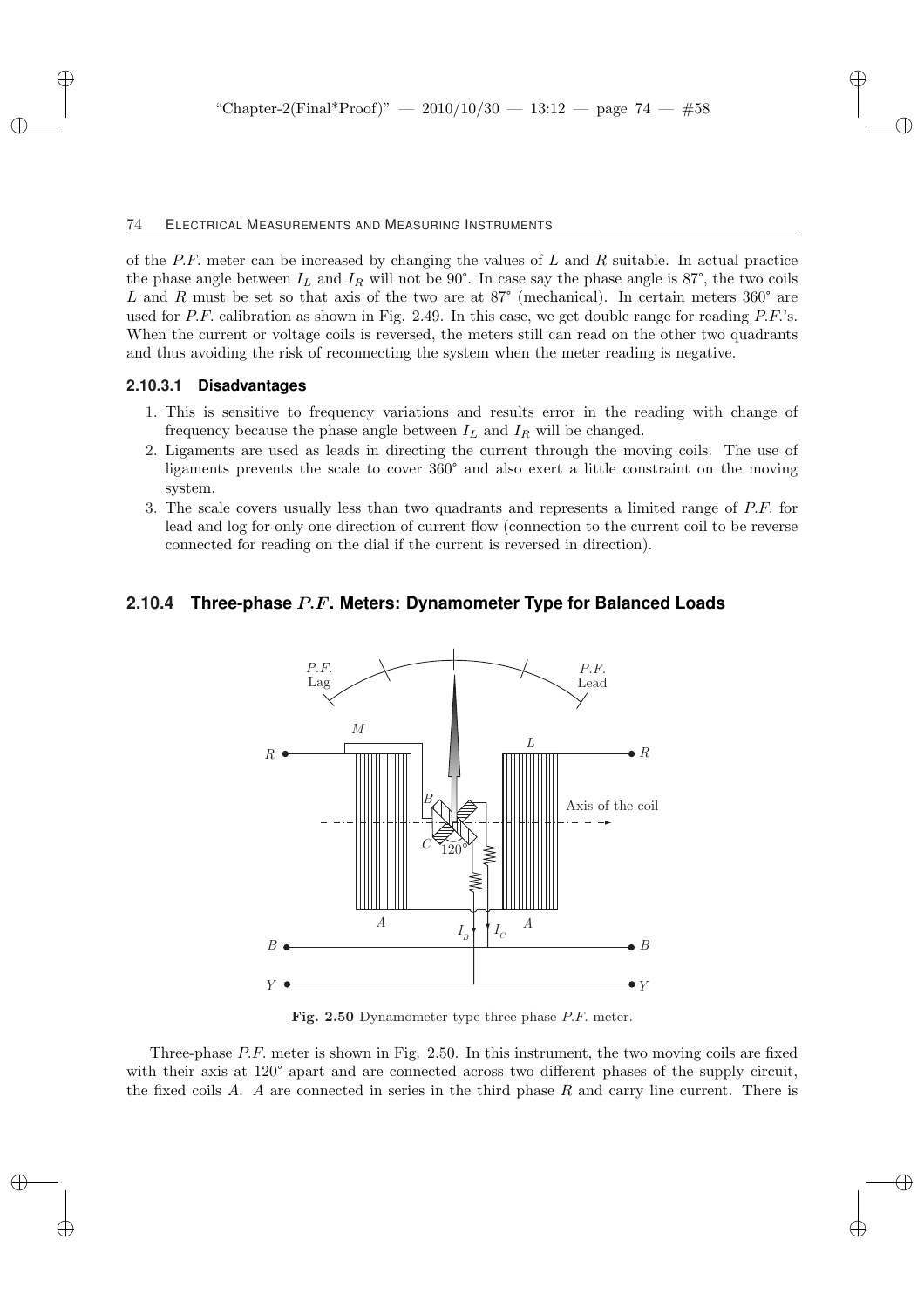of the *P.F.* meter can be increased by changing the values of $L$ and $R$ suitable. In actual practice the phase angle between $I_L$ and $I_R$ will not be 90°. In case say the phase angle is 87°, the two coils $L$ and $R$ must be set so that axis of the two are at 87° (mechanical). In certain meters 360° are used for *P.F.* calibration as shown in Fig. 2.49. In this case, we get double range for reading *P.F.*'s. When the current or voltage coils is reversed, the meters still can read on the other two quadrants and thus avoiding the risk of reconnecting the system when the meter reading is negative.

#### 2.10.3.1 Disadvantages

1. This is sensitive to frequency variations and results error in the reading with change of frequency because the phase angle between $I_L$ and $I_R$ will be changed.
2. Ligaments are used as leads in directing the current through the moving coils. The use of ligaments prevents the scale to cover 360° and also exert a little constraint on the moving system.
3. The scale covers usually less than two quadrants and represents a limited range of *P.F.* for lead and log for only one direction of current flow (connection to the current coil to be reverse connected for reading on the dial if the current is reversed in direction).

### 2.10.4 Three-phase *P.F.* Meters: Dynamometer Type for Balanced Loads

**Fig. 2.50** Dynamometer type three-phase *P.F.* meter.

Three-phase *P.F.* meter is shown in Fig. 2.50. In this instrument, the two moving coils are fixed with their axis at 120° apart and are connected across two different phases of the supply circuit, the fixed coils $A$. $A$ are connected in series in the third phase $R$ and carry line current. There is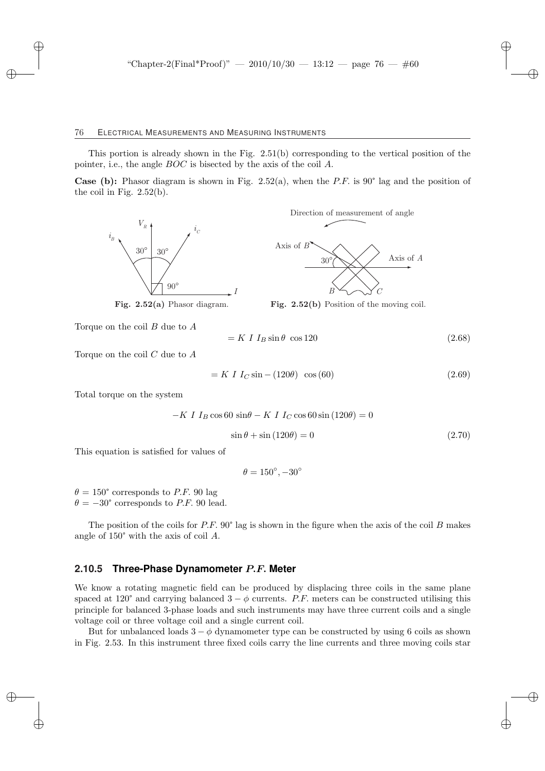This portion is already shown in the Fig. 2.51(b) corresponding to the vertical position of the pointer, i.e., the angle $BOC$ is bisected by the axis of the coil $A$.

**Case (b):** Phasor diagram is shown in Fig. 2.52(a), when the $P.F.$ is 90° lag and the position of the coil in Fig. 2.52(b).

**Fig. 2.52(a)** Phasor diagram.

**Fig. 2.52(b)** Position of the moving coil.

Torque on the coil $B$ due to $A$

$$= K\ I\ I_B \sin\theta\ \cos 120 \tag{2.68}$$

Torque on the coil $C$ due to $A$

$$= K\ I\ I_C \sin -(120\theta)\ \ \cos(60) \tag{2.69}$$

Total torque on the system

$$-K\ I\ I_B \cos 60\ \sin\theta - K\ I\ I_C \cos 60 \sin(120\theta) = 0$$

$$\sin\theta + \sin(120\theta) = 0 \tag{2.70}$$

This equation is satisfied for values of

$$\theta = 150^\circ, -30^\circ$$

$\theta = 150^\circ$ corresponds to $P.F.$ 90 lag
$\theta = -30^\circ$ corresponds to $P.F.$ 90 lead.

The position of the coils for $P.F.$ 90° lag is shown in the figure when the axis of the coil $B$ makes angle of 150° with the axis of coil $A$.

### 2.10.5 Three-Phase Dynamometer $P.F.$ Meter

We know a rotating magnetic field can be produced by displacing three coils in the same plane spaced at 120° and carrying balanced $3-\phi$ currents. $P.F.$ meters can be constructed utilising this principle for balanced 3-phase loads and such instruments may have three current coils and a single voltage coil or three voltage coil and a single current coil.

But for unbalanced loads $3-\phi$ dynamometer type can be constructed by using 6 coils as shown in Fig. 2.53. In this instrument three fixed coils carry the line currents and three moving coils star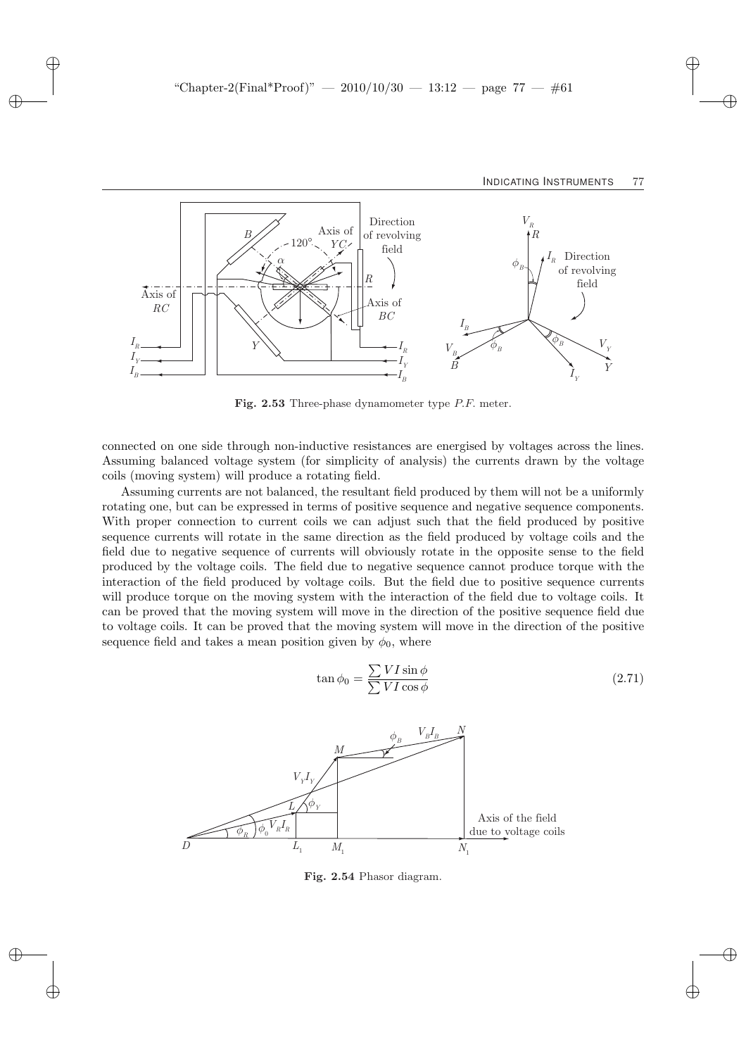**Fig. 2.53** Three-phase dynamometer type *P.F.* meter.

connected on one side through non-inductive resistances are energised by voltages across the lines. Assuming balanced voltage system (for simplicity of analysis) the currents drawn by the voltage coils (moving system) will produce a rotating field.

Assuming currents are not balanced, the resultant field produced by them will not be a uniformly rotating one, but can be expressed in terms of positive sequence and negative sequence components. With proper connection to current coils we can adjust such that the field produced by positive sequence currents will rotate in the same direction as the field produced by voltage coils and the field due to negative sequence of currents will obviously rotate in the opposite sense to the field produced by the voltage coils. The field due to negative sequence cannot produce torque with the interaction of the field produced by voltage coils. But the field due to positive sequence currents will produce torque on the moving system with the interaction of the field due to voltage coils. It can be proved that the moving system will move in the direction of the positive sequence field due to voltage coils. It can be proved that the moving system will move in the direction of the positive sequence field and takes a mean position given by $\phi_0$, where

$$\tan\phi_0 = \frac{\sum VI\sin\phi}{\sum VI\cos\phi} \tag{2.71}$$

**Fig. 2.54** Phasor diagram.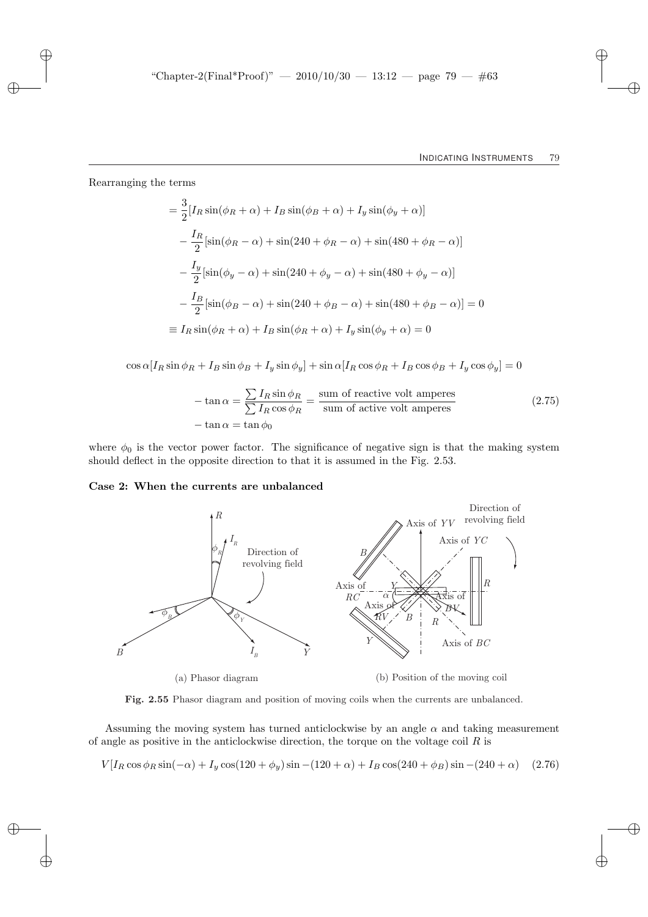Rearranging the terms

$$
\begin{aligned}
&= \frac{3}{2}[I_R \sin(\phi_R + \alpha) + I_B \sin(\phi_B + \alpha) + I_y \sin(\phi_y + \alpha)] \\
&\quad - \frac{I_R}{2}[\sin(\phi_R - \alpha) + \sin(240 + \phi_R - \alpha) + \sin(480 + \phi_R - \alpha)] \\
&\quad - \frac{I_y}{2}[\sin(\phi_y - \alpha) + \sin(240 + \phi_y - \alpha) + \sin(480 + \phi_y - \alpha)] \\
&\quad - \frac{I_B}{2}[\sin(\phi_B - \alpha) + \sin(240 + \phi_B - \alpha) + \sin(480 + \phi_B - \alpha)] = 0 \\
&\equiv I_R \sin(\phi_R + \alpha) + I_B \sin(\phi_R + \alpha) + I_y \sin(\phi_y + \alpha) = 0
\end{aligned}
$$

$$
\cos\alpha[I_R \sin\phi_R + I_B \sin\phi_B + I_y \sin\phi_y] + \sin\alpha[I_R \cos\phi_R + I_B \cos\phi_B + I_y \cos\phi_y] = 0
$$

$$
-\tan\alpha = \frac{\sum I_R \sin\phi_R}{\sum I_R \cos\phi_R} = \frac{\text{sum of reactive volt amperes}}{\text{sum of active volt amperes}} \tag{2.75}
$$

$$
-\tan\alpha = \tan\phi_0
$$

where $\phi_0$ is the vector power factor. The significance of negative sign is that the making system should deflect in the opposite direction to that it is assumed in the Fig. 2.53.

**Case 2: When the currents are unbalanced**

(a) Phasor diagram

(b) Position of the moving coil

**Fig. 2.55** Phasor diagram and position of moving coils when the currents are unbalanced.

Assuming the moving system has turned anticlockwise by an angle $\alpha$ and taking measurement of angle as positive in the anticlockwise direction, the torque on the voltage coil $R$ is

$$
V[I_R \cos\phi_R \sin(-\alpha) + I_y \cos(120 + \phi_y) \sin -(120 + \alpha) + I_B \cos(240 + \phi_B) \sin -(240 + \alpha) \tag{2.76}
$$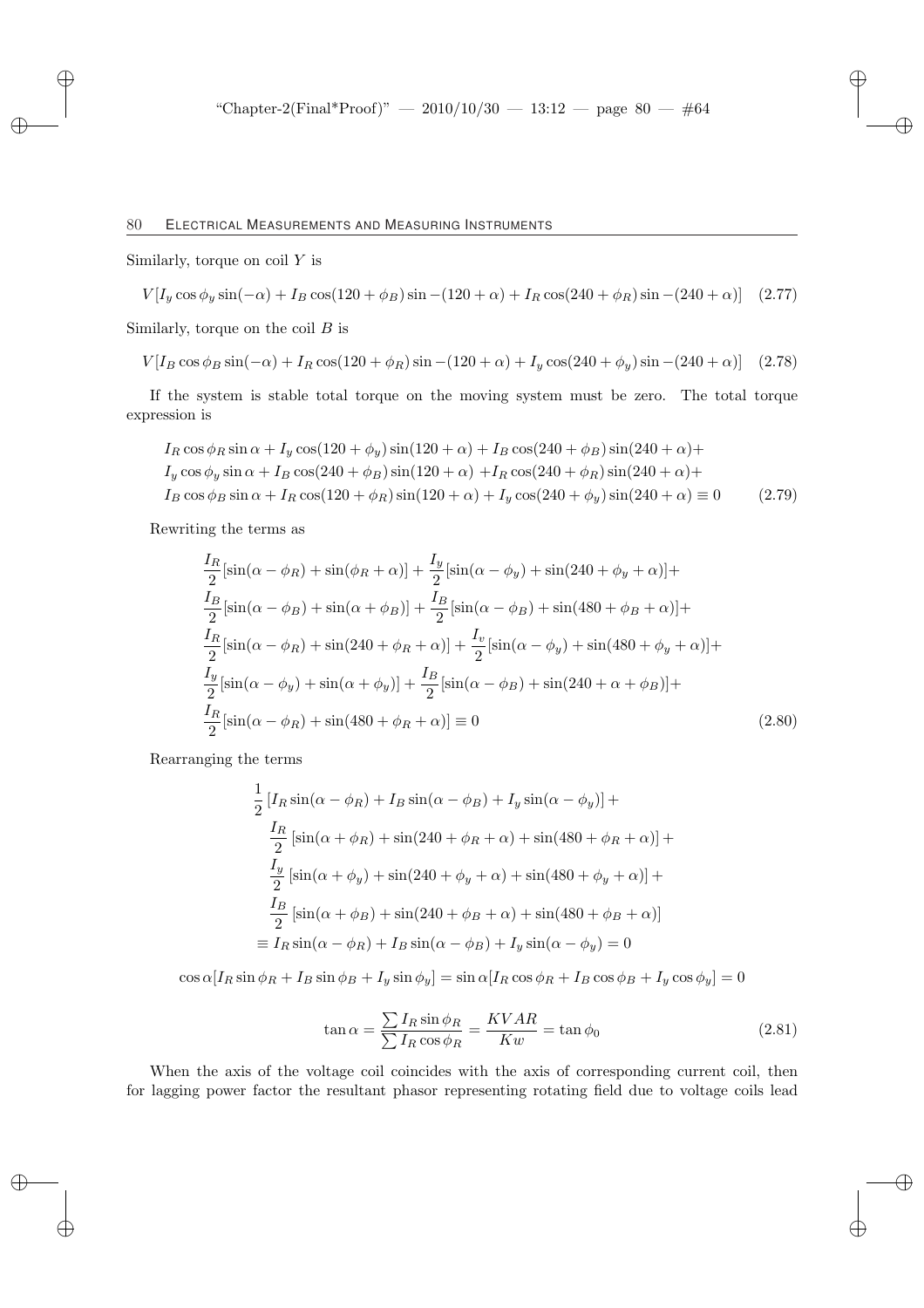Similarly, torque on coil $Y$ is

$$V[I_y \cos\phi_y \sin(-\alpha) + I_B \cos(120 + \phi_B) \sin -(120 + \alpha) + I_R \cos(240 + \phi_R) \sin -(240 + \alpha)] \quad (2.77)$$

Similarly, torque on the coil $B$ is

$$V[I_B \cos\phi_B \sin(-\alpha) + I_R \cos(120 + \phi_R) \sin -(120 + \alpha) + I_y \cos(240 + \phi_y) \sin -(240 + \alpha)] \quad (2.78)$$

If the system is stable total torque on the moving system must be zero. The total torque expression is

$$\begin{aligned}
&I_R \cos\phi_R \sin\alpha + I_y \cos(120 + \phi_y) \sin(120 + \alpha) + I_B \cos(240 + \phi_B) \sin(240 + \alpha) + \\
&I_y \cos\phi_y \sin\alpha + I_B \cos(240 + \phi_B) \sin(120 + \alpha) + I_R \cos(240 + \phi_R) \sin(240 + \alpha) + \\
&I_B \cos\phi_B \sin\alpha + I_R \cos(120 + \phi_R) \sin(120 + \alpha) + I_y \cos(240 + \phi_y) \sin(240 + \alpha) \equiv 0 \qquad (2.79)
\end{aligned}$$

Rewriting the terms as

$$\begin{aligned}
&\frac{I_R}{2}[\sin(\alpha - \phi_R) + \sin(\phi_R + \alpha)] + \frac{I_y}{2}[\sin(\alpha - \phi_y) + \sin(240 + \phi_y + \alpha)] + \\
&\frac{I_B}{2}[\sin(\alpha - \phi_B) + \sin(\alpha + \phi_B)] + \frac{I_B}{2}[\sin(\alpha - \phi_B) + \sin(480 + \phi_B + \alpha)] + \\
&\frac{I_R}{2}[\sin(\alpha - \phi_R) + \sin(240 + \phi_R + \alpha)] + \frac{I_v}{2}[\sin(\alpha - \phi_y) + \sin(480 + \phi_y + \alpha)] + \\
&\frac{I_y}{2}[\sin(\alpha - \phi_y) + \sin(\alpha + \phi_y)] + \frac{I_B}{2}[\sin(\alpha - \phi_B) + \sin(240 + \alpha + \phi_B)] + \\
&\frac{I_R}{2}[\sin(\alpha - \phi_R) + \sin(480 + \phi_R + \alpha)] \equiv 0 \qquad (2.80)
\end{aligned}$$

Rearranging the terms

$$\begin{aligned}
&\frac{1}{2}\left[I_R \sin(\alpha - \phi_R) + I_B \sin(\alpha - \phi_B) + I_y \sin(\alpha - \phi_y)\right] + \\
&\quad \frac{I_R}{2}\left[\sin(\alpha + \phi_R) + \sin(240 + \phi_R + \alpha) + \sin(480 + \phi_R + \alpha)\right] + \\
&\quad \frac{I_y}{2}\left[\sin(\alpha + \phi_y) + \sin(240 + \phi_y + \alpha) + \sin(480 + \phi_y + \alpha)\right] + \\
&\quad \frac{I_B}{2}\left[\sin(\alpha + \phi_B) + \sin(240 + \phi_B + \alpha) + \sin(480 + \phi_B + \alpha)\right] \\
&\equiv I_R \sin(\alpha - \phi_R) + I_B \sin(\alpha - \phi_B) + I_y \sin(\alpha - \phi_y) = 0
\end{aligned}$$

$$\cos\alpha[I_R \sin\phi_R + I_B \sin\phi_B + I_y \sin\phi_y] = \sin\alpha[I_R \cos\phi_R + I_B \cos\phi_B + I_y \cos\phi_y] = 0$$

$$\tan\alpha = \frac{\sum I_R \sin\phi_R}{\sum I_R \cos\phi_R} = \frac{KVAR}{Kw} = \tan\phi_0 \qquad (2.81)$$

When the axis of the voltage coil coincides with the axis of corresponding current coil, then for lagging power factor the resultant phasor representing rotating field due to voltage coils lead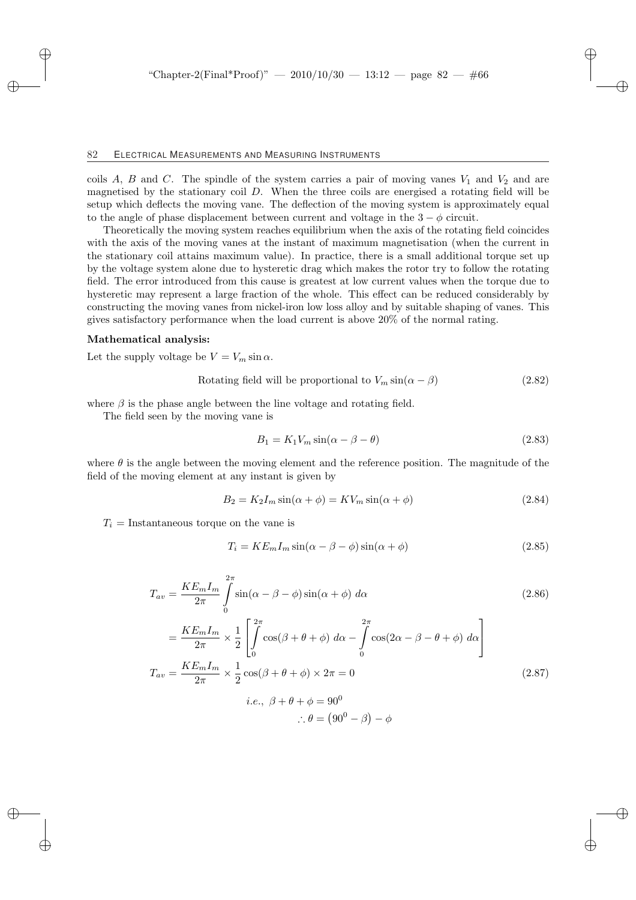coils $A$, $B$ and $C$. The spindle of the system carries a pair of moving vanes $V_1$ and $V_2$ and are magnetised by the stationary coil $D$. When the three coils are energised a rotating field will be setup which deflects the moving vane. The deflection of the moving system is approximately equal to the angle of phase displacement between current and voltage in the $3-\phi$ circuit.

Theoretically the moving system reaches equilibrium when the axis of the rotating field coincides with the axis of the moving vanes at the instant of maximum magnetisation (when the current in the stationary coil attains maximum value). In practice, there is a small additional torque set up by the voltage system alone due to hysteretic drag which makes the rotor try to follow the rotating field. The error introduced from this cause is greatest at low current values when the torque due to hysteretic may represent a large fraction of the whole. This effect can be reduced considerably by constructing the moving vanes from nickel-iron low loss alloy and by suitable shaping of vanes. This gives satisfactory performance when the load current is above 20% of the normal rating.

**Mathematical analysis:**

Let the supply voltage be $V = V_m \sin\alpha$.

$$\text{Rotating field will be proportional to } V_m \sin(\alpha - \beta) \tag{2.82}$$

where $\beta$ is the phase angle between the line voltage and rotating field.

The field seen by the moving vane is

$$B_1 = K_1 V_m \sin(\alpha - \beta - \theta) \tag{2.83}$$

where $\theta$ is the angle between the moving element and the reference position. The magnitude of the field of the moving element at any instant is given by

$$B_2 = K_2 I_m \sin(\alpha + \phi) = K V_m \sin(\alpha + \phi) \tag{2.84}$$

$T_i$ = Instantaneous torque on the vane is

$$T_i = K E_m I_m \sin(\alpha - \beta - \phi) \sin(\alpha + \phi) \tag{2.85}$$

$$T_{av} = \frac{K E_m I_m}{2\pi} \int_0^{2\pi} \sin(\alpha - \beta - \phi) \sin(\alpha + \phi)\ d\alpha \tag{2.86}$$

$$= \frac{K E_m I_m}{2\pi} \times \frac{1}{2} \left[ \int_0^{2\pi} \cos(\beta + \theta + \phi)\ d\alpha - \int_0^{2\pi} \cos(2\alpha - \beta - \theta + \phi)\ d\alpha \right]$$

$$T_{av} = \frac{K E_m I_m}{2\pi} \times \frac{1}{2} \cos(\beta + \theta + \phi) \times 2\pi = 0 \tag{2.87}$$

$$i.e.,\ \beta + \theta + \phi = 90^0$$

$$\therefore \theta = \left(90^0 - \beta\right) - \phi$$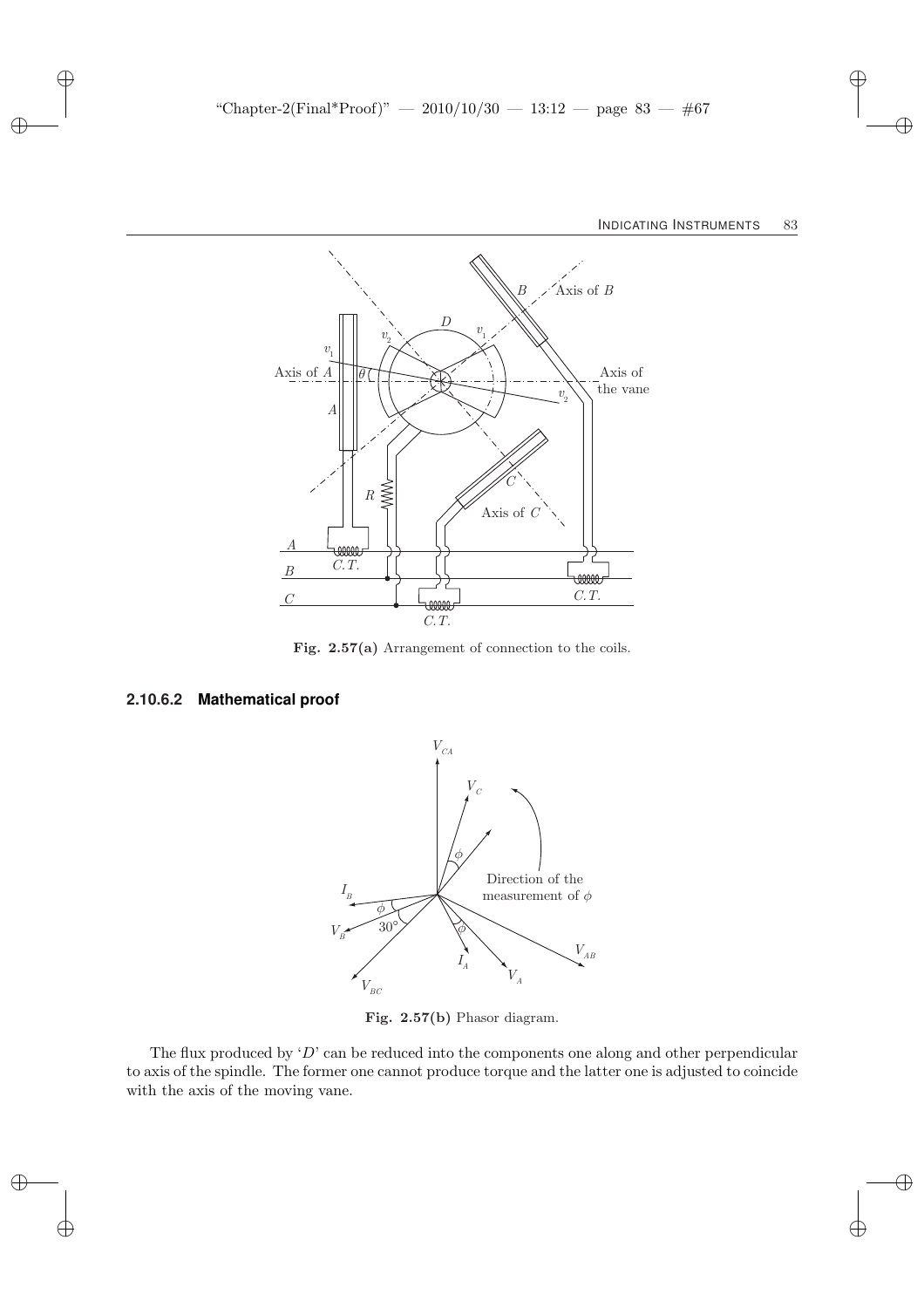Fig. 2.57(a) Arrangement of connection to the coils.

### 2.10.6.2 Mathematical proof

Fig. 2.57(b) Phasor diagram.

The flux produced by '$D$' can be reduced into the components one along and other perpendicular to axis of the spindle. The former one cannot produce torque and the latter one is adjusted to coincide with the axis of the moving vane.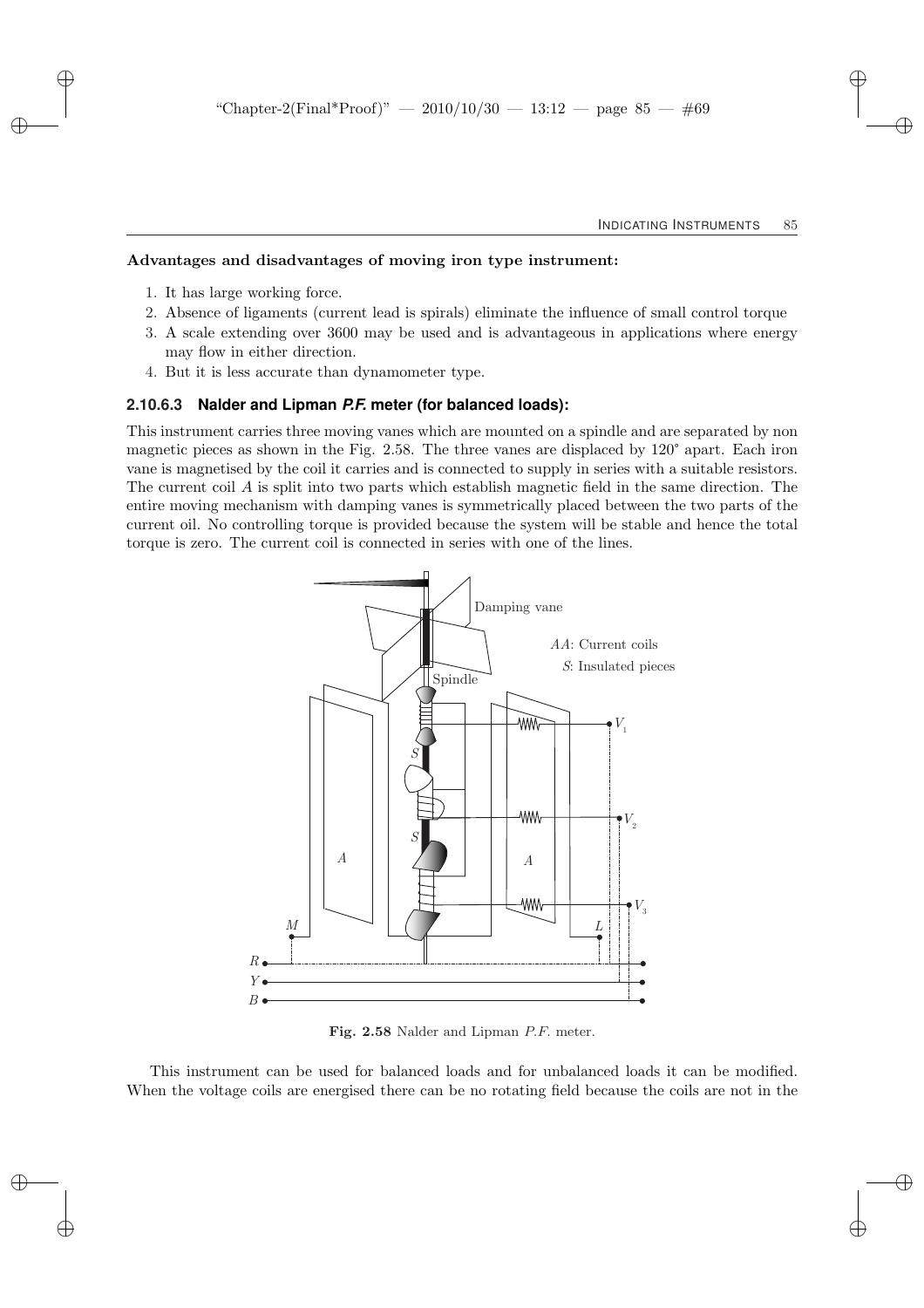**Advantages and disadvantages of moving iron type instrument:**

1. It has large working force.
2. Absence of ligaments (current lead is spirals) eliminate the influence of small control torque
3. A scale extending over 3600 may be used and is advantageous in applications where energy may flow in either direction.
4. But it is less accurate than dynamometer type.

### 2.10.6.3 Nalder and Lipman *P.F.* meter (for balanced loads):

This instrument carries three moving vanes which are mounted on a spindle and are separated by non magnetic pieces as shown in the Fig. 2.58. The three vanes are displaced by 120° apart. Each iron vane is magnetised by the coil it carries and is connected to supply in series with a suitable resistors. The current coil $A$ is split into two parts which establish magnetic field in the same direction. The entire moving mechanism with damping vanes is symmetrically placed between the two parts of the current oil. No controlling torque is provided because the system will be stable and hence the total torque is zero. The current coil is connected in series with one of the lines.

**Fig. 2.58** Nalder and Lipman *P.F.* meter.

This instrument can be used for balanced loads and for unbalanced loads it can be modified. When the voltage coils are energised there can be no rotating field because the coils are not in the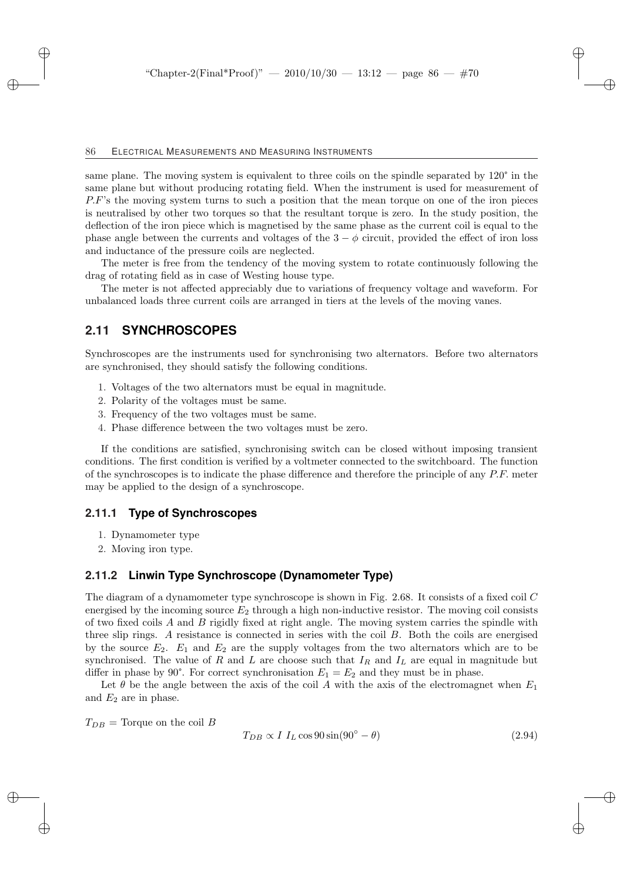same plane. The moving system is equivalent to three coils on the spindle separated by 120° in the same plane but without producing rotating field. When the instrument is used for measurement of *P.F*'s the moving system turns to such a position that the mean torque on one of the iron pieces is neutralised by other two torques so that the resultant torque is zero. In the study position, the deflection of the iron piece which is magnetised by the same phase as the current coil is equal to the phase angle between the currents and voltages of the $3-\phi$ circuit, provided the effect of iron loss and inductance of the pressure coils are neglected.

The meter is free from the tendency of the moving system to rotate continuously following the drag of rotating field as in case of Westing house type.

The meter is not affected appreciably due to variations of frequency voltage and waveform. For unbalanced loads three current coils are arranged in tiers at the levels of the moving vanes.

## 2.11 SYNCHROSCOPES

Synchroscopes are the instruments used for synchronising two alternators. Before two alternators are synchronised, they should satisfy the following conditions.

1. Voltages of the two alternators must be equal in magnitude.
2. Polarity of the voltages must be same.
3. Frequency of the two voltages must be same.
4. Phase difference between the two voltages must be zero.

If the conditions are satisfied, synchronising switch can be closed without imposing transient conditions. The first condition is verified by a voltmeter connected to the switchboard. The function of the synchroscopes is to indicate the phase difference and therefore the principle of any *P.F.* meter may be applied to the design of a synchroscope.

### 2.11.1 Type of Synchroscopes

1. Dynamometer type
2. Moving iron type.

### 2.11.2 Linwin Type Synchroscope (Dynamometer Type)

The diagram of a dynamometer type synchroscope is shown in Fig. 2.68. It consists of a fixed coil $C$ energised by the incoming source $E_2$ through a high non-inductive resistor. The moving coil consists of two fixed coils $A$ and $B$ rigidly fixed at right angle. The moving system carries the spindle with three slip rings. $A$ resistance is connected in series with the coil $B$. Both the coils are energised by the source $E_2$. $E_1$ and $E_2$ are the supply voltages from the two alternators which are to be synchronised. The value of $R$ and $L$ are choose such that $I_R$ and $I_L$ are equal in magnitude but differ in phase by 90°. For correct synchronisation $E_1 = E_2$ and they must be in phase.

Let $\theta$ be the angle between the axis of the coil $A$ with the axis of the electromagnet when $E_1$ and $E_2$ are in phase.

$T_{DB}$ = Torque on the coil $B$

$$T_{DB} \propto I \; I_L \cos 90 \sin(90^\circ - \theta) \tag{2.94}$$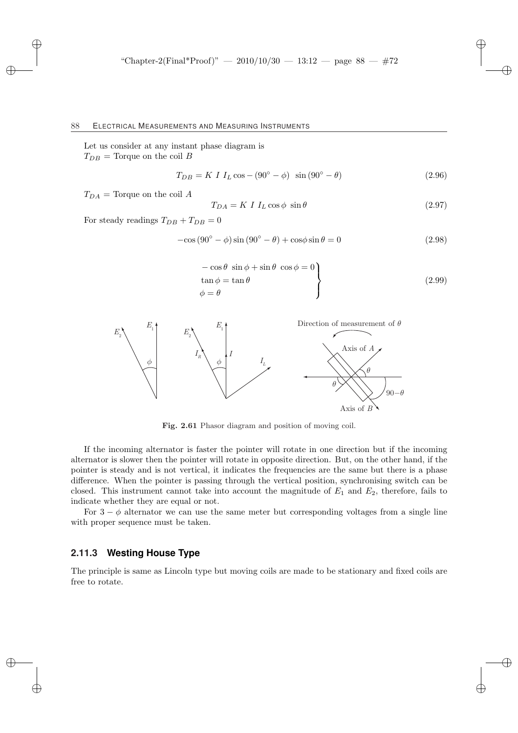Let us consider at any instant phase diagram is
$T_{DB}$ = Torque on the coil $B$

$$T_{DB} = K\ I\ I_L \cos -(90^\circ - \phi)\ \ \sin(90^\circ - \theta) \tag{2.96}$$

$T_{DA}$ = Torque on the coil $A$

$$T_{DA} = K\ I\ I_L \cos\phi\ \sin\theta \tag{2.97}$$

For steady readings $T_{DB} + T_{DB} = 0$

$$-\cos(90^\circ - \phi)\sin(90^\circ - \theta) + \cos\phi \sin\theta = 0 \tag{2.98}$$

$$\left.\begin{aligned} &-\cos\theta\ \sin\phi + \sin\theta\ \cos\phi = 0 \\ &\tan\phi = \tan\theta \\ &\phi = \theta \end{aligned}\right\} \tag{2.99}$$

**Fig. 2.61** Phasor diagram and position of moving coil.

If the incoming alternator is faster the pointer will rotate in one direction but if the incoming alternator is slower then the pointer will rotate in opposite direction. But, on the other hand, if the pointer is steady and is not vertical, it indicates the frequencies are the same but there is a phase difference. When the pointer is passing through the vertical position, synchronising switch can be closed. This instrument cannot take into account the magnitude of $E_1$ and $E_2$, therefore, fails to indicate whether they are equal or not.

For $3-\phi$ alternator we can use the same meter but corresponding voltages from a single line with proper sequence must be taken.

### 2.11.3 Westing House Type

The principle is same as Lincoln type but moving coils are made to be stationary and fixed coils are free to rotate.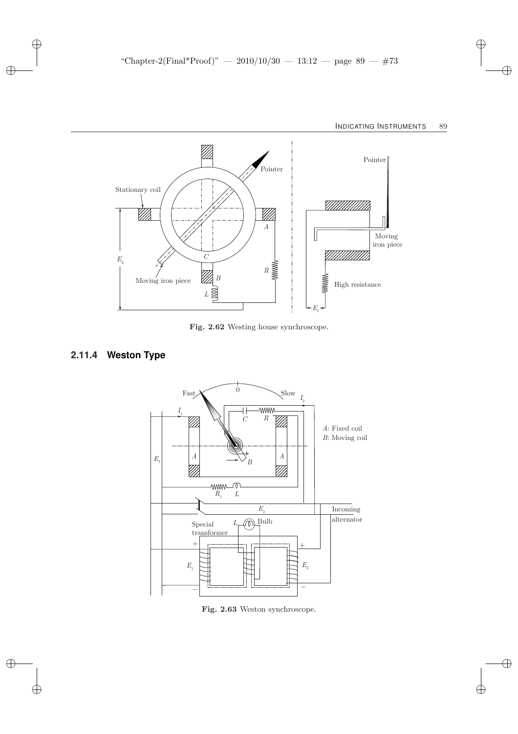**Fig. 2.62** Westing house synchroscope.

### 2.11.4 Weston Type

**Fig. 2.63** Weston synchroscope.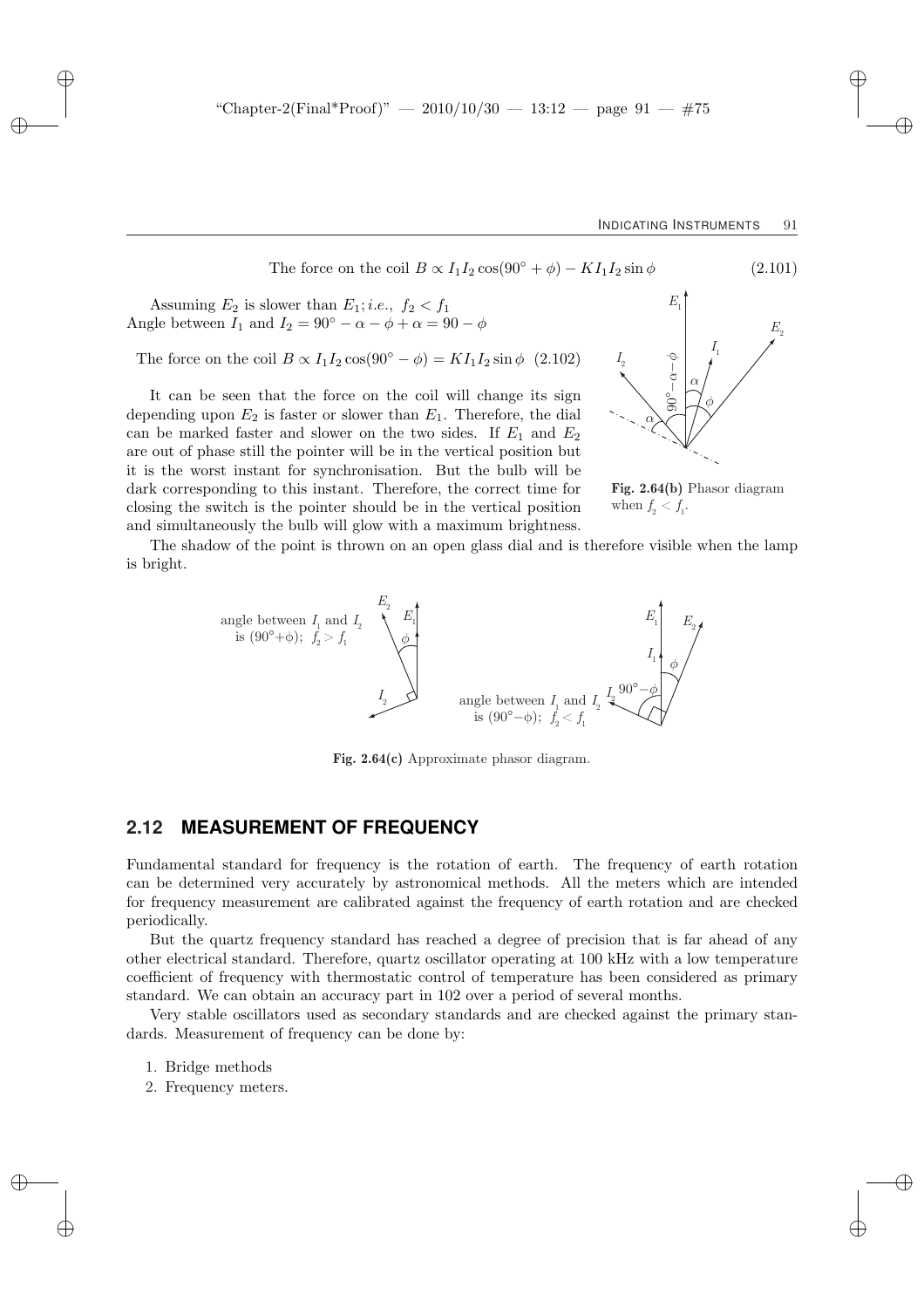The force on the coil $B \propto I_1 I_2 \cos(90° + \phi) - K I_1 I_2 \sin\phi$ (2.101)

Assuming $E_2$ is slower than $E_1$; *i.e.*, $f_2 < f_1$
Angle between $I_1$ and $I_2 = 90° - \alpha - \phi + \alpha = 90 - \phi$

The force on the coil $B \propto I_1 I_2 \cos(90° - \phi) = K I_1 I_2 \sin\phi$ (2.102)

It can be seen that the force on the coil will change its sign depending upon $E_2$ is faster or slower than $E_1$. Therefore, the dial can be marked faster and slower on the two sides. If $E_1$ and $E_2$ are out of phase still the pointer will be in the vertical position but it is the worst instant for synchronisation. But the bulb will be dark corresponding to this instant. Therefore, the correct time for closing the switch is the pointer should be in the vertical position and simultaneously the bulb will glow with a maximum brightness.

**Fig. 2.64(b)** Phasor diagram when $f_2 < f_1$.

The shadow of the point is thrown on an open glass dial and is therefore visible when the lamp is bright.

angle between $I_1$ and $I_2$ is $(90°+\phi)$; $f_2 > f_1$

angle between $I_1$ and $I_2$ is $(90°-\phi)$; $f_2 < f_1$

**Fig. 2.64(c)** Approximate phasor diagram.

## 2.12 MEASUREMENT OF FREQUENCY

Fundamental standard for frequency is the rotation of earth. The frequency of earth rotation can be determined very accurately by astronomical methods. All the meters which are intended for frequency measurement are calibrated against the frequency of earth rotation and are checked periodically.

But the quartz frequency standard has reached a degree of precision that is far ahead of any other electrical standard. Therefore, quartz oscillator operating at 100 kHz with a low temperature coefficient of frequency with thermostatic control of temperature has been considered as primary standard. We can obtain an accuracy part in 102 over a period of several months.

Very stable oscillators used as secondary standards and are checked against the primary standards. Measurement of frequency can be done by:

1. Bridge methods
2. Frequency meters.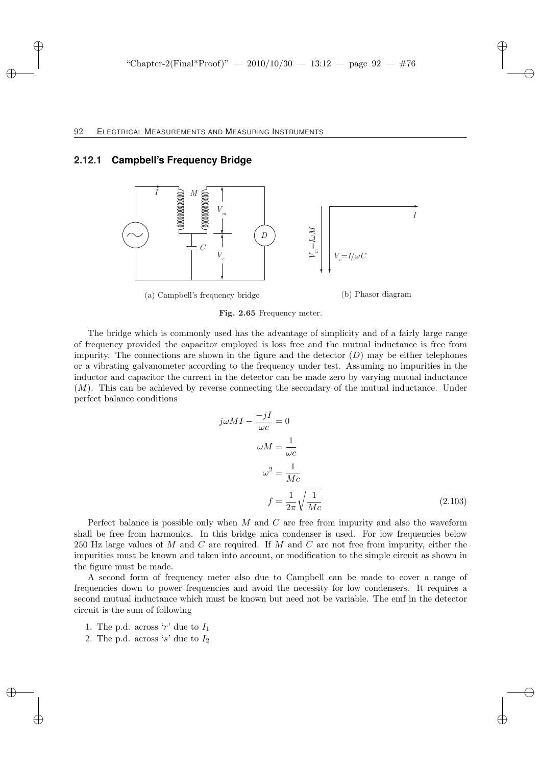### 2.12.1 Campbell's Frequency Bridge

(a) Campbell's frequency bridge

(b) Phasor diagram

**Fig. 2.65** Frequency meter.

The bridge which is commonly used has the advantage of simplicity and of a fairly large range of frequency provided the capacitor employed is loss free and the mutual inductance is free from impurity. The connections are shown in the figure and the detector ($D$) may be either telephones or a vibrating galvanometer according to the frequency under test. Assuming no impurities in the inductor and capacitor the current in the detector can be made zero by varying mutual inductance ($M$). This can be achieved by reverse connecting the secondary of the mutual inductance. Under perfect balance conditions

$$j\omega MI - \frac{-jI}{\omega c} = 0$$

$$\omega M = \frac{1}{\omega c}$$

$$\omega^2 = \frac{1}{Mc}$$

$$f = \frac{1}{2\pi}\sqrt{\frac{1}{Mc}} \tag{2.103}$$

Perfect balance is possible only when $M$ and $C$ are free from impurity and also the waveform shall be free from harmonics. In this bridge mica condenser is used. For low frequencies below 250 Hz large values of $M$ and $C$ are required. If $M$ and $C$ are not free from impurity, either the impurities must be known and taken into account, or modification to the simple circuit as shown in the figure must be made.

A second form of frequency meter also due to Campbell can be made to cover a range of frequencies down to power frequencies and avoid the necessity for low condensers. It requires a second mutual inductance which must be known but need not be variable. The emf in the detector circuit is the sum of following

1. The p.d. across '$r$' due to $I_1$
2. The p.d. across '$s$' due to $I_2$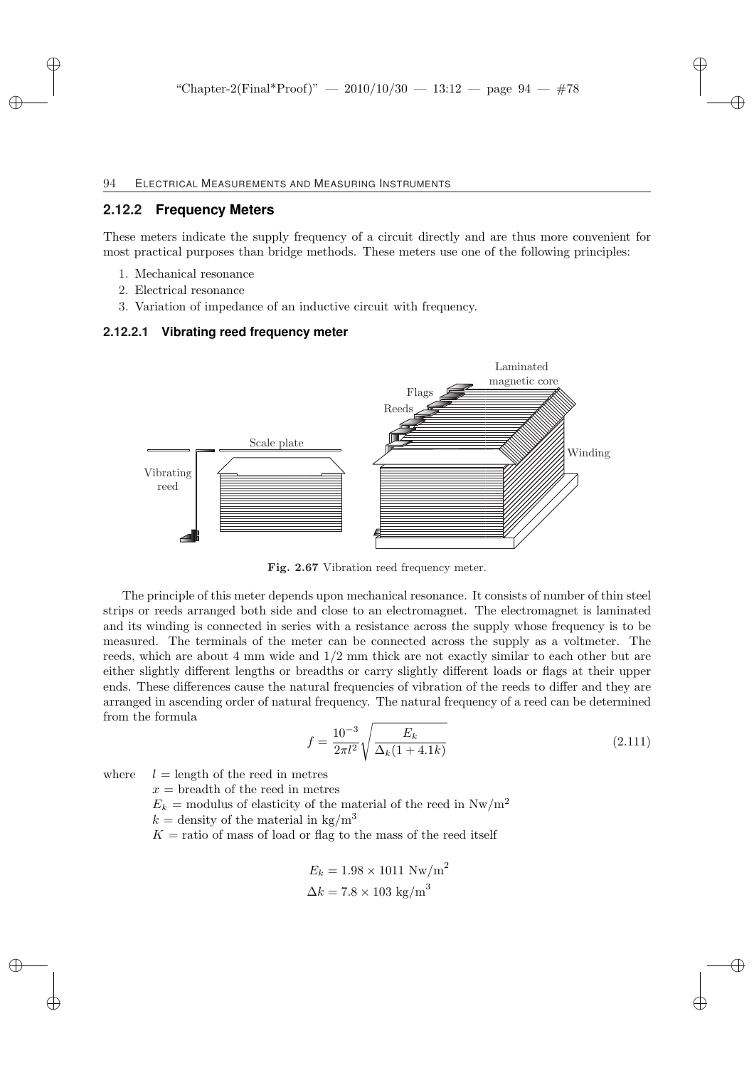## 2.12.2 Frequency Meters

These meters indicate the supply frequency of a circuit directly and are thus more convenient for most practical purposes than bridge methods. These meters use one of the following principles:

1. Mechanical resonance
2. Electrical resonance
3. Variation of impedance of an inductive circuit with frequency.

### 2.12.2.1 Vibrating reed frequency meter

**Fig. 2.67** Vibration reed frequency meter.

The principle of this meter depends upon mechanical resonance. It consists of number of thin steel strips or reeds arranged both side and close to an electromagnet. The electromagnet is laminated and its winding is connected in series with a resistance across the supply whose frequency is to be measured. The terminals of the meter can be connected across the supply as a voltmeter. The reeds, which are about 4 mm wide and 1/2 mm thick are not exactly similar to each other but are either slightly different lengths or breadths or carry slightly different loads or flags at their upper ends. These differences cause the natural frequencies of vibration of the reeds to differ and they are arranged in ascending order of natural frequency. The natural frequency of a reed can be determined from the formula

$$f = \frac{10^{-3}}{2\pi l^2}\sqrt{\frac{E_k}{\Delta_k(1+4.1k)}} \tag{2.111}$$

where $l$ = length of the reed in metres
$x$ = breadth of the reed in metres
$E_k$ = modulus of elasticity of the material of the reed in Nw/m$^2$
$k$ = density of the material in kg/m$^3$
$K$ = ratio of mass of load or flag to the mass of the reed itself

$$E_k = 1.98 \times 1011 \text{ Nw/m}^2$$
$$\Delta k = 7.8 \times 103 \text{ kg/m}^3$$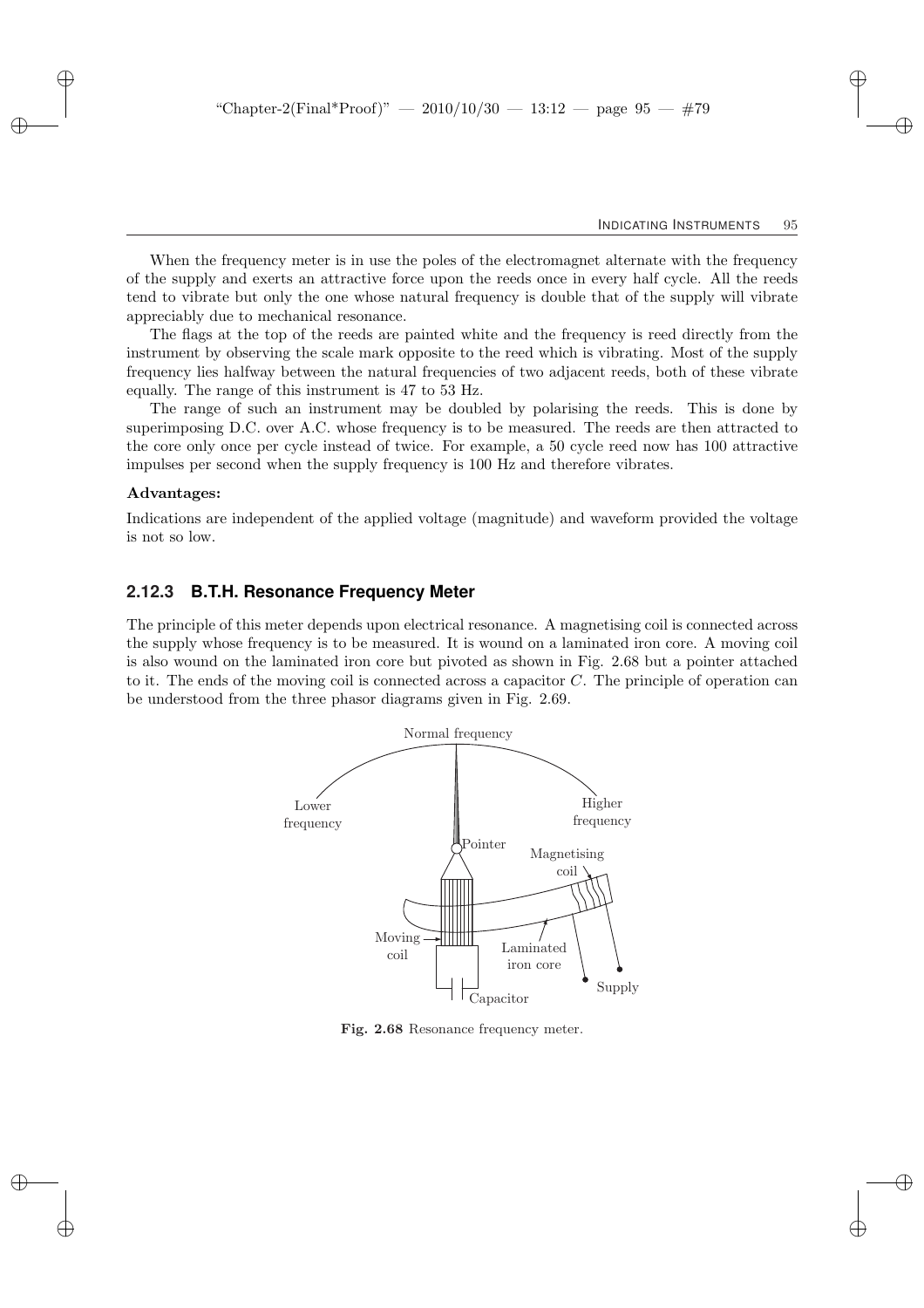When the frequency meter is in use the poles of the electromagnet alternate with the frequency of the supply and exerts an attractive force upon the reeds once in every half cycle. All the reeds tend to vibrate but only the one whose natural frequency is double that of the supply will vibrate appreciably due to mechanical resonance.

The flags at the top of the reeds are painted white and the frequency is reed directly from the instrument by observing the scale mark opposite to the reed which is vibrating. Most of the supply frequency lies halfway between the natural frequencies of two adjacent reeds, both of these vibrate equally. The range of this instrument is 47 to 53 Hz.

The range of such an instrument may be doubled by polarising the reeds. This is done by superimposing D.C. over A.C. whose frequency is to be measured. The reeds are then attracted to the core only once per cycle instead of twice. For example, a 50 cycle reed now has 100 attractive impulses per second when the supply frequency is 100 Hz and therefore vibrates.

**Advantages:**

Indications are independent of the applied voltage (magnitude) and waveform provided the voltage is not so low.

### 2.12.3 B.T.H. Resonance Frequency Meter

The principle of this meter depends upon electrical resonance. A magnetising coil is connected across the supply whose frequency is to be measured. It is wound on a laminated iron core. A moving coil is also wound on the laminated iron core but pivoted as shown in Fig. 2.68 but a pointer attached to it. The ends of the moving coil is connected across a capacitor $C$. The principle of operation can be understood from the three phasor diagrams given in Fig. 2.69.

Normal frequency

Lower frequency

Higher frequency

Pointer

Magnetising coil

Moving coil

Laminated iron core

Supply

Capacitor

**Fig. 2.68** Resonance frequency meter.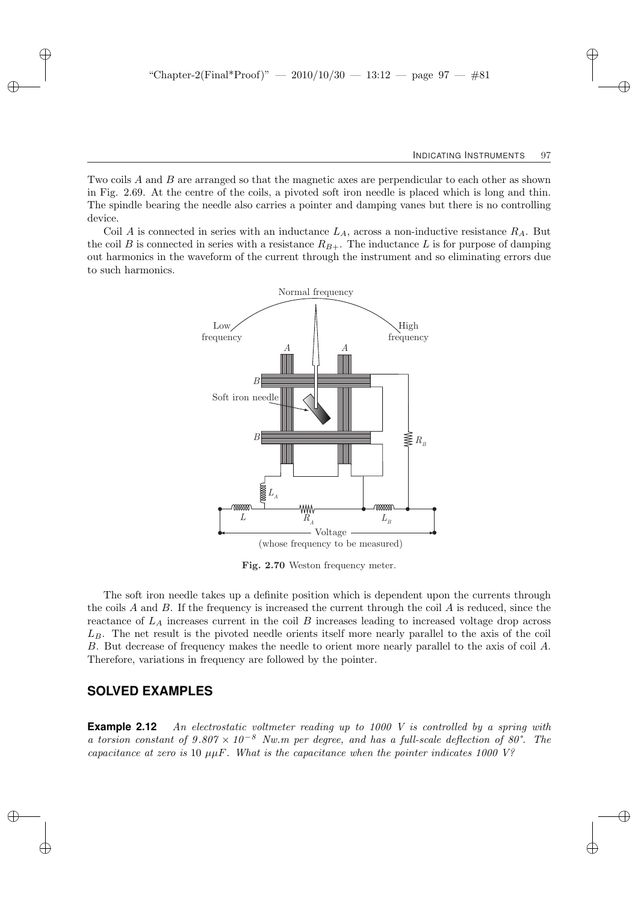Two coils $A$ and $B$ are arranged so that the magnetic axes are perpendicular to each other as shown in Fig. 2.69. At the centre of the coils, a pivoted soft iron needle is placed which is long and thin. The spindle bearing the needle also carries a pointer and damping vanes but there is no controlling device.

Coil $A$ is connected in series with an inductance $L_A$, across a non-inductive resistance $R_A$. But the coil $B$ is connected in series with a resistance $R_{B+}$. The inductance $L$ is for purpose of damping out harmonics in the waveform of the current through the instrument and so eliminating errors due to such harmonics.

**Fig. 2.70** Weston frequency meter.

The soft iron needle takes up a definite position which is dependent upon the currents through the coils $A$ and $B$. If the frequency is increased the current through the coil $A$ is reduced, since the reactance of $L_A$ increases current in the coil $B$ increases leading to increased voltage drop across $L_B$. The net result is the pivoted needle orients itself more nearly parallel to the axis of the coil $B$. But decrease of frequency makes the needle to orient more nearly parallel to the axis of coil $A$. Therefore, variations in frequency are followed by the pointer.

## SOLVED EXAMPLES

**Example 2.12** *An electrostatic voltmeter reading up to 1000 V is controlled by a spring with a torsion constant of* $9.807 \times 10^{-8}$ *Nw.m per degree, and has a full-scale deflection of 80°. The capacitance at zero is* $10\ \mu\mu F$*. What is the capacitance when the pointer indicates 1000 V?*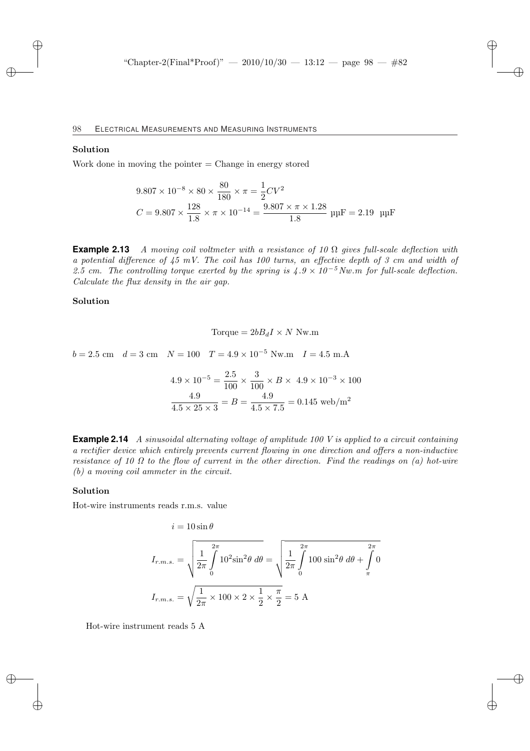**Solution**

Work done in moving the pointer = Change in energy stored

$$9.807 \times 10^{-8} \times 80 \times \frac{80}{180} \times \pi = \frac{1}{2}CV^2$$

$$C = 9.807 \times \frac{128}{1.8} \times \pi \times 10^{-14} = \frac{9.807 \times \pi \times 1.28}{1.8} \text{ µµF} = 2.19 \text{ µµF}$$

**Example 2.13** *A moving coil voltmeter with a resistance of 10 Ω gives full-scale deflection with a potential difference of 45 mV. The coil has 100 turns, an effective depth of 3 cm and width of 2.5 cm. The controlling torque exerted by the spring is $4.9 \times 10^{-5}$ Nw.m for full-scale deflection. Calculate the flux density in the air gap.*

**Solution**

$$\text{Torque} = 2bB_dI \times N \text{ Nw.m}$$

$b = 2.5$ cm $\quad d = 3$ cm $\quad N = 100 \quad T = 4.9 \times 10^{-5}$ Nw.m $\quad I = 4.5$ m.A

$$4.9 \times 10^{-5} = \frac{2.5}{100} \times \frac{3}{100} \times B \times \ 4.9 \times 10^{-3} \times 100$$

$$\frac{4.9}{4.5 \times 25 \times 3} = B = \frac{4.9}{4.5 \times 7.5} = 0.145 \text{ web/m}^2$$

**Example 2.14** *A sinusoidal alternating voltage of amplitude 100 V is applied to a circuit containing a rectifier device which entirely prevents current flowing in one direction and offers a non-inductive resistance of 10 Ω to the flow of current in the other direction. Find the readings on (a) hot-wire (b) a moving coil ammeter in the circuit.*

**Solution**

Hot-wire instruments reads r.m.s. value

$$i = 10 \sin \theta$$

$$I_{r.m.s.} = \sqrt{\frac{1}{2\pi} \int_0^{2\pi} 10^2 \sin^2\theta \, d\theta} = \sqrt{\frac{1}{2\pi} \int_0^{2\pi} 100 \sin^2\theta \, d\theta + \int_{\pi}^{2\pi} 0}$$

$$I_{r.m.s.} = \sqrt{\frac{1}{2\pi} \times 100 \times 2 \times \frac{1}{2} \times \frac{\pi}{2}} = 5 \text{ A}$$

Hot-wire instrument reads 5 A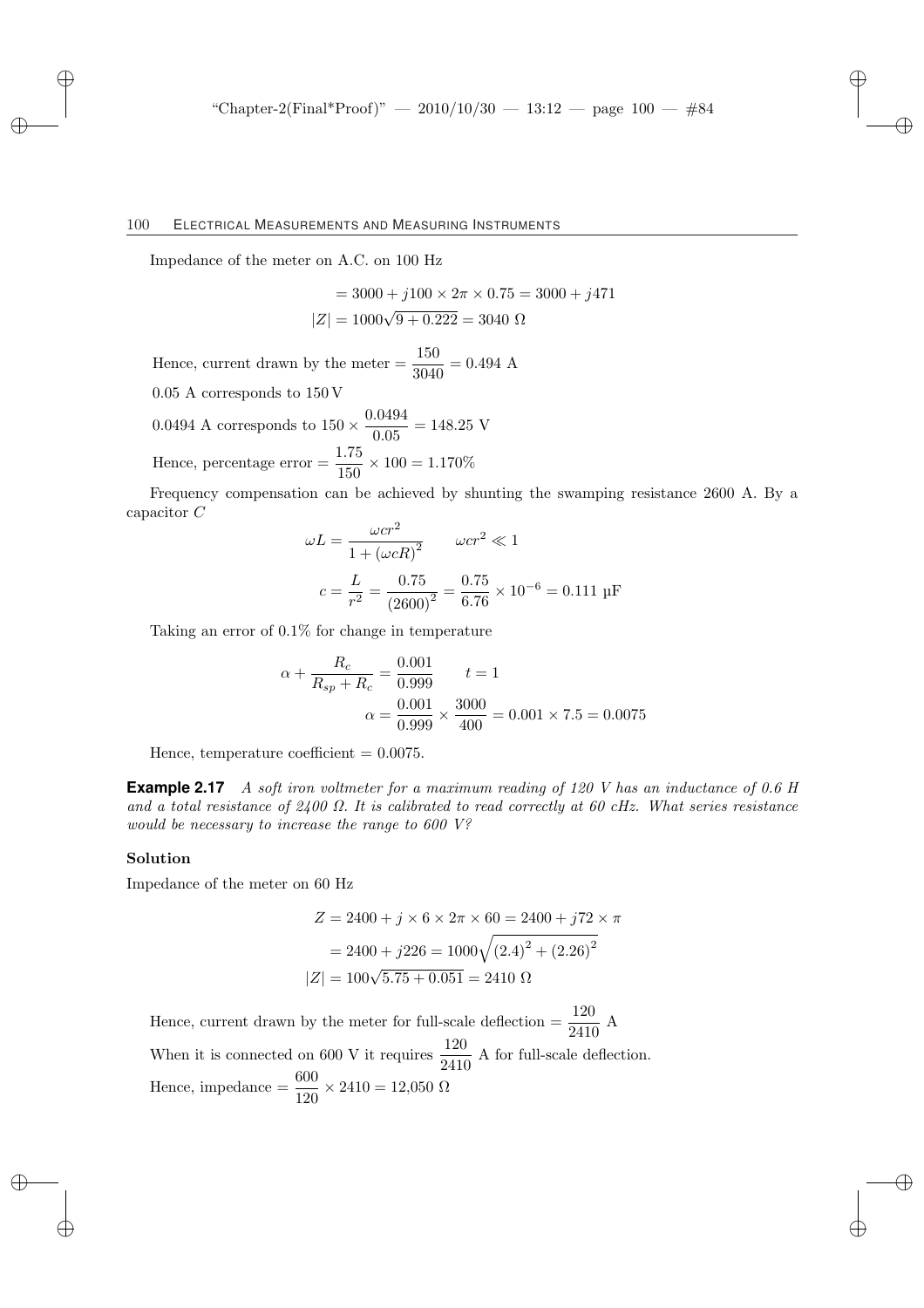Impedance of the meter on A.C. on 100 Hz

$$= 3000 + j100 \times 2\pi \times 0.75 = 3000 + j471$$

$$|Z| = 1000\sqrt{9 + 0.222} = 3040\ \Omega$$

Hence, current drawn by the meter $= \dfrac{150}{3040} = 0.494$ A

0.05 A corresponds to 150 V

0.0494 A corresponds to $150 \times \dfrac{0.0494}{0.05} = 148.25$ V

Hence, percentage error $= \dfrac{1.75}{150} \times 100 = 1.170\%$

Frequency compensation can be achieved by shunting the swamping resistance 2600 A. By a capacitor $C$

$$\omega L = \frac{\omega cr^2}{1 + (\omega cR)^2} \qquad \omega cr^2 \ll 1$$

$$c = \frac{L}{r^2} = \frac{0.75}{(2600)^2} = \frac{0.75}{6.76} \times 10^{-6} = 0.111\ \mu\text{F}$$

Taking an error of 0.1% for change in temperature

$$\alpha + \frac{R_c}{R_{sp} + R_c} = \frac{0.001}{0.999} \qquad t = 1$$

$$\alpha = \frac{0.001}{0.999} \times \frac{3000}{400} = 0.001 \times 7.5 = 0.0075$$

Hence, temperature coefficient = 0.0075.

**Example 2.17** *A soft iron voltmeter for a maximum reading of 120 V has an inductance of 0.6 H and a total resistance of 2400 Ω. It is calibrated to read correctly at 60 cHz. What series resistance would be necessary to increase the range to 600 V?*

**Solution**

Impedance of the meter on 60 Hz

$$Z = 2400 + j \times 6 \times 2\pi \times 60 = 2400 + j72 \times \pi$$

$$= 2400 + j226 = 1000\sqrt{(2.4)^2 + (2.26)^2}$$

$$|Z| = 100\sqrt{5.75 + 0.051} = 2410\ \Omega$$

Hence, current drawn by the meter for full-scale deflection $= \dfrac{120}{2410}$ A

When it is connected on 600 V it requires $\dfrac{120}{2410}$ A for full-scale deflection.

Hence, impedance $= \dfrac{600}{120} \times 2410 = 12{,}050\ \Omega$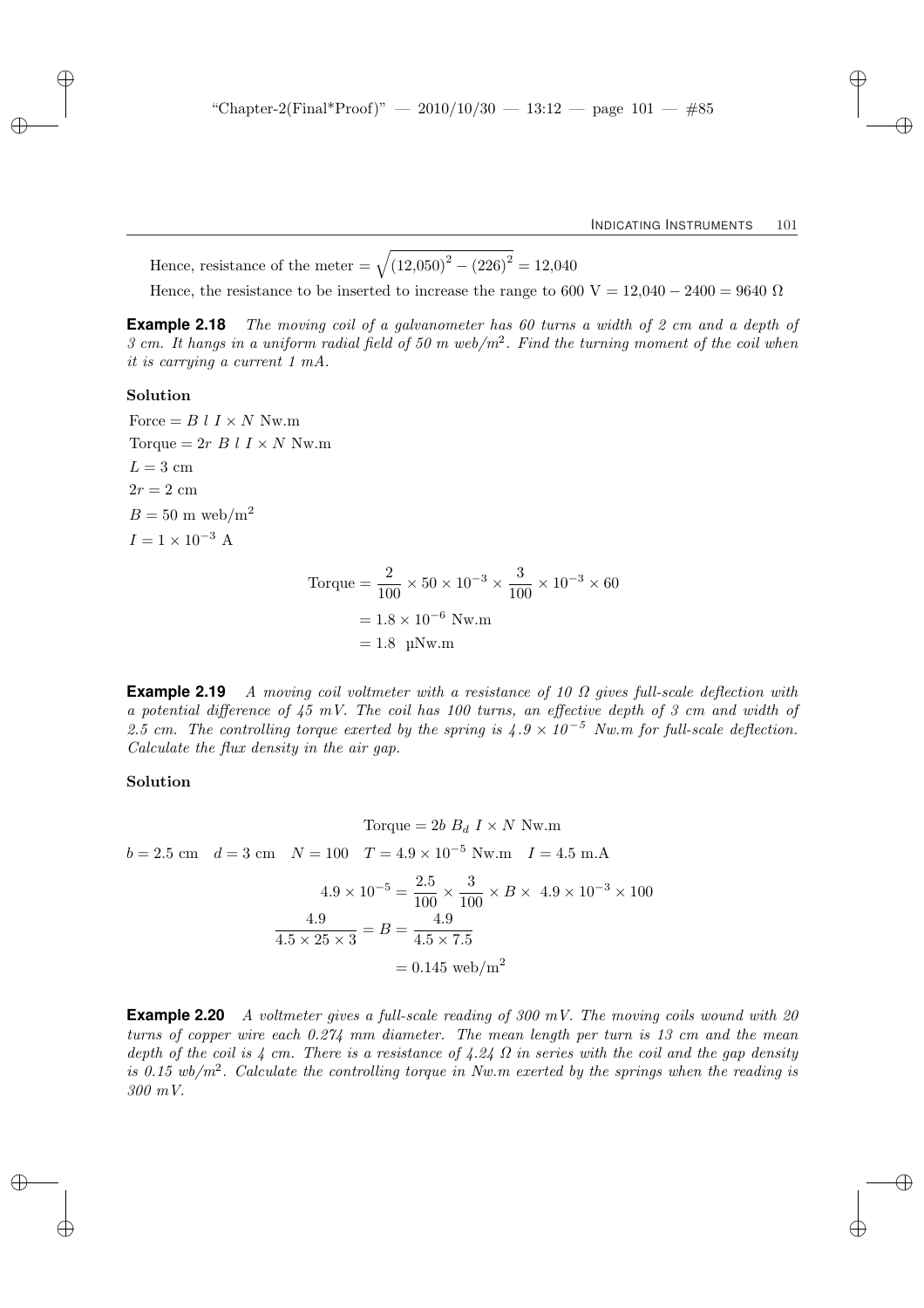Hence, resistance of the meter $= \sqrt{(12{,}050)^2 - (226)^2} = 12{,}040$

Hence, the resistance to be inserted to increase the range to 600 V $= 12{,}040 - 2400 = 9640\ \Omega$

**Example 2.18** *The moving coil of a galvanometer has 60 turns a width of 2 cm and a depth of 3 cm. It hangs in a uniform radial field of 50 m web/m$^2$. Find the turning moment of the coil when it is carrying a current 1 mA.*

**Solution**

Force $= B\ l\ I \times N$ Nw.m

Torque $= 2r\ B\ l\ I \times N$ Nw.m

$L = 3$ cm

$2r = 2$ cm

$B = 50$ m web/m$^2$

$I = 1 \times 10^{-3}$ A

$$\text{Torque} = \frac{2}{100} \times 50 \times 10^{-3} \times \frac{3}{100} \times 10^{-3} \times 60$$

$$= 1.8 \times 10^{-6} \text{ Nw.m}$$

$$= 1.8\ \ \mu\text{Nw.m}$$

**Example 2.19** *A moving coil voltmeter with a resistance of 10 Ω gives full-scale deflection with a potential difference of 45 mV. The coil has 100 turns, an effective depth of 3 cm and width of 2.5 cm. The controlling torque exerted by the spring is $4.9 \times 10^{-5}$ Nw.m for full-scale deflection. Calculate the flux density in the air gap.*

**Solution**

$$\text{Torque} = 2b\ B_d\ I \times N \text{ Nw.m}$$

$b = 2.5$ cm $\quad d = 3$ cm $\quad N = 100 \quad T = 4.9 \times 10^{-5}$ Nw.m $\quad I = 4.5$ m.A

$$4.9 \times 10^{-5} = \frac{2.5}{100} \times \frac{3}{100} \times B \times\ 4.9 \times 10^{-3} \times 100$$

$$\frac{4.9}{4.5 \times 25 \times 3} = B = \frac{4.9}{4.5 \times 7.5}$$

$$= 0.145 \text{ web/m}^2$$

**Example 2.20** *A voltmeter gives a full-scale reading of 300 mV. The moving coils wound with 20 turns of copper wire each 0.274 mm diameter. The mean length per turn is 13 cm and the mean depth of the coil is 4 cm. There is a resistance of 4.24 Ω in series with the coil and the gap density is 0.15 wb/m$^2$. Calculate the controlling torque in Nw.m exerted by the springs when the reading is 300 mV.*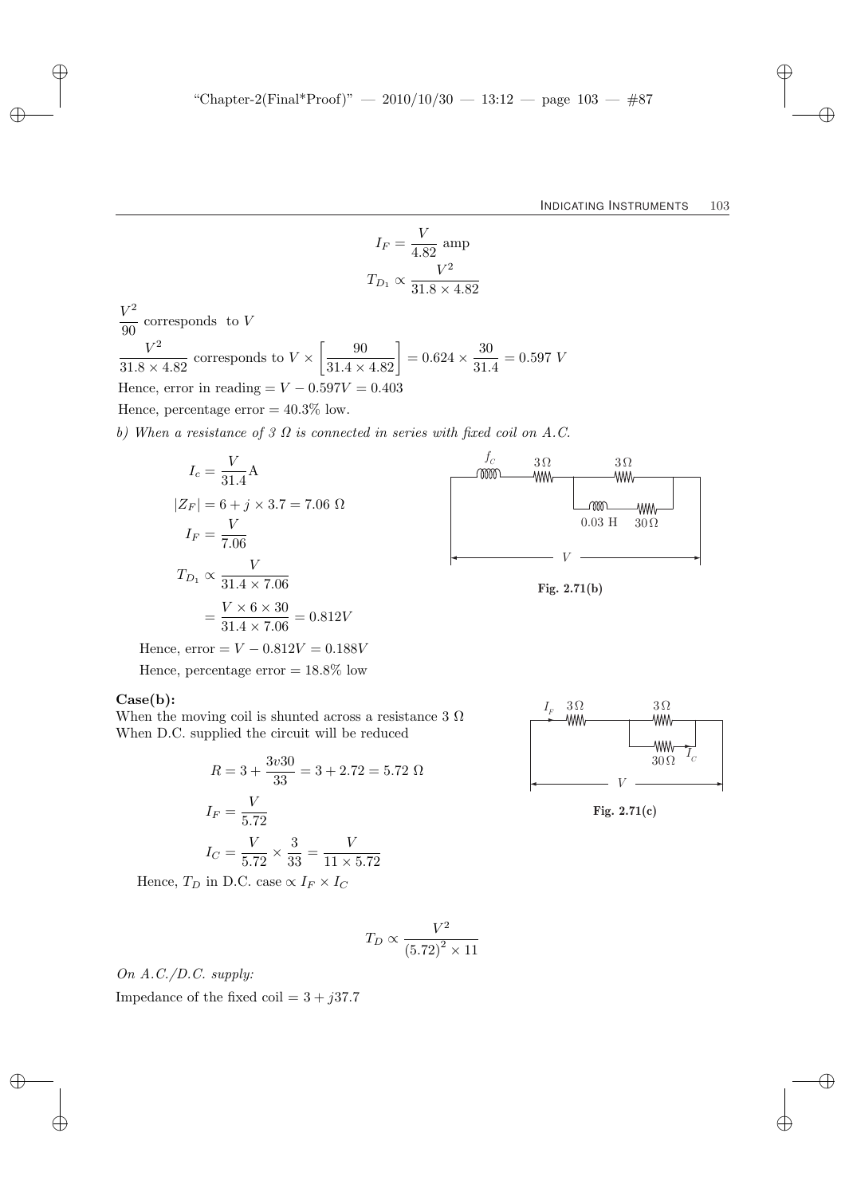$$I_F = \frac{V}{4.82} \text{ amp}$$

$$T_{D_1} \propto \frac{V^2}{31.8 \times 4.82}$$

$\dfrac{V^2}{90}$ corresponds to $V$

$\dfrac{V^2}{31.8 \times 4.82}$ corresponds to $V \times \left[\dfrac{90}{31.4 \times 4.82}\right] = 0.624 \times \dfrac{30}{31.4} = 0.597\ V$

Hence, error in reading $= V - 0.597V = 0.403$

Hence, percentage error $= 40.3\%$ low.

*b) When a resistance of 3 Ω is connected in series with fixed coil on A.C.*

$$I_c = \frac{V}{31.4}\text{A}$$

$$|Z_F| = 6 + j \times 3.7 = 7.06\ \Omega$$

$$I_F = \frac{V}{7.06}$$

$$T_{D_1} \propto \frac{V}{31.4 \times 7.06}$$

$$= \frac{V \times 6 \times 30}{31.4 \times 7.06} = 0.812V$$

Fig. 2.71(b)

Hence, error $= V - 0.812V = 0.188V$

Hence, percentage error $= 18.8\%$ low

**Case(b):**

When the moving coil is shunted across a resistance 3 Ω
When D.C. supplied the circuit will be reduced

$$R = 3 + \frac{3v30}{33} = 3 + 2.72 = 5.72\ \Omega$$

$$I_F = \frac{V}{5.72}$$

$$I_C = \frac{V}{5.72} \times \frac{3}{33} = \frac{V}{11 \times 5.72}$$

Fig. 2.71(c)

Hence, $T_D$ in D.C. case $\propto I_F \times I_C$

$$T_D \propto \frac{V^2}{(5.72)^2 \times 11}$$

*On A.C./D.C. supply:*

Impedance of the fixed coil $= 3 + j37.7$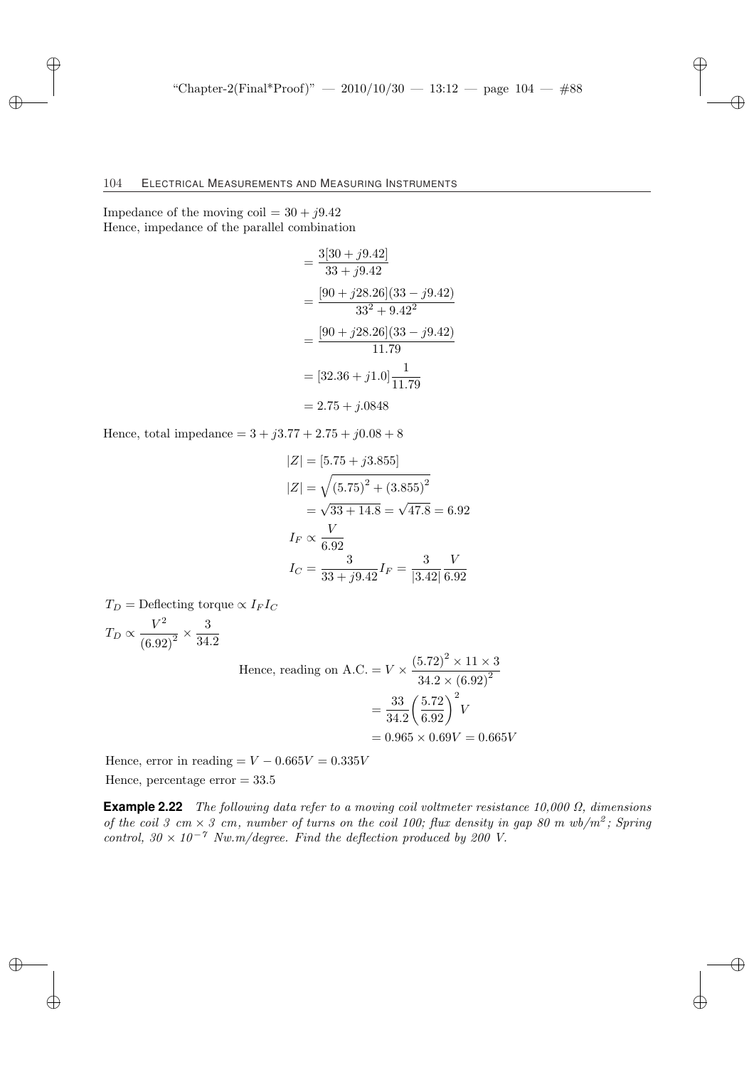Impedance of the moving coil $= 30 + j9.42$
Hence, impedance of the parallel combination

$$
\begin{aligned}
&= \frac{3[30 + j9.42]}{33 + j9.42} \\
&= \frac{[90 + j28.26](33 - j9.42)}{33^2 + 9.42^2} \\
&= \frac{[90 + j28.26](33 - j9.42)}{11.79} \\
&= [32.36 + j1.0]\frac{1}{11.79} \\
&= 2.75 + j.0848
\end{aligned}
$$

Hence, total impedance $= 3 + j3.77 + 2.75 + j0.08 + 8$

$$
\begin{aligned}
|Z| &= [5.75 + j3.855] \\
|Z| &= \sqrt{(5.75)^2 + (3.855)^2} \\
&= \sqrt{33 + 14.8} = \sqrt{47.8} = 6.92 \\
I_F &\propto \frac{V}{6.92} \\
I_C &= \frac{3}{33 + j9.42} I_F = \frac{3}{|3.42|}\frac{V}{6.92}
\end{aligned}
$$

$T_D =$ Deflecting torque $\propto I_F I_C$

$$T_D \propto \frac{V^2}{(6.92)^2} \times \frac{3}{34.2}$$

$$
\begin{aligned}
\text{Hence, reading on A.C.} &= V \times \frac{(5.72)^2 \times 11 \times 3}{34.2 \times (6.92)^2} \\
&= \frac{33}{34.2}\left(\frac{5.72}{6.92}\right)^2 V \\
&= 0.965 \times 0.69V = 0.665V
\end{aligned}
$$

Hence, error in reading $= V - 0.665V = 0.335V$

Hence, percentage error $= 33.5$

**Example 2.22** *The following data refer to a moving coil voltmeter resistance 10,000 Ω, dimensions of the coil 3 cm × 3 cm, number of turns on the coil 100; flux density in gap 80 m wb/m²; Spring control, 30 × 10⁻⁷ Nw.m/degree. Find the deflection produced by 200 V.*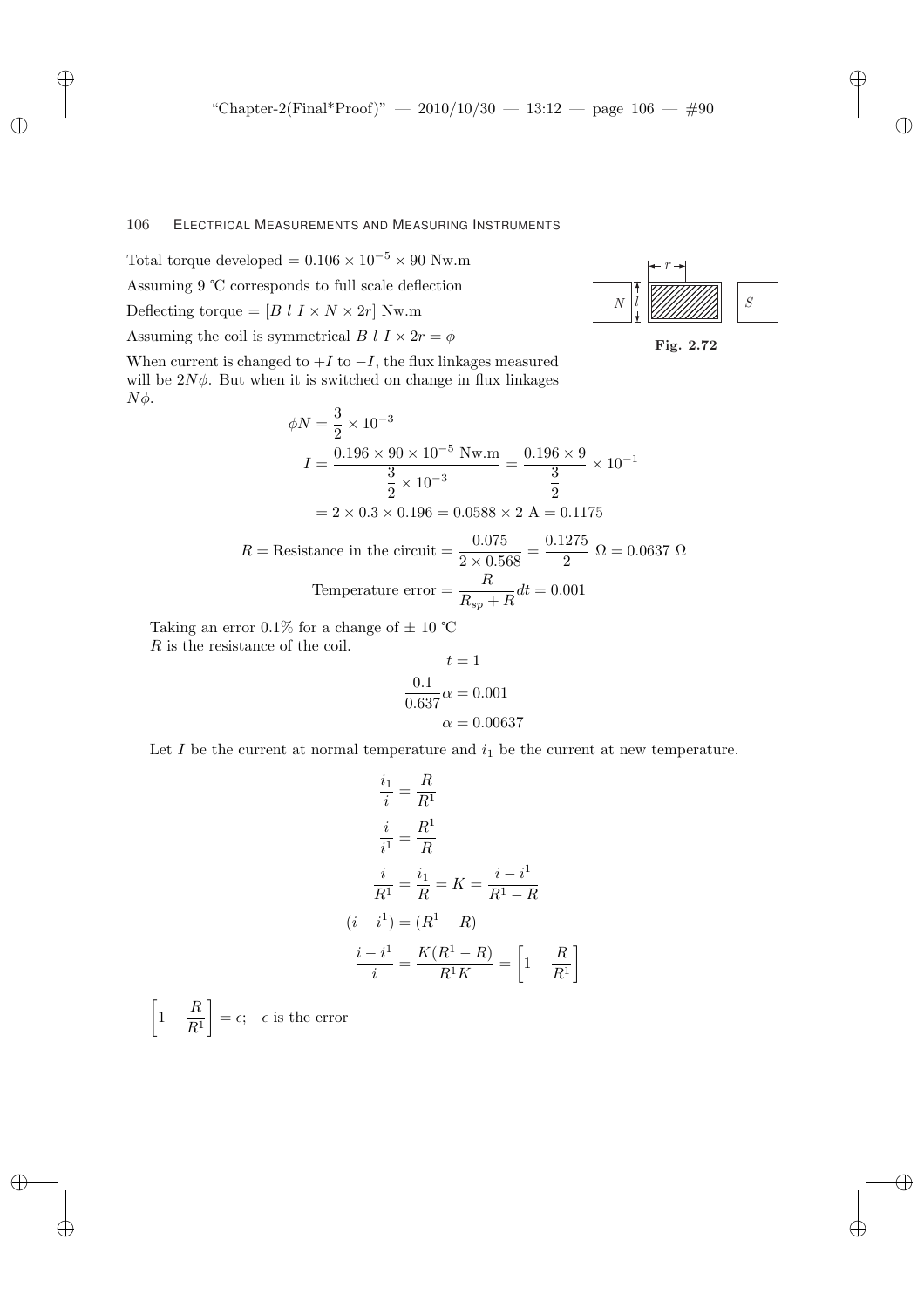Total torque developed $= 0.106 \times 10^{-5} \times 90$ Nw.m

Assuming 9 ℃ corresponds to full scale deflection

Deflecting torque $= [B\ l\ I \times N \times 2r]$ Nw.m

Assuming the coil is symmetrical $B\ l\ I \times 2r = \phi$

When current is changed to $+I$ to $-I$, the flux linkages measured will be $2N\phi$. But when it is switched on change in flux linkages $N\phi$.

Fig. 2.72

$$\phi N = \frac{3}{2} \times 10^{-3}$$

$$I = \frac{0.196 \times 90 \times 10^{-5} \text{ Nw.m}}{\frac{3}{2} \times 10^{-3}} = \frac{0.196 \times 9}{\frac{3}{2}} \times 10^{-1}$$

$$= 2 \times 0.3 \times 0.196 = 0.0588 \times 2 \text{ A} = 0.1175$$

$$R = \text{Resistance in the circuit} = \frac{0.075}{2 \times 0.568} = \frac{0.1275}{2}\ \Omega = 0.0637\ \Omega$$

$$\text{Temperature error} = \frac{R}{R_{sp} + R} dt = 0.001$$

Taking an error 0.1% for a change of $\pm$ 10 ℃

$R$ is the resistance of the coil.

$$t = 1$$

$$\frac{0.1}{0.637}\alpha = 0.001$$

$$\alpha = 0.00637$$

Let $I$ be the current at normal temperature and $i_1$ be the current at new temperature.

$$\frac{i_1}{i} = \frac{R}{R^1}$$

$$\frac{i}{i^1} = \frac{R^1}{R}$$

$$\frac{i}{R^1} = \frac{i_1}{R} = K = \frac{i - i^1}{R^1 - R}$$

$$(i - i^1) = (R^1 - R)$$

$$\frac{i - i^1}{i} = \frac{K(R^1 - R)}{R^1 K} = \left[1 - \frac{R}{R^1}\right]$$

$\left[1 - \frac{R}{R^1}\right] = \epsilon;\quad \epsilon$ is the error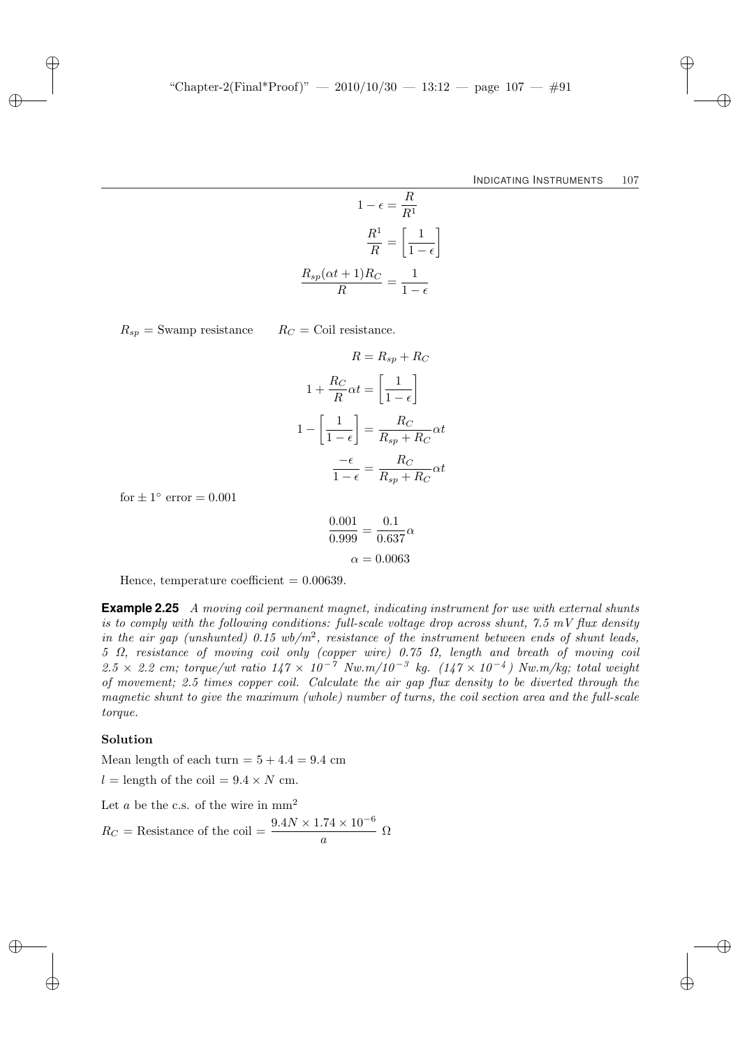$$1 - \epsilon = \frac{R}{R^1}$$

$$\frac{R^1}{R} = \left[\frac{1}{1-\epsilon}\right]$$

$$\frac{R_{sp}(\alpha t + 1)R_C}{R} = \frac{1}{1-\epsilon}$$

$R_{sp}$ = Swamp resistance $\qquad R_C$ = Coil resistance.

$$R = R_{sp} + R_C$$

$$1 + \frac{R_C}{R}\alpha t = \left[\frac{1}{1-\epsilon}\right]$$

$$1 - \left[\frac{1}{1-\epsilon}\right] = \frac{R_C}{R_{sp} + R_C}\alpha t$$

$$\frac{-\epsilon}{1-\epsilon} = \frac{R_C}{R_{sp} + R_C}\alpha t$$

for $\pm 1^\circ$ error $= 0.001$

$$\frac{0.001}{0.999} = \frac{0.1}{0.637}\alpha$$

$$\alpha = 0.0063$$

Hence, temperature coefficient $= 0.00639$.

**Example 2.25** *A moving coil permanent magnet, indicating instrument for use with external shunts is to comply with the following conditions: full-scale voltage drop across shunt, 7.5 mV flux density in the air gap (unshunted) 0.15 wb/m$^2$, resistance of the instrument between ends of shunt leads, 5 Ω, resistance of moving coil only (copper wire) 0.75 Ω, length and breath of moving coil 2.5 × 2.2 cm; torque/wt ratio 147 × 10$^{-7}$ Nw.m/10$^{-3}$ kg. (147 × 10$^{-4}$) Nw.m/kg; total weight of movement; 2.5 times copper coil. Calculate the air gap flux density to be diverted through the magnetic shunt to give the maximum (whole) number of turns, the coil section area and the full-scale torque.*

**Solution**

Mean length of each turn $= 5 + 4.4 = 9.4$ cm

$l$ = length of the coil $= 9.4 \times N$ cm.

Let $a$ be the c.s. of the wire in mm$^2$

$R_C$ = Resistance of the coil $= \dfrac{9.4N \times 1.74 \times 10^{-6}}{a}\ \Omega$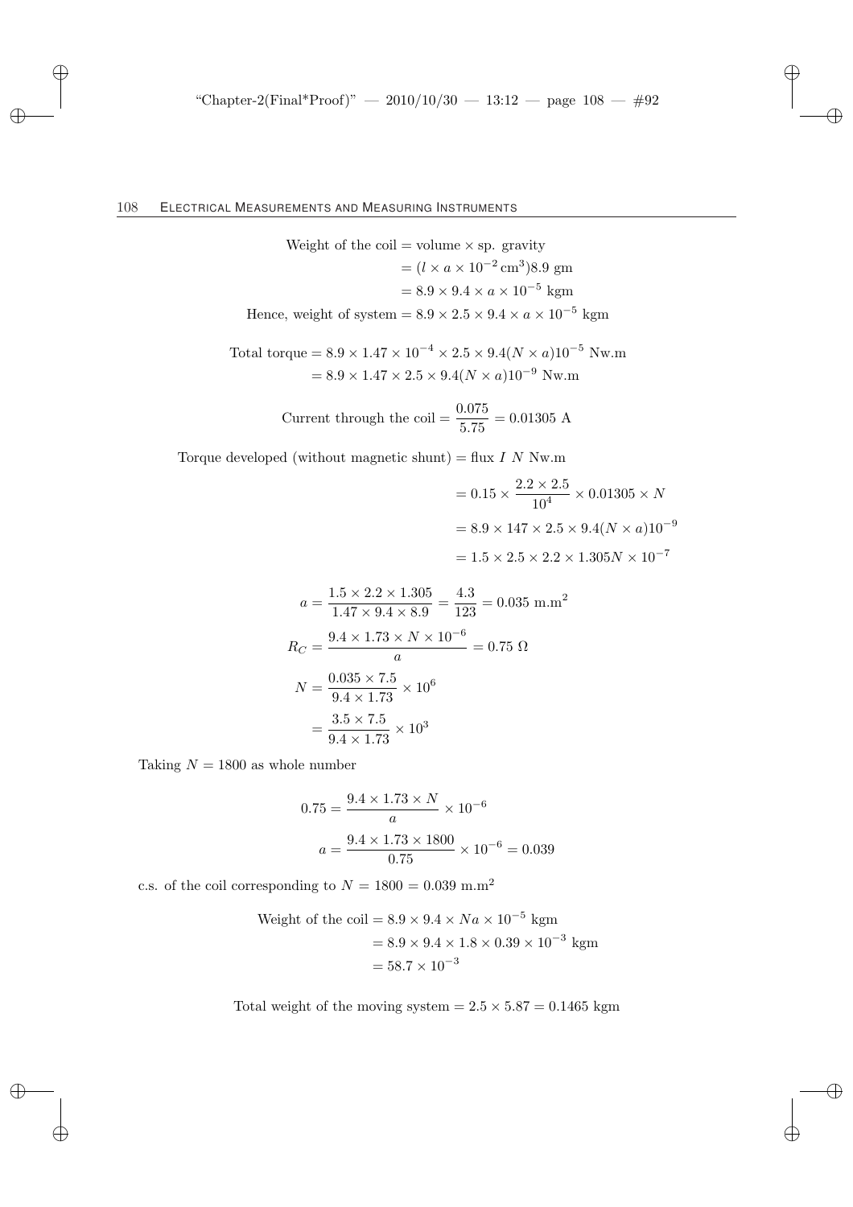$$\text{Weight of the coil} = \text{volume} \times \text{sp. gravity}$$
$$= (l \times a \times 10^{-2}\,\text{cm}^3)8.9 \text{ gm}$$
$$= 8.9 \times 9.4 \times a \times 10^{-5} \text{ kgm}$$

$$\text{Hence, weight of system} = 8.9 \times 2.5 \times 9.4 \times a \times 10^{-5} \text{ kgm}$$

$$\text{Total torque} = 8.9 \times 1.47 \times 10^{-4} \times 2.5 \times 9.4(N \times a)10^{-5} \text{ Nw.m}$$
$$= 8.9 \times 1.47 \times 2.5 \times 9.4(N \times a)10^{-9} \text{ Nw.m}$$

$$\text{Current through the coil} = \frac{0.075}{5.75} = 0.01305 \text{ A}$$

$$\text{Torque developed (without magnetic shunt)} = \text{flux } I \; N \text{ Nw.m}$$

$$= 0.15 \times \frac{2.2 \times 2.5}{10^4} \times 0.01305 \times N$$
$$= 8.9 \times 147 \times 2.5 \times 9.4(N \times a)10^{-9}$$
$$= 1.5 \times 2.5 \times 2.2 \times 1.305N \times 10^{-7}$$

$$a = \frac{1.5 \times 2.2 \times 1.305}{1.47 \times 9.4 \times 8.9} = \frac{4.3}{123} = 0.035 \text{ m.m}^2$$

$$R_C = \frac{9.4 \times 1.73 \times N \times 10^{-6}}{a} = 0.75\ \Omega$$

$$N = \frac{0.035 \times 7.5}{9.4 \times 1.73} \times 10^6$$
$$= \frac{3.5 \times 7.5}{9.4 \times 1.73} \times 10^3$$

Taking $N = 1800$ as whole number

$$0.75 = \frac{9.4 \times 1.73 \times N}{a} \times 10^{-6}$$

$$a = \frac{9.4 \times 1.73 \times 1800}{0.75} \times 10^{-6} = 0.039$$

c.s. of the coil corresponding to $N = 1800 = 0.039 \text{ m.m}^2$

$$\text{Weight of the coil} = 8.9 \times 9.4 \times Na \times 10^{-5} \text{ kgm}$$
$$= 8.9 \times 9.4 \times 1.8 \times 0.39 \times 10^{-3} \text{ kgm}$$
$$= 58.7 \times 10^{-3}$$

$$\text{Total weight of the moving system} = 2.5 \times 5.87 = 0.1465 \text{ kgm}$$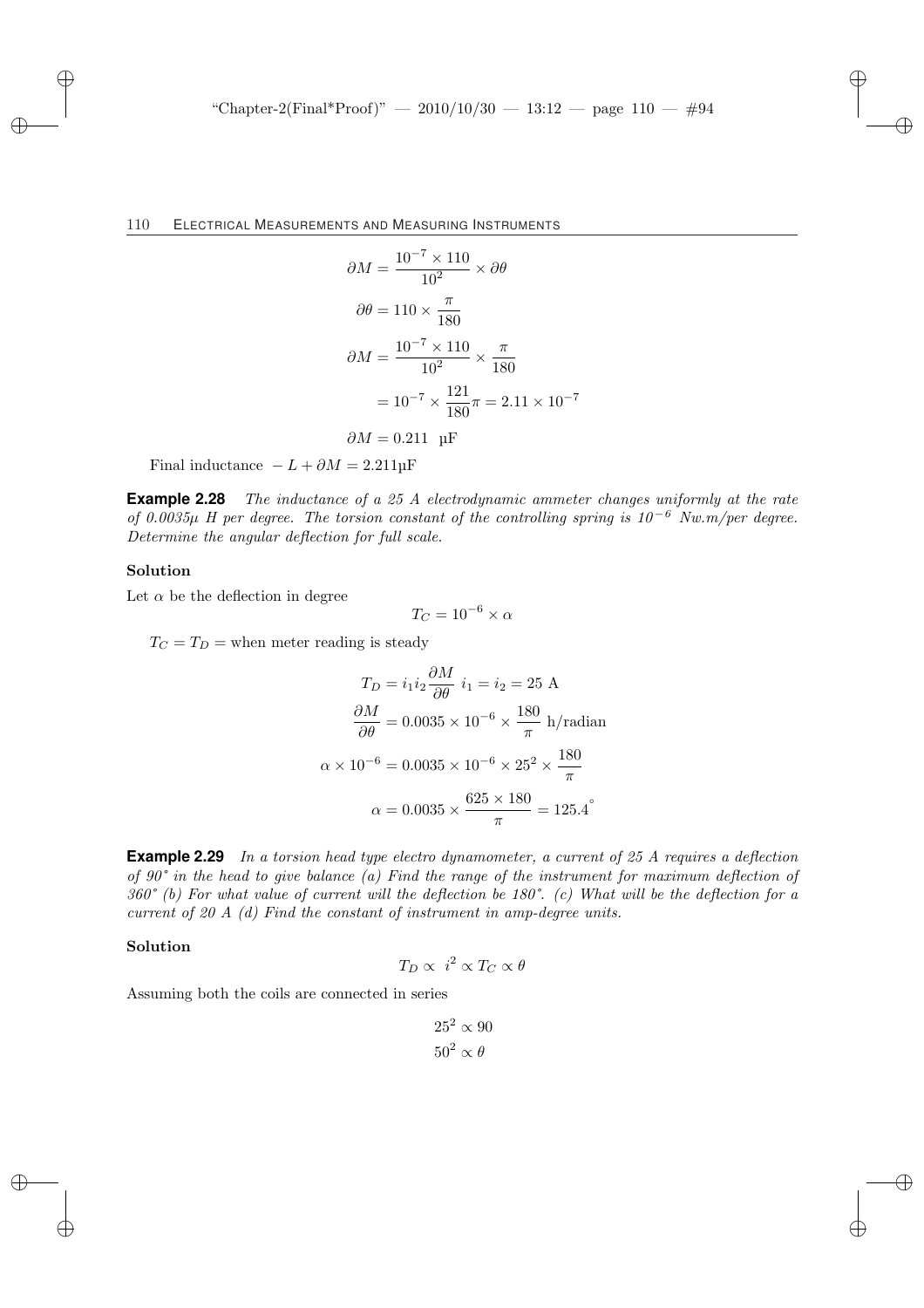$$\partial M = \frac{10^{-7} \times 110}{10^2} \times \partial\theta$$

$$\partial\theta = 110 \times \frac{\pi}{180}$$

$$\partial M = \frac{10^{-7} \times 110}{10^2} \times \frac{\pi}{180}$$

$$= 10^{-7} \times \frac{121}{180}\pi = 2.11 \times 10^{-7}$$

$$\partial M = 0.211 \ \ \mu\text{F}$$

Final inductance $- L + \partial M = 2.211\mu\text{F}$

**Example 2.28** *The inductance of a 25 A electrodynamic ammeter changes uniformly at the rate of 0.0035μ H per degree. The torsion constant of the controlling spring is $10^{-6}$ Nw.m/per degree. Determine the angular deflection for full scale.*

**Solution**

Let $\alpha$ be the deflection in degree

$$T_C = 10^{-6} \times \alpha$$

$T_C = T_D =$ when meter reading is steady

$$T_D = i_1 i_2 \frac{\partial M}{\partial \theta} \ i_1 = i_2 = 25 \text{ A}$$

$$\frac{\partial M}{\partial \theta} = 0.0035 \times 10^{-6} \times \frac{180}{\pi} \text{ h/radian}$$

$$\alpha \times 10^{-6} = 0.0035 \times 10^{-6} \times 25^2 \times \frac{180}{\pi}$$

$$\alpha = 0.0035 \times \frac{625 \times 180}{\pi} = 125.4^{\circ}$$

**Example 2.29** *In a torsion head type electro dynamometer, a current of 25 A requires a deflection of 90° in the head to give balance (a) Find the range of the instrument for maximum deflection of 360° (b) For what value of current will the deflection be 180°. (c) What will be the deflection for a current of 20 A (d) Find the constant of instrument in amp-degree units.*

**Solution**

$$T_D \propto \ i^2 \propto T_C \propto \theta$$

Assuming both the coils are connected in series

$$25^2 \propto 90$$

$$50^2 \propto \theta$$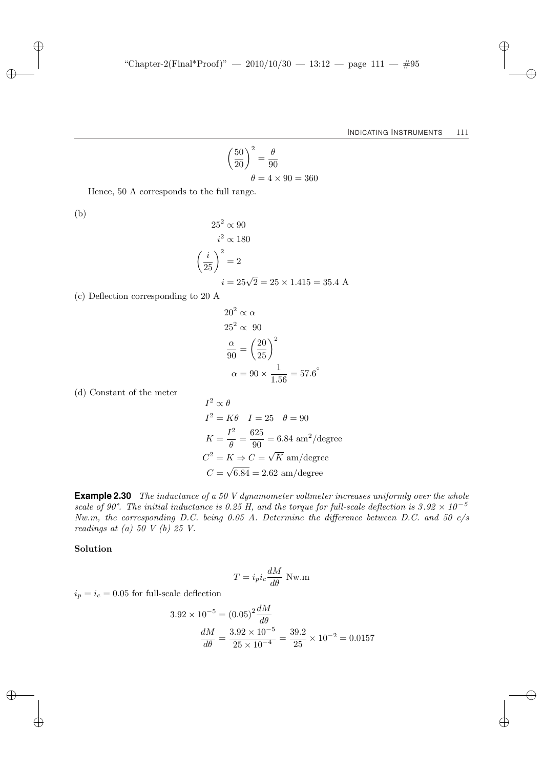$$\left(\frac{50}{20}\right)^2 = \frac{\theta}{90}$$

$$\theta = 4 \times 90 = 360$$

Hence, 50 A corresponds to the full range.

(b)

$$25^2 \propto 90$$

$$i^2 \propto 180$$

$$\left(\frac{i}{25}\right)^2 = 2$$

$$i = 25\sqrt{2} = 25 \times 1.415 = 35.4 \text{ A}$$

(c) Deflection corresponding to 20 A

$$20^2 \propto \alpha$$

$$25^2 \propto \ 90$$

$$\frac{\alpha}{90} = \left(\frac{20}{25}\right)^2$$

$$\alpha = 90 \times \frac{1}{1.56} = 57.6^{\circ}$$

(d) Constant of the meter

$$I^2 \propto \theta$$

$$I^2 = K\theta \quad I = 25 \quad \theta = 90$$

$$K = \frac{I^2}{\theta} = \frac{625}{90} = 6.84 \text{ am}^2/\text{degree}$$

$$C^2 = K \Rightarrow C = \sqrt{K} \text{ am/degree}$$

$$C = \sqrt{6.84} = 2.62 \text{ am/degree}$$

**Example 2.30** *The inductance of a 50 V dynamometer voltmeter increases uniformly over the whole scale of 90°. The initial inductance is 0.25 H, and the torque for full-scale deflection is $3.92 \times 10^{-5}$ Nw.m, the corresponding D.C. being 0.05 A. Determine the difference between D.C. and 50 c/s readings at (a) 50 V (b) 25 V.*

**Solution**

$$T = i_p i_c \frac{dM}{d\theta} \text{ Nw.m}$$

$i_p = i_c = 0.05$ for full-scale deflection

$$3.92 \times 10^{-5} = (0.05)^2 \frac{dM}{d\theta}$$

$$\frac{dM}{d\theta} = \frac{3.92 \times 10^{-5}}{25 \times 10^{-4}} = \frac{39.2}{25} \times 10^{-2} = 0.0157$$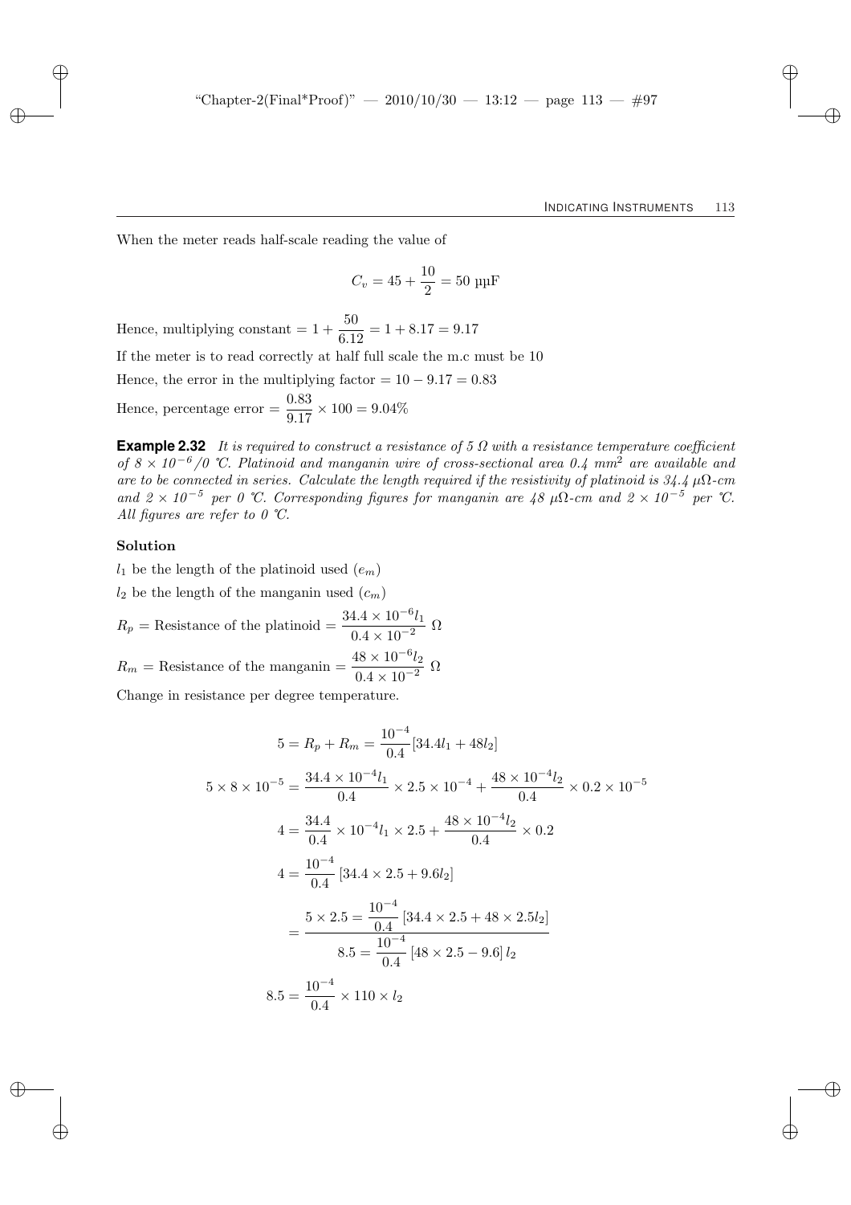When the meter reads half-scale reading the value of

$$C_v = 45 + \frac{10}{2} = 50 \text{ µµF}$$

Hence, multiplying constant $= 1 + \dfrac{50}{6.12} = 1 + 8.17 = 9.17$

If the meter is to read correctly at half full scale the m.c must be 10

Hence, the error in the multiplying factor $= 10 - 9.17 = 0.83$

Hence, percentage error $= \dfrac{0.83}{9.17} \times 100 = 9.04\%$

**Example 2.32** *It is required to construct a resistance of 5 Ω with a resistance temperature coefficient of $8 \times 10^{-6}/0$ °C. Platinoid and manganin wire of cross-sectional area 0.4 mm$^2$ are available and are to be connected in series. Calculate the length required if the resistivity of platinoid is 34.4 µΩ-cm and $2 \times 10^{-5}$ per 0 °C. Corresponding figures for manganin are 48 µΩ-cm and $2 \times 10^{-5}$ per °C. All figures are refer to 0 °C.*

**Solution**

$l_1$ be the length of the platinoid used ($e_m$)

$l_2$ be the length of the manganin used ($c_m$)

$R_p$ = Resistance of the platinoid $= \dfrac{34.4 \times 10^{-6} l_1}{0.4 \times 10^{-2}}\ \Omega$

$R_m$ = Resistance of the manganin $= \dfrac{48 \times 10^{-6} l_2}{0.4 \times 10^{-2}}\ \Omega$

Change in resistance per degree temperature.

$$5 = R_p + R_m = \frac{10^{-4}}{0.4}[34.4 l_1 + 48 l_2]$$

$$5 \times 8 \times 10^{-5} = \frac{34.4 \times 10^{-4} l_1}{0.4} \times 2.5 \times 10^{-4} + \frac{48 \times 10^{-4} l_2}{0.4} \times 0.2 \times 10^{-5}$$

$$4 = \frac{34.4}{0.4} \times 10^{-4} l_1 \times 2.5 + \frac{48 \times 10^{-4} l_2}{0.4} \times 0.2$$

$$4 = \frac{10^{-4}}{0.4}\left[34.4 \times 2.5 + 9.6 l_2\right]$$

$$= \frac{5 \times 2.5 = \dfrac{10^{-4}}{0.4}\left[34.4 \times 2.5 + 48 \times 2.5 l_2\right]}{8.5 = \dfrac{10^{-4}}{0.4}\left[48 \times 2.5 - 9.6\right] l_2}$$

$$8.5 = \frac{10^{-4}}{0.4} \times 110 \times l_2$$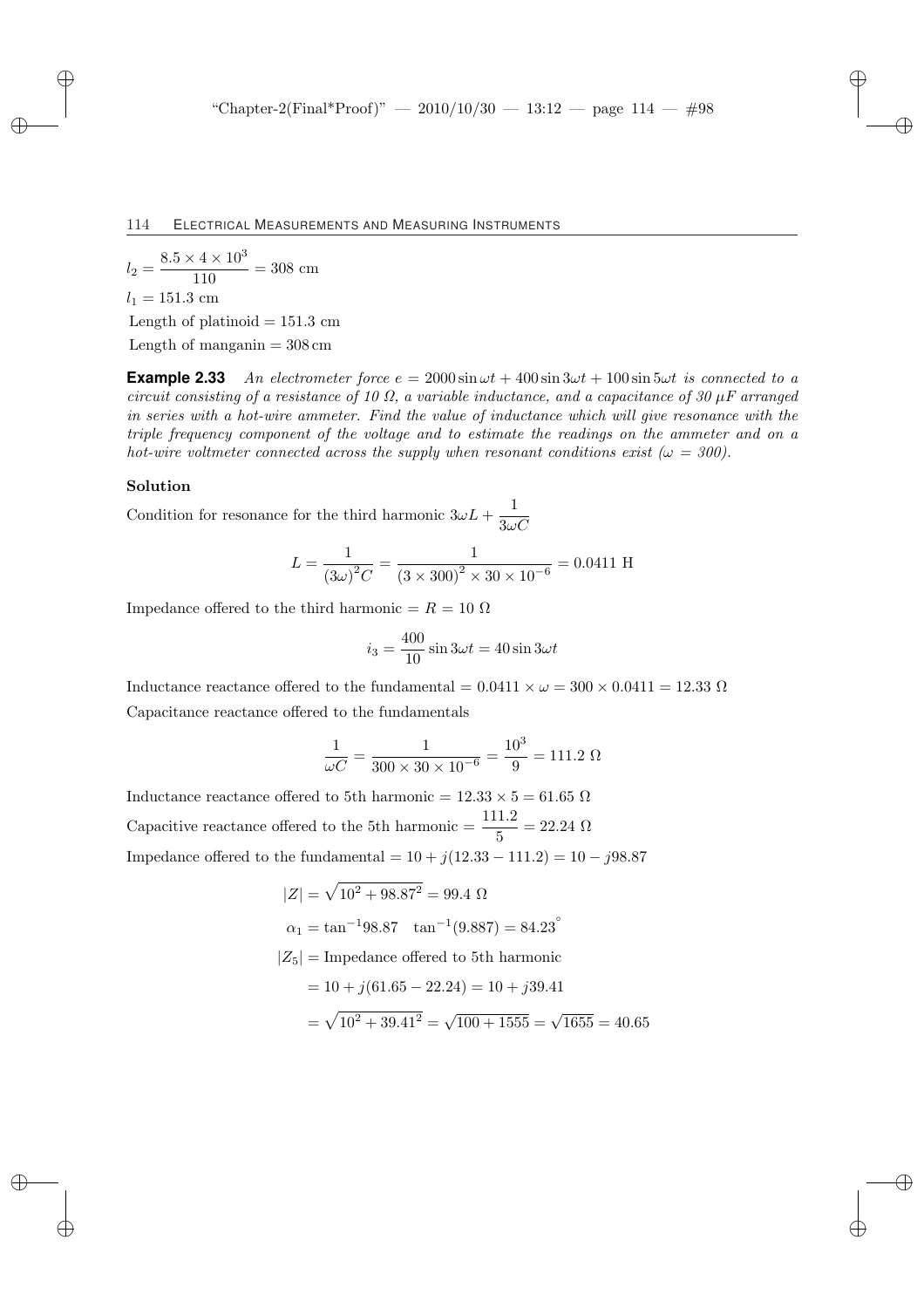$$l_2 = \frac{8.5 \times 4 \times 10^3}{110} = 308 \text{ cm}$$

$l_1 = 151.3$ cm

Length of platinoid = 151.3 cm

Length of manganin = 308 cm

**Example 2.33** *An electrometer force $e = 2000 \sin \omega t + 400 \sin 3\omega t + 100 \sin 5\omega t$ is connected to a circuit consisting of a resistance of 10 Ω, a variable inductance, and a capacitance of 30 μF arranged in series with a hot-wire ammeter. Find the value of inductance which will give resonance with the triple frequency component of the voltage and to estimate the readings on the ammeter and on a hot-wire voltmeter connected across the supply when resonant conditions exist ($\omega$ = 300).*

**Solution**

Condition for resonance for the third harmonic $3\omega L + \dfrac{1}{3\omega C}$

$$L = \frac{1}{(3\omega)^2 C} = \frac{1}{(3 \times 300)^2 \times 30 \times 10^{-6}} = 0.0411 \text{ H}$$

Impedance offered to the third harmonic $= R = 10\ \Omega$

$$i_3 = \frac{400}{10} \sin 3\omega t = 40 \sin 3\omega t$$

Inductance reactance offered to the fundamental $= 0.0411 \times \omega = 300 \times 0.0411 = 12.33\ \Omega$

Capacitance reactance offered to the fundamentals

$$\frac{1}{\omega C} = \frac{1}{300 \times 30 \times 10^{-6}} = \frac{10^3}{9} = 111.2\ \Omega$$

Inductance reactance offered to 5th harmonic $= 12.33 \times 5 = 61.65\ \Omega$

Capacitive reactance offered to the 5th harmonic $= \dfrac{111.2}{5} = 22.24\ \Omega$

Impedance offered to the fundamental $= 10 + j(12.33 - 111.2) = 10 - j98.87$

$$|Z| = \sqrt{10^2 + 98.87^2} = 99.4\ \Omega$$

$$\alpha_1 = \tan^{-1} 98.87 \quad \tan^{-1}(9.887) = 84.23^\circ$$

$$|Z_5| = \text{Impedance offered to 5th harmonic}$$

$$= 10 + j(61.65 - 22.24) = 10 + j39.41$$

$$= \sqrt{10^2 + 39.41^2} = \sqrt{100 + 1555} = \sqrt{1655} = 40.65$$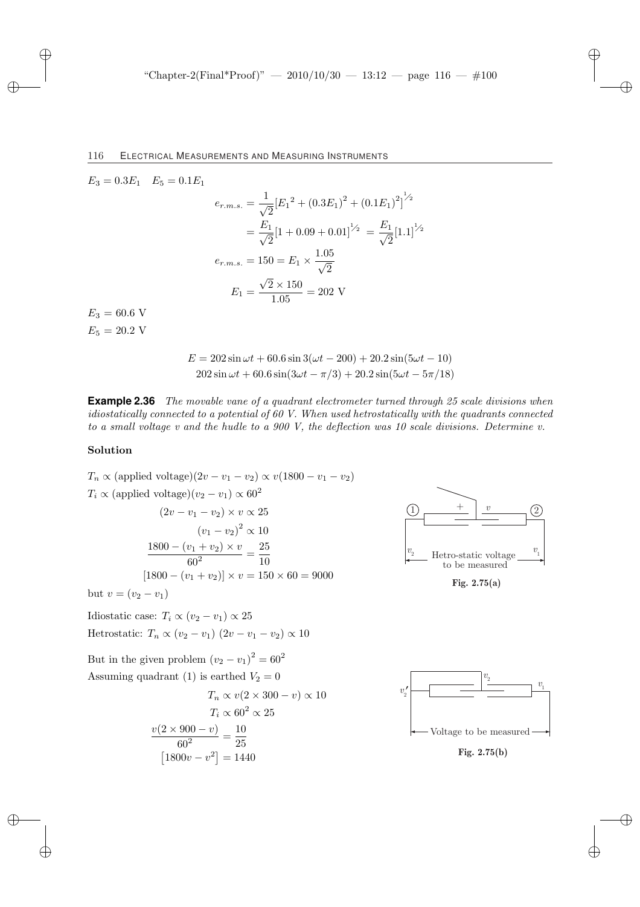$E_3 = 0.3E_1 \quad E_5 = 0.1E_1$

$$e_{r.m.s.} = \frac{1}{\sqrt{2}}[E_1{}^2 + (0.3E_1)^2 + (0.1E_1)^2]^{1/2}$$

$$= \frac{E_1}{\sqrt{2}}[1 + 0.09 + 0.01]^{1/2} = \frac{E_1}{\sqrt{2}}[1.1]^{1/2}$$

$$e_{r.m.s.} = 150 = E_1 \times \frac{1.05}{\sqrt{2}}$$

$$E_1 = \frac{\sqrt{2} \times 150}{1.05} = 202 \text{ V}$$

$E_3 = 60.6$ V

$E_5 = 20.2$ V

$$E = 202 \sin \omega t + 60.6 \sin 3(\omega t - 200) + 20.2 \sin(5\omega t - 10)$$

$$202 \sin \omega t + 60.6 \sin(3\omega t - \pi/3) + 20.2 \sin(5\omega t - 5\pi/18)$$

**Example 2.36** *The movable vane of a quadrant electrometer turned through 25 scale divisions when idiostatically connected to a potential of 60 V. When used hetrostatically with the quadrants connected to a small voltage v and the hudle to a 900 V, the deflection was 10 scale divisions. Determine v.*

**Solution**

$T_n \propto (\text{applied voltage})(2v - v_1 - v_2) \propto v(1800 - v_1 - v_2)$

$T_i \propto (\text{applied voltage})(v_2 - v_1) \propto 60^2$

$$(2v - v_1 - v_2) \times v \propto 25$$

$$(v_1 - v_2)^2 \propto 10$$

$$\frac{1800 - (v_1 + v_2) \times v}{60^2} = \frac{25}{10}$$

$$[1800 - (v_1 + v_2)] \times v = 150 \times 60 = 9000$$

but $v = (v_2 - v_1)$

Fig. 2.75(a)

Idiostatic case: $T_i \propto (v_2 - v_1) \propto 25$

Hetrostatic: $T_n \propto (v_2 - v_1)\ (2v - v_1 - v_2) \propto 10$

But in the given problem $(v_2 - v_1)^2 = 60^2$

Assuming quadrant (1) is earthed $V_2 = 0$

$$T_n \propto v(2 \times 300 - v) \propto 10$$

$$T_i \propto 60^2 \propto 25$$

$$\frac{v(2 \times 900 - v)}{60^2} = \frac{10}{25}$$

$$\left[1800v - v^2\right] = 1440$$

Fig. 2.75(b)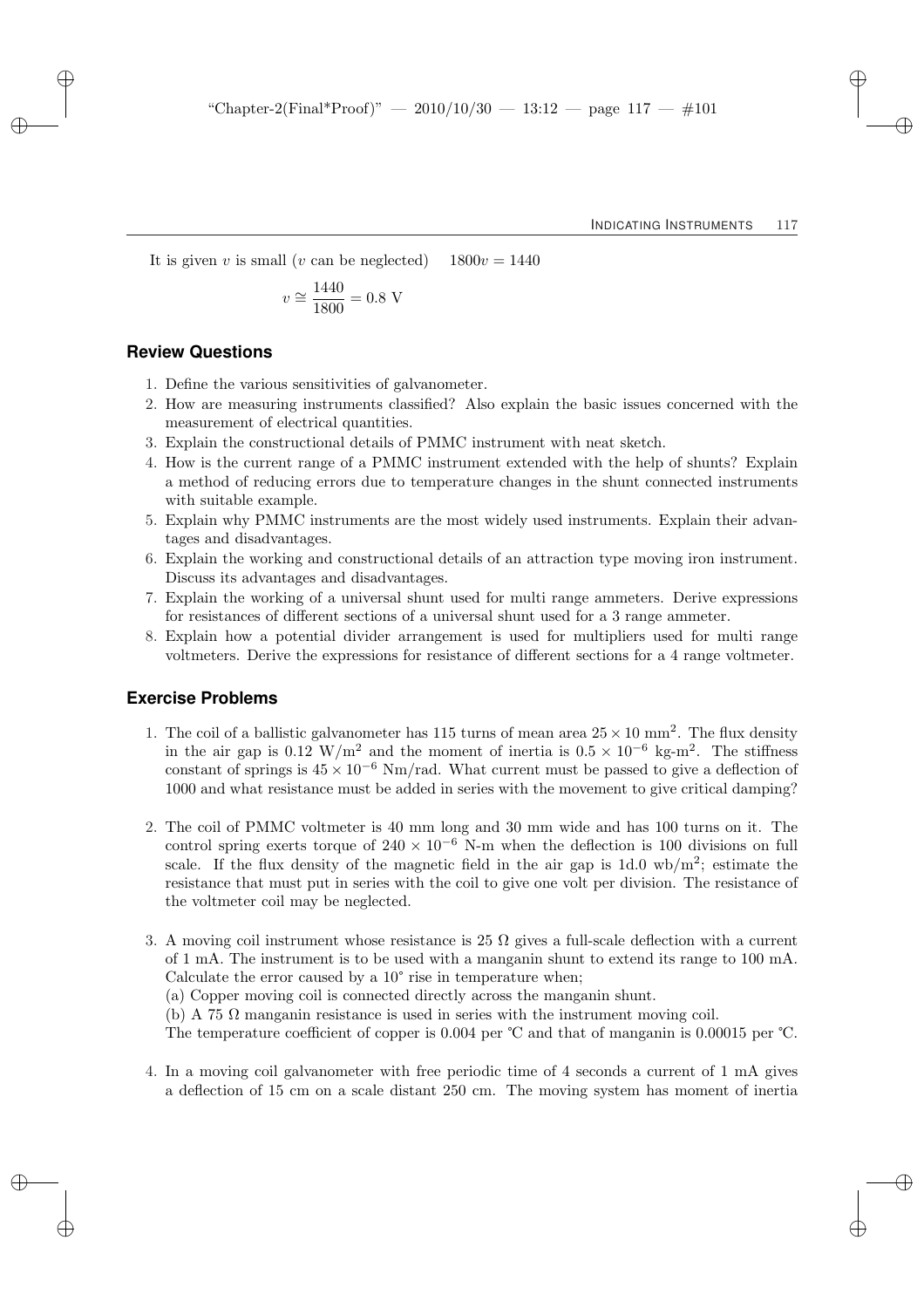It is given $v$ is small ($v$ can be neglected) $\quad 1800v = 1440$

$$v \cong \frac{1440}{1800} = 0.8 \text{ V}$$

## Review Questions

1. Define the various sensitivities of galvanometer.
2. How are measuring instruments classified? Also explain the basic issues concerned with the measurement of electrical quantities.
3. Explain the constructional details of PMMC instrument with neat sketch.
4. How is the current range of a PMMC instrument extended with the help of shunts? Explain a method of reducing errors due to temperature changes in the shunt connected instruments with suitable example.
5. Explain why PMMC instruments are the most widely used instruments. Explain their advantages and disadvantages.
6. Explain the working and constructional details of an attraction type moving iron instrument. Discuss its advantages and disadvantages.
7. Explain the working of a universal shunt used for multi range ammeters. Derive expressions for resistances of different sections of a universal shunt used for a 3 range ammeter.
8. Explain how a potential divider arrangement is used for multipliers used for multi range voltmeters. Derive the expressions for resistance of different sections for a 4 range voltmeter.

## Exercise Problems

1. The coil of a ballistic galvanometer has 115 turns of mean area $25 \times 10$ mm$^2$. The flux density in the air gap is 0.12 W/m$^2$ and the moment of inertia is $0.5 \times 10^{-6}$ kg-m$^2$. The stiffness constant of springs is $45 \times 10^{-6}$ Nm/rad. What current must be passed to give a deflection of 1000 and what resistance must be added in series with the movement to give critical damping?

2. The coil of PMMC voltmeter is 40 mm long and 30 mm wide and has 100 turns on it. The control spring exerts torque of $240 \times 10^{-6}$ N-m when the deflection is 100 divisions on full scale. If the flux density of the magnetic field in the air gap is 1d.0 wb/m$^2$; estimate the resistance that must put in series with the coil to give one volt per division. The resistance of the voltmeter coil may be neglected.

3. A moving coil instrument whose resistance is 25 Ω gives a full-scale deflection with a current of 1 mA. The instrument is to be used with a manganin shunt to extend its range to 100 mA. Calculate the error caused by a 10° rise in temperature when;
   (a) Copper moving coil is connected directly across the manganin shunt.
   (b) A 75 Ω manganin resistance is used in series with the instrument moving coil.
   The temperature coefficient of copper is 0.004 per ℃ and that of manganin is 0.00015 per ℃.

4. In a moving coil galvanometer with free periodic time of 4 seconds a current of 1 mA gives a deflection of 15 cm on a scale distant 250 cm. The moving system has moment of inertia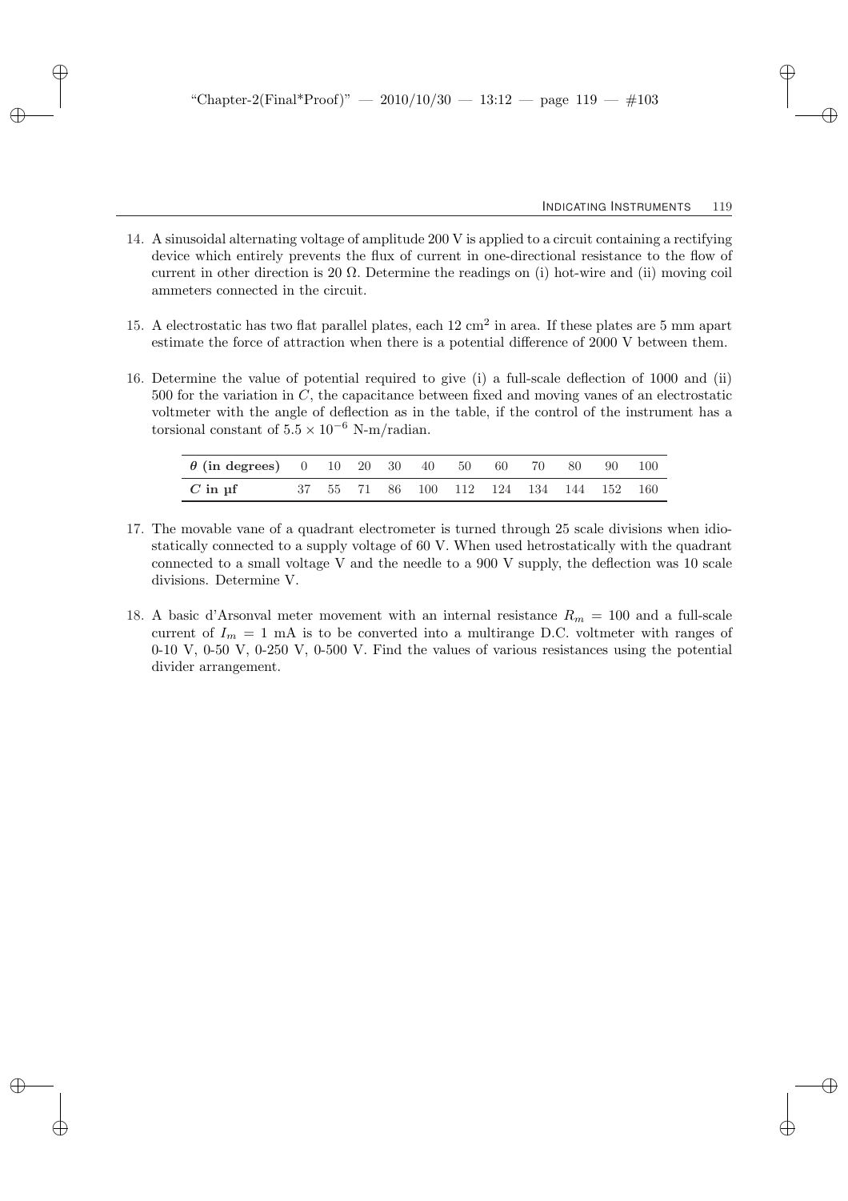14. A sinusoidal alternating voltage of amplitude 200 V is applied to a circuit containing a rectifying device which entirely prevents the flux of current in one-directional resistance to the flow of current in other direction is 20 Ω. Determine the readings on (i) hot-wire and (ii) moving coil ammeters connected in the circuit.

15. A electrostatic has two flat parallel plates, each 12 $cm^2$ in area. If these plates are 5 mm apart estimate the force of attraction when there is a potential difference of 2000 V between them.

16. Determine the value of potential required to give (i) a full-scale deflection of 1000 and (ii) 500 for the variation in $C$, the capacitance between fixed and moving vanes of an electrostatic voltmeter with the angle of deflection as in the table, if the control of the instrument has a torsional constant of $5.5 \times 10^{-6}$ N-m/radian.

| **$\theta$ (in degrees)** | 0 | 10 | 20 | 30 | 40 | 50 | 60 | 70 | 80 | 90 | 100 |
|---|---|---|---|---|---|---|---|---|---|---|---|
| **$C$ in µf** | 37 | 55 | 71 | 86 | 100 | 112 | 124 | 134 | 144 | 152 | 160 |

17. The movable vane of a quadrant electrometer is turned through 25 scale divisions when idiostatically connected to a supply voltage of 60 V. When used hetrostatically with the quadrant connected to a small voltage V and the needle to a 900 V supply, the deflection was 10 scale divisions. Determine V.

18. A basic d'Arsonval meter movement with an internal resistance $R_m = 100$ and a full-scale current of $I_m = 1$ mA is to be converted into a multirange D.C. voltmeter with ranges of 0-10 V, 0-50 V, 0-250 V, 0-500 V. Find the values of various resistances using the potential divider arrangement.